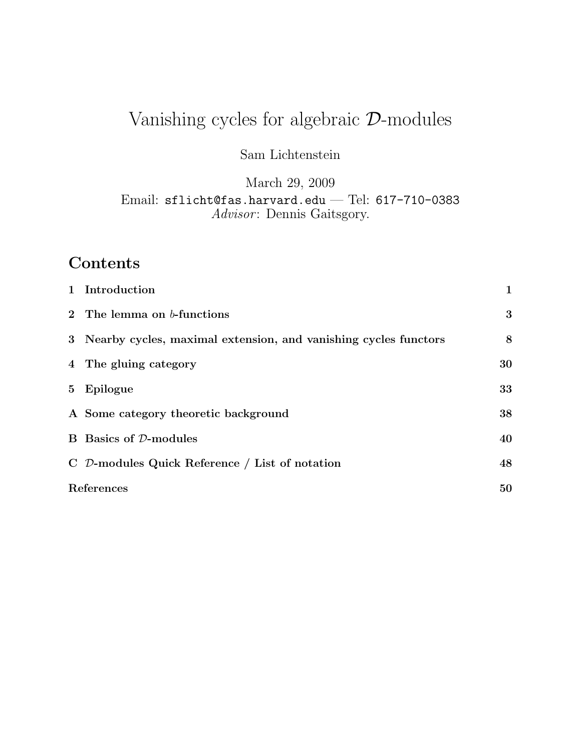# Vanishing cycles for algebraic $\mathcal{D}$-modules

Sam Lichtenstein

March 29, 2009

Email: sflicht@fas.harvard.edu — Tel: 617-710-0383

*Advisor*: Dennis Gaitsgory.

## Contents

| | | |
|---|---|---|
| **1** | **Introduction** | **1** |
| **2** | **The lemma on $b$-functions** | **3** |
| **3** | **Nearby cycles, maximal extension, and vanishing cycles functors** | **8** |
| **4** | **The gluing category** | **30** |
| **5** | **Epilogue** | **33** |
| **A** | **Some category theoretic background** | **38** |
| **B** | **Basics of $\mathcal{D}$-modules** | **40** |
| **C** | **$\mathcal{D}$-modules Quick Reference / List of notation** | **48** |
| **References** | | **50** |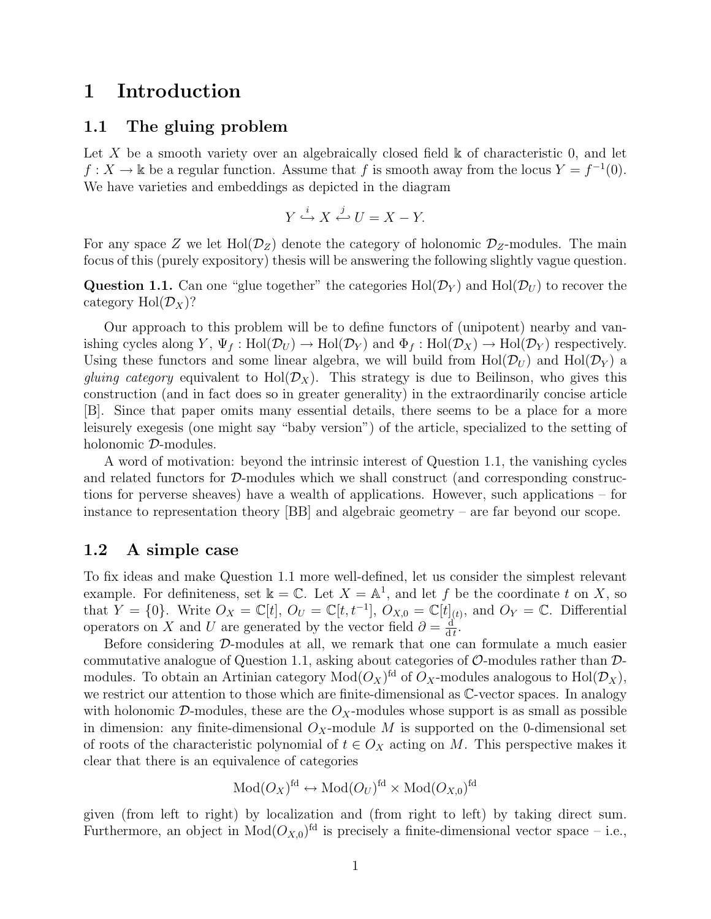# 1 Introduction

## 1.1 The gluing problem

Let $X$ be a smooth variety over an algebraically closed field $\Bbbk$ of characteristic 0, and let $f : X \to \Bbbk$ be a regular function. Assume that $f$ is smooth away from the locus $Y = f^{-1}(0)$. We have varieties and embeddings as depicted in the diagram

$$Y \overset{i}{\hookrightarrow} X \overset{j}{\hookleftarrow} U = X - Y.$$

For any space $Z$ we let $\mathrm{Hol}(\mathcal{D}_Z)$ denote the category of holonomic $\mathcal{D}_Z$-modules. The main focus of this (purely expository) thesis will be answering the following slightly vague question.

**Question 1.1.** Can one "glue together" the categories $\mathrm{Hol}(\mathcal{D}_Y)$ and $\mathrm{Hol}(\mathcal{D}_U)$ to recover the category $\mathrm{Hol}(\mathcal{D}_X)$?

Our approach to this problem will be to define functors of (unipotent) nearby and vanishing cycles along $Y$, $\Psi_f : \mathrm{Hol}(\mathcal{D}_U) \to \mathrm{Hol}(\mathcal{D}_Y)$ and $\Phi_f : \mathrm{Hol}(\mathcal{D}_X) \to \mathrm{Hol}(\mathcal{D}_Y)$ respectively. Using these functors and some linear algebra, we will build from $\mathrm{Hol}(\mathcal{D}_U)$ and $\mathrm{Hol}(\mathcal{D}_Y)$ a *gluing category* equivalent to $\mathrm{Hol}(\mathcal{D}_X)$. This strategy is due to Beilinson, who gives this construction (and in fact does so in greater generality) in the extraordinarily concise article [B]. Since that paper omits many essential details, there seems to be a place for a more leisurely exegesis (one might say "baby version") of the article, specialized to the setting of holonomic $\mathcal{D}$-modules.

A word of motivation: beyond the intrinsic interest of Question 1.1, the vanishing cycles and related functors for $\mathcal{D}$-modules which we shall construct (and corresponding constructions for perverse sheaves) have a wealth of applications. However, such applications – for instance to representation theory [BB] and algebraic geometry – are far beyond our scope.

## 1.2 A simple case

To fix ideas and make Question 1.1 more well-defined, let us consider the simplest relevant example. For definiteness, set $\Bbbk = \mathbb{C}$. Let $X = \mathbb{A}^1$, and let $f$ be the coordinate $t$ on $X$, so that $Y = \{0\}$. Write $O_X = \mathbb{C}[t]$, $O_U = \mathbb{C}[t, t^{-1}]$, $O_{X,0} = \mathbb{C}[t]_{(t)}$, and $O_Y = \mathbb{C}$. Differential operators on $X$ and $U$ are generated by the vector field $\partial = \frac{\mathrm{d}}{\mathrm{d}\,t}$.

Before considering $\mathcal{D}$-modules at all, we remark that one can formulate a much easier commutative analogue of Question 1.1, asking about categories of $\mathcal{O}$-modules rather than $\mathcal{D}$-modules. To obtain an Artinian category $\mathrm{Mod}(O_X)^{\mathrm{fd}}$ of $O_X$-modules analogous to $\mathrm{Hol}(\mathcal{D}_X)$, we restrict our attention to those which are finite-dimensional as $\mathbb{C}$-vector spaces. In analogy with holonomic $\mathcal{D}$-modules, these are the $O_X$-modules whose support is as small as possible in dimension: any finite-dimensional $O_X$-module $M$ is supported on the 0-dimensional set of roots of the characteristic polynomial of $t \in O_X$ acting on $M$. This perspective makes it clear that there is an equivalence of categories

$$\mathrm{Mod}(O_X)^{\mathrm{fd}} \leftrightarrow \mathrm{Mod}(O_U)^{\mathrm{fd}} \times \mathrm{Mod}(O_{X,0})^{\mathrm{fd}}$$

given (from left to right) by localization and (from right to left) by taking direct sum. Furthermore, an object in $\mathrm{Mod}(O_{X,0})^{\mathrm{fd}}$ is precisely a finite-dimensional vector space – i.e.,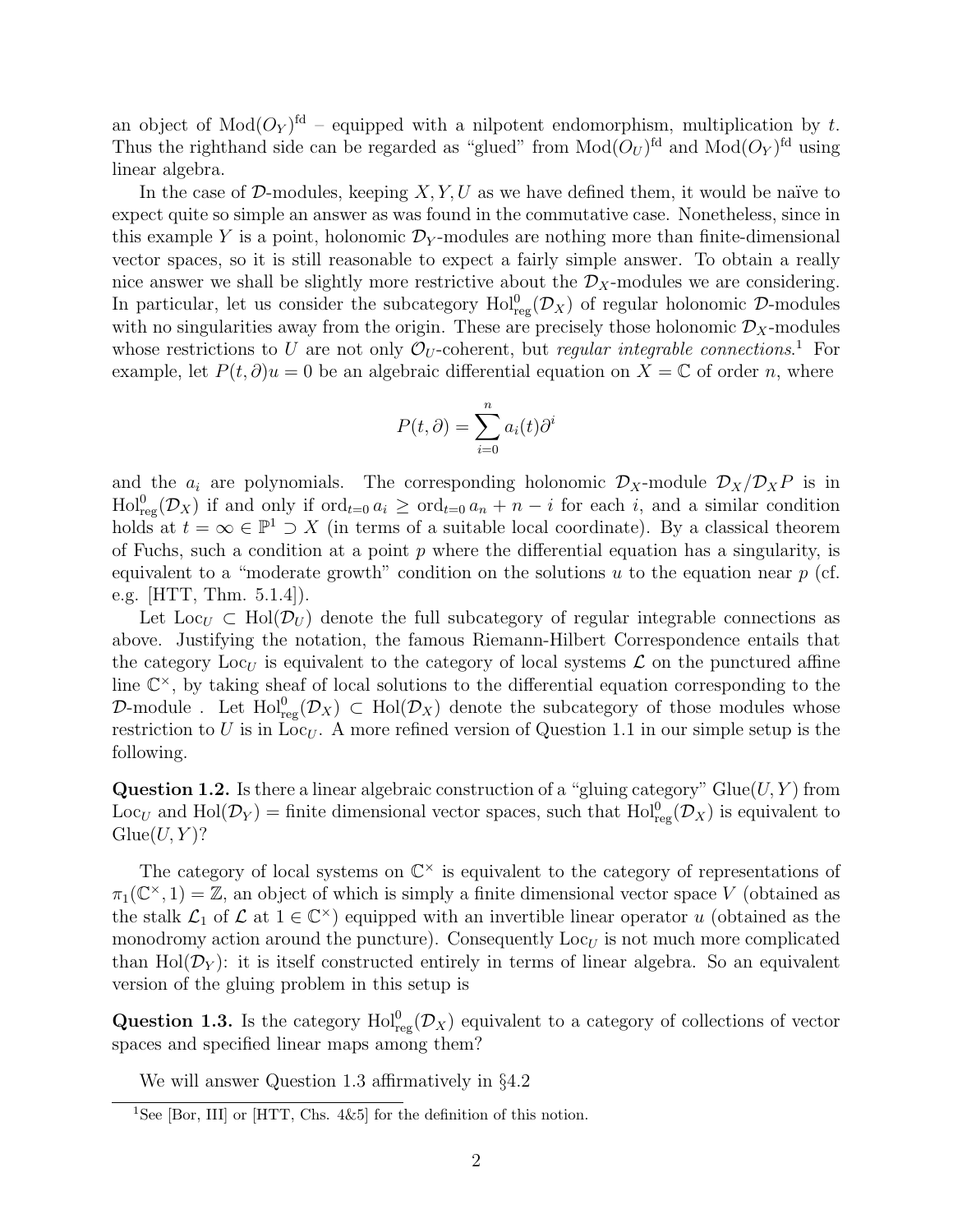an object of $\mathrm{Mod}(O_Y)^{\mathrm{fd}}$ – equipped with a nilpotent endomorphism, multiplication by $t$. Thus the righthand side can be regarded as "glued" from $\mathrm{Mod}(O_U)^{\mathrm{fd}}$ and $\mathrm{Mod}(O_Y)^{\mathrm{fd}}$ using linear algebra.

In the case of $\mathcal{D}$-modules, keeping $X, Y, U$ as we have defined them, it would be naïve to expect quite so simple an answer as was found in the commutative case. Nonetheless, since in this example $Y$ is a point, holonomic $\mathcal{D}_Y$-modules are nothing more than finite-dimensional vector spaces, so it is still reasonable to expect a fairly simple answer. To obtain a really nice answer we shall be slightly more restrictive about the $\mathcal{D}_X$-modules we are considering. In particular, let us consider the subcategory $\mathrm{Hol}^0_{\mathrm{reg}}(\mathcal{D}_X)$ of regular holonomic $\mathcal{D}$-modules with no singularities away from the origin. These are precisely those holonomic $\mathcal{D}_X$-modules whose restrictions to $U$ are not only $\mathcal{O}_U$-coherent, but *regular integrable connections*.[1] For example, let $P(t, \partial)u = 0$ be an algebraic differential equation on $X = \mathbb{C}$ of order $n$, where

$$P(t, \partial) = \sum_{i=0}^{n} a_i(t)\partial^i$$

and the $a_i$ are polynomials. The corresponding holonomic $\mathcal{D}_X$-module $\mathcal{D}_X/\mathcal{D}_X P$ is in $\mathrm{Hol}^0_{\mathrm{reg}}(\mathcal{D}_X)$ if and only if $\mathrm{ord}_{t=0}\, a_i \geq \mathrm{ord}_{t=0}\, a_n + n - i$ for each $i$, and a similar condition holds at $t = \infty \in \mathbb{P}^1 \supset X$ (in terms of a suitable local coordinate). By a classical theorem of Fuchs, such a condition at a point $p$ where the differential equation has a singularity, is equivalent to a "moderate growth" condition on the solutions $u$ to the equation near $p$ (cf. e.g. [HTT, Thm. 5.1.4]).

Let $\mathrm{Loc}_U \subset \mathrm{Hol}(\mathcal{D}_U)$ denote the full subcategory of regular integrable connections as above. Justifying the notation, the famous Riemann-Hilbert Correspondence entails that the category $\mathrm{Loc}_U$ is equivalent to the category of local systems $\mathcal{L}$ on the punctured affine line $\mathbb{C}^\times$, by taking sheaf of local solutions to the differential equation corresponding to the $\mathcal{D}$-module . Let $\mathrm{Hol}^0_{\mathrm{reg}}(\mathcal{D}_X) \subset \mathrm{Hol}(\mathcal{D}_X)$ denote the subcategory of those modules whose restriction to $U$ is in $\mathrm{Loc}_U$. A more refined version of Question 1.1 in our simple setup is the following.

**Question 1.2.** Is there a linear algebraic construction of a "gluing category" $\mathrm{Glue}(U, Y)$ from $\mathrm{Loc}_U$ and $\mathrm{Hol}(\mathcal{D}_Y)$ = finite dimensional vector spaces, such that $\mathrm{Hol}^0_{\mathrm{reg}}(\mathcal{D}_X)$ is equivalent to $\mathrm{Glue}(U, Y)$?

The category of local systems on $\mathbb{C}^\times$ is equivalent to the category of representations of $\pi_1(\mathbb{C}^\times, 1) = \mathbb{Z}$, an object of which is simply a finite dimensional vector space $V$ (obtained as the stalk $\mathcal{L}_1$ of $\mathcal{L}$ at $1 \in \mathbb{C}^\times$) equipped with an invertible linear operator $u$ (obtained as the monodromy action around the puncture). Consequently $\mathrm{Loc}_U$ is not much more complicated than $\mathrm{Hol}(\mathcal{D}_Y)$: it is itself constructed entirely in terms of linear algebra. So an equivalent version of the gluing problem in this setup is

**Question 1.3.** Is the category $\mathrm{Hol}^0_{\mathrm{reg}}(\mathcal{D}_X)$ equivalent to a category of collections of vector spaces and specified linear maps among them?

We will answer Question 1.3 affirmatively in §4.2

[1] See [Bor, III] or [HTT, Chs. 4&5] for the definition of this notion.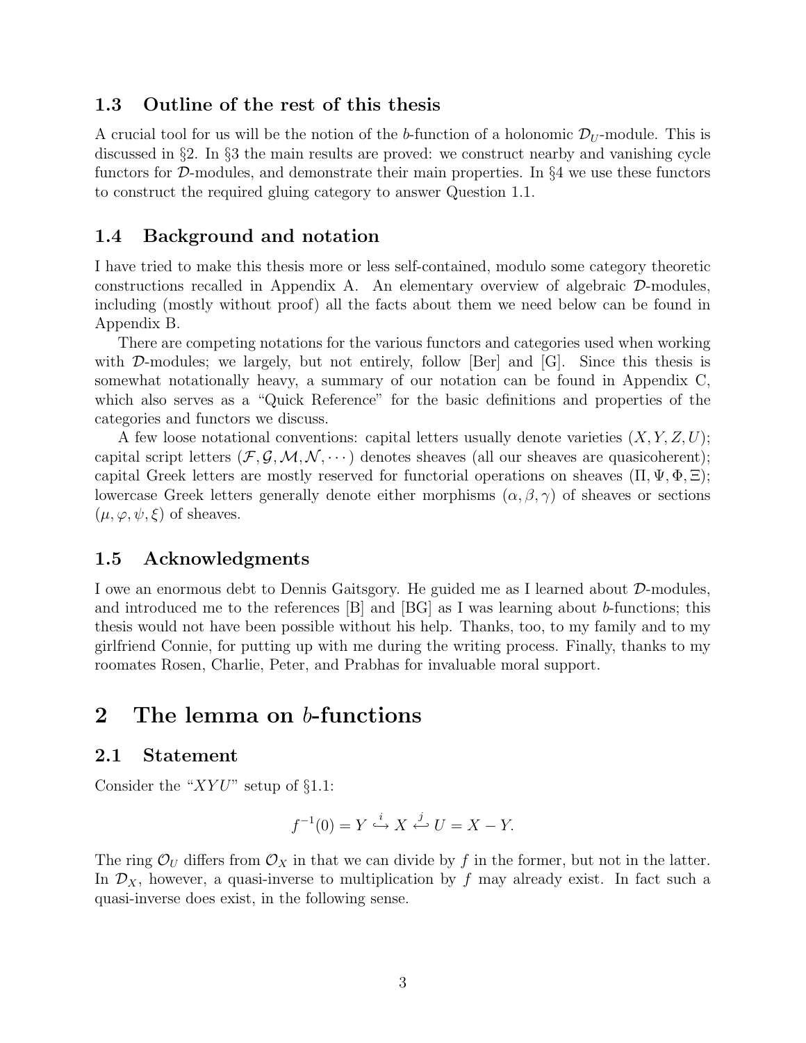### 1.3 Outline of the rest of this thesis

A crucial tool for us will be the notion of the $b$-function of a holonomic $\mathcal{D}_U$-module. This is discussed in §2. In §3 the main results are proved: we construct nearby and vanishing cycle functors for $\mathcal{D}$-modules, and demonstrate their main properties. In §4 we use these functors to construct the required gluing category to answer Question 1.1.

### 1.4 Background and notation

I have tried to make this thesis more or less self-contained, modulo some category theoretic constructions recalled in Appendix A. An elementary overview of algebraic $\mathcal{D}$-modules, including (mostly without proof) all the facts about them we need below can be found in Appendix B.

There are competing notations for the various functors and categories used when working with $\mathcal{D}$-modules; we largely, but not entirely, follow [Ber] and [G]. Since this thesis is somewhat notationally heavy, a summary of our notation can be found in Appendix C, which also serves as a "Quick Reference" for the basic definitions and properties of the categories and functors we discuss.

A few loose notational conventions: capital letters usually denote varieties ($X, Y, Z, U$); capital script letters ($\mathcal{F}, \mathcal{G}, \mathcal{M}, \mathcal{N}, \cdots$) denotes sheaves (all our sheaves are quasicoherent); capital Greek letters are mostly reserved for functorial operations on sheaves ($\Pi, \Psi, \Phi, \Xi$); lowercase Greek letters generally denote either morphisms ($\alpha, \beta, \gamma$) of sheaves or sections ($\mu, \varphi, \psi, \xi$) of sheaves.

### 1.5 Acknowledgments

I owe an enormous debt to Dennis Gaitsgory. He guided me as I learned about $\mathcal{D}$-modules, and introduced me to the references [B] and [BG] as I was learning about $b$-functions; this thesis would not have been possible without his help. Thanks, too, to my family and to my girlfriend Connie, for putting up with me during the writing process. Finally, thanks to my roomates Rosen, Charlie, Peter, and Prabhas for invaluable moral support.

## 2 The lemma on $b$-functions

### 2.1 Statement

Consider the "$XYU$" setup of §1.1:

$$f^{-1}(0) = Y \overset{i}{\hookrightarrow} X \overset{j}{\hookleftarrow} U = X - Y.$$

The ring $\mathcal{O}_U$ differs from $\mathcal{O}_X$ in that we can divide by $f$ in the former, but not in the latter. In $\mathcal{D}_X$, however, a quasi-inverse to multiplication by $f$ may already exist. In fact such a quasi-inverse does exist, in the following sense.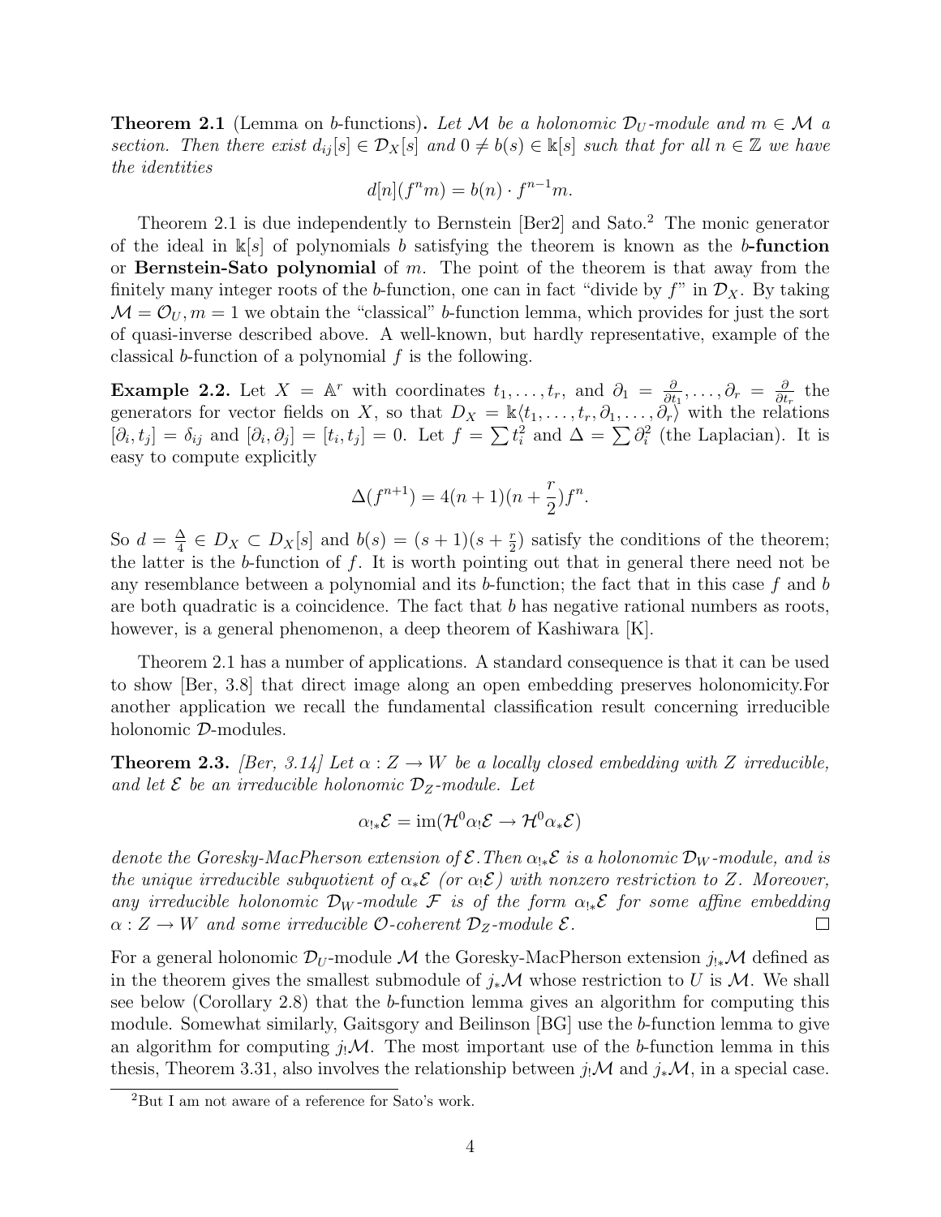**Theorem 2.1** (Lemma on $b$-functions)**.** *Let $\mathcal{M}$ be a holonomic $\mathcal{D}_U$-module and $m \in \mathcal{M}$ a section. Then there exist $d_{ij}[s] \in \mathcal{D}_X[s]$ and $0 \neq b(s) \in \Bbbk[s]$ such that for all $n \in \mathbb{Z}$ we have the identities*

$$d[n](f^n m) = b(n) \cdot f^{n-1} m.$$

Theorem 2.1 is due independently to Bernstein [Ber2] and Sato.[2] The monic generator of the ideal in $\Bbbk[s]$ of polynomials $b$ satisfying the theorem is known as the **$b$-function** or **Bernstein-Sato polynomial** of $m$. The point of the theorem is that away from the finitely many integer roots of the $b$-function, one can in fact "divide by $f$" in $\mathcal{D}_X$. By taking $\mathcal{M} = \mathcal{O}_U, m = 1$ we obtain the "classical" $b$-function lemma, which provides for just the sort of quasi-inverse described above. A well-known, but hardly representative, example of the classical $b$-function of a polynomial $f$ is the following.

**Example 2.2.** Let $X = \mathbb{A}^r$ with coordinates $t_1, \ldots, t_r$, and $\partial_1 = \frac{\partial}{\partial t_1}, \ldots, \partial_r = \frac{\partial}{\partial t_r}$ the generators for vector fields on $X$, so that $D_X = \Bbbk\langle t_1, \ldots, t_r, \partial_1, \ldots, \partial_r\rangle$ with the relations $[\partial_i, t_j] = \delta_{ij}$ and $[\partial_i, \partial_j] = [t_i, t_j] = 0$. Let $f = \sum t_i^2$ and $\Delta = \sum \partial_i^2$ (the Laplacian). It is easy to compute explicitly

$$\Delta(f^{n+1}) = 4(n+1)(n + \frac{r}{2}) f^n.$$

So $d = \frac{\Delta}{4} \in D_X \subset D_X[s]$ and $b(s) = (s+1)(s + \frac{r}{2})$ satisfy the conditions of the theorem; the latter is the $b$-function of $f$. It is worth pointing out that in general there need not be any resemblance between a polynomial and its $b$-function; the fact that in this case $f$ and $b$ are both quadratic is a coincidence. The fact that $b$ has negative rational numbers as roots, however, is a general phenomenon, a deep theorem of Kashiwara [K].

Theorem 2.1 has a number of applications. A standard consequence is that it can be used to show [Ber, 3.8] that direct image along an open embedding preserves holonomicity.For another application we recall the fundamental classification result concerning irreducible holonomic $\mathcal{D}$-modules.

**Theorem 2.3.** *[Ber, 3.14] Let $\alpha : Z \to W$ be a locally closed embedding with $Z$ irreducible, and let $\mathcal{E}$ be an irreducible holonomic $\mathcal{D}_Z$-module. Let*

$$\alpha_{!*}\mathcal{E} = \operatorname{im}(\mathcal{H}^0\alpha_!\mathcal{E} \to \mathcal{H}^0\alpha_*\mathcal{E})$$

*denote the Goresky-MacPherson extension of $\mathcal{E}$.Then $\alpha_{!*}\mathcal{E}$ is a holonomic $\mathcal{D}_W$-module, and is the unique irreducible subquotient of $\alpha_*\mathcal{E}$ (or $\alpha_!\mathcal{E}$) with nonzero restriction to $Z$. Moreover, any irreducible holonomic $\mathcal{D}_W$-module $\mathcal{F}$ is of the form $\alpha_{!*}\mathcal{E}$ for some affine embedding $\alpha : Z \to W$ and some irreducible $\mathcal{O}$-coherent $\mathcal{D}_Z$-module $\mathcal{E}$.* □

For a general holonomic $\mathcal{D}_U$-module $\mathcal{M}$ the Goresky-MacPherson extension $j_{!*}\mathcal{M}$ defined as in the theorem gives the smallest submodule of $j_*\mathcal{M}$ whose restriction to $U$ is $\mathcal{M}$. We shall see below (Corollary 2.8) that the $b$-function lemma gives an algorithm for computing this module. Somewhat similarly, Gaitsgory and Beilinson [BG] use the $b$-function lemma to give an algorithm for computing $j_!\mathcal{M}$. The most important use of the $b$-function lemma in this thesis, Theorem 3.31, also involves the relationship between $j_!\mathcal{M}$ and $j_*\mathcal{M}$, in a special case.

[2] But I am not aware of a reference for Sato's work.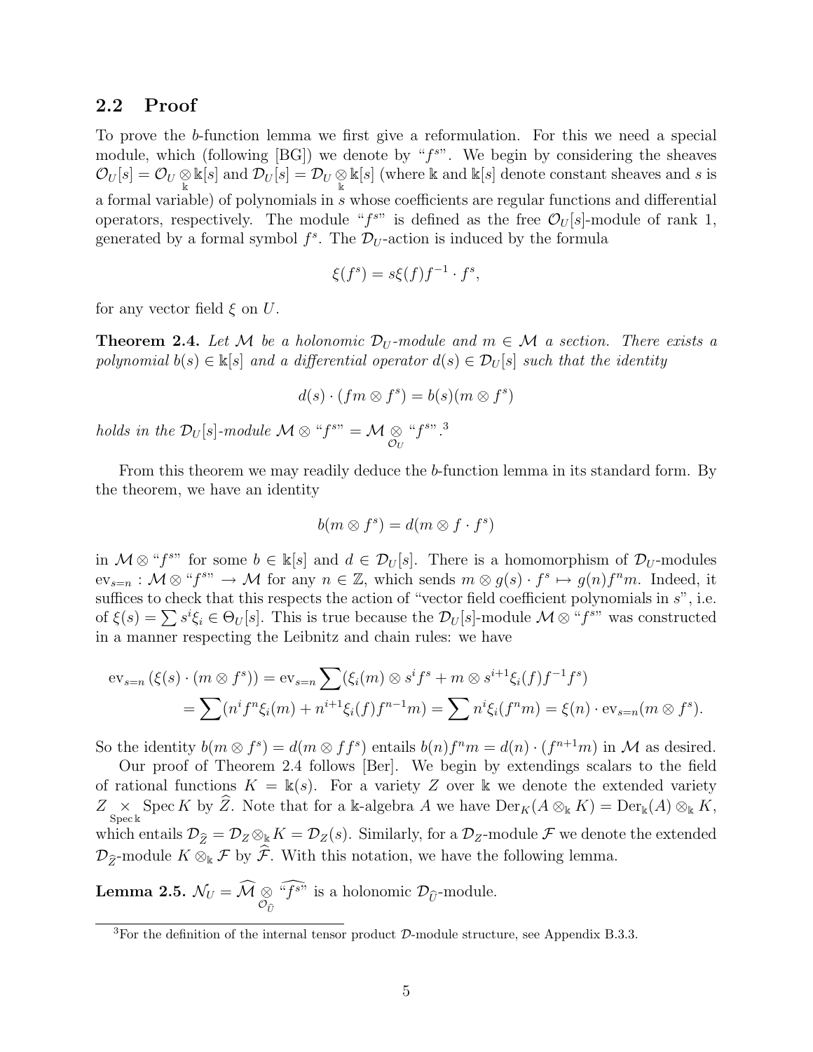## 2.2 Proof

To prove the $b$-function lemma we first give a reformulation. For this we need a special module, which (following [BG]) we denote by "$f^s$". We begin by considering the sheaves $\mathcal{O}_U[s] = \mathcal{O}_U \underset{\Bbbk}{\otimes} \Bbbk[s]$ and $\mathcal{D}_U[s] = \mathcal{D}_U \underset{\Bbbk}{\otimes} \Bbbk[s]$ (where $\Bbbk$ and $\Bbbk[s]$ denote constant sheaves and $s$ is a formal variable) of polynomials in $s$ whose coefficients are regular functions and differential operators, respectively. The module "$f^s$" is defined as the free $\mathcal{O}_U[s]$-module of rank 1, generated by a formal symbol $f^s$. The $\mathcal{D}_U$-action is induced by the formula

$$\xi(f^s) = s\xi(f)f^{-1} \cdot f^s,$$

for any vector field $\xi$ on $U$.

**Theorem 2.4.** *Let $\mathcal{M}$ be a holonomic $\mathcal{D}_U$-module and $m \in \mathcal{M}$ a section. There exists a polynomial $b(s) \in \Bbbk[s]$ and a differential operator $d(s) \in \mathcal{D}_U[s]$ such that the identity*

$$d(s) \cdot (fm \otimes f^s) = b(s)(m \otimes f^s)$$

*holds in the $\mathcal{D}_U[s]$-module $\mathcal{M} \otimes$ "$f^s$" $= \mathcal{M} \underset{\mathcal{O}_U}{\otimes}$ "$f^s$".*[3]

From this theorem we may readily deduce the $b$-function lemma in its standard form. By the theorem, we have an identity

$$b(m \otimes f^s) = d(m \otimes f \cdot f^s)$$

in $\mathcal{M} \otimes$ "$f^s$" for some $b \in \Bbbk[s]$ and $d \in \mathcal{D}_U[s]$. There is a homomorphism of $\mathcal{D}_U$-modules $\mathrm{ev}_{s=n} : \mathcal{M} \otimes$ "$f^s$" $\to \mathcal{M}$ for any $n \in \mathbb{Z}$, which sends $m \otimes g(s) \cdot f^s \mapsto g(n)f^n m$. Indeed, it suffices to check that this respects the action of "vector field coefficient polynomials in $s$", i.e. of $\xi(s) = \sum s^i \xi_i \in \Theta_U[s]$. This is true because the $\mathcal{D}_U[s]$-module $\mathcal{M} \otimes$ "$f^s$" was constructed in a manner respecting the Leibnitz and chain rules: we have

$$\begin{aligned}
\mathrm{ev}_{s=n}\left(\xi(s) \cdot (m \otimes f^s)\right) &= \mathrm{ev}_{s=n} \sum (\xi_i(m) \otimes s^i f^s + m \otimes s^{i+1}\xi_i(f)f^{-1}f^s) \\
&= \sum (n^i f^n \xi_i(m) + n^{i+1}\xi_i(f)f^{n-1}m) = \sum n^i \xi_i(f^n m) = \xi(n) \cdot \mathrm{ev}_{s=n}(m \otimes f^s).
\end{aligned}$$

So the identity $b(m \otimes f^s) = d(m \otimes ff^s)$ entails $b(n)f^n m = d(n) \cdot (f^{n+1}m)$ in $\mathcal{M}$ as desired.

Our proof of Theorem 2.4 follows [Ber]. We begin by extendings scalars to the field of rational functions $K = \Bbbk(s)$. For a variety $Z$ over $\Bbbk$ we denote the extended variety $Z \underset{\operatorname{Spec}\Bbbk}{\times} \operatorname{Spec} K$ by $\widehat{Z}$. Note that for a $\Bbbk$-algebra $A$ we have $\mathrm{Der}_K(A \otimes_\Bbbk K) = \mathrm{Der}_\Bbbk(A) \otimes_\Bbbk K$, which entails $\mathcal{D}_{\widehat{Z}} = \mathcal{D}_Z \otimes_\Bbbk K = \mathcal{D}_Z(s)$. Similarly, for a $\mathcal{D}_Z$-module $\mathcal{F}$ we denote the extended $\mathcal{D}_{\widehat{Z}}$-module $K \otimes_\Bbbk \mathcal{F}$ by $\widehat{\mathcal{F}}$. With this notation, we have the following lemma.

**Lemma 2.5.** $\mathcal{N}_U = \widehat{\mathcal{M}} \underset{\mathcal{O}_{\widehat{U}}}{\otimes} \widehat{\text{“}f^s\text{”}}$ is a holonomic $\mathcal{D}_{\widehat{U}}$-module.

[3] For the definition of the internal tensor product $\mathcal{D}$-module structure, see Appendix B.3.3.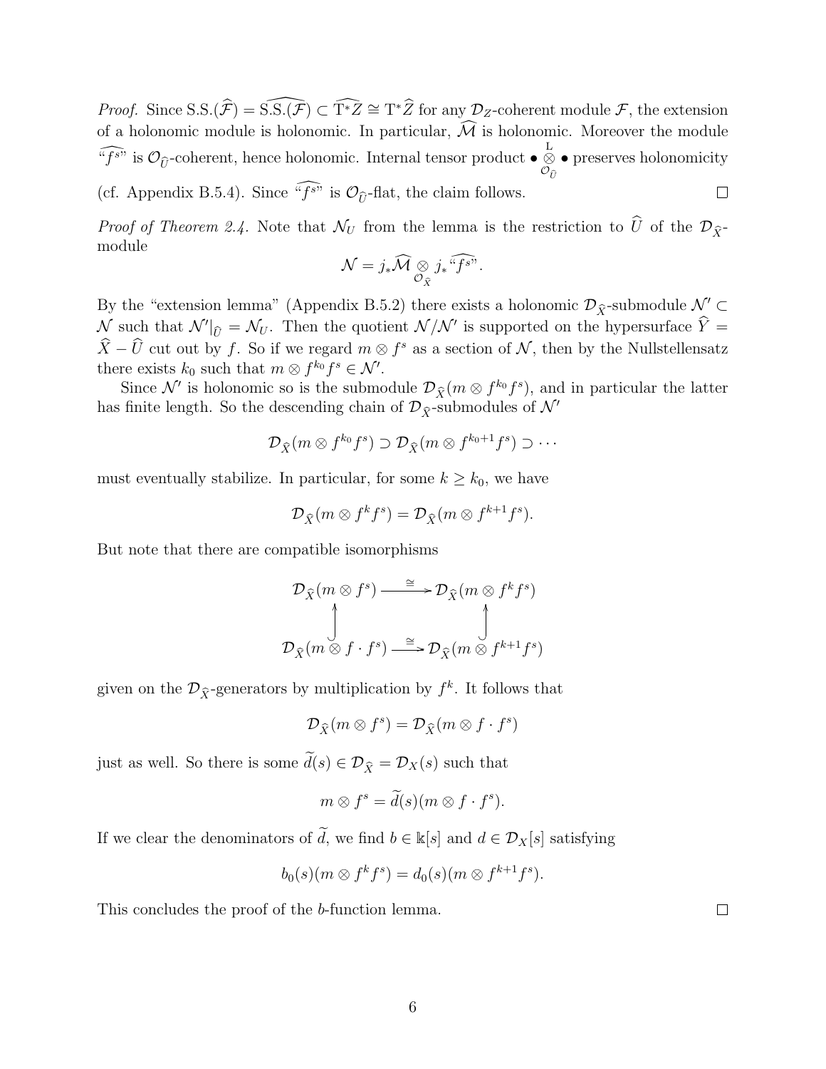*Proof.* Since $\mathrm{S.S.}(\widehat{\mathcal{F}}) = \widehat{\mathrm{S.S.}(\mathcal{F})} \subset \widehat{\mathrm{T}^*Z} \cong \mathrm{T}^*\widehat{Z}$ for any $\mathcal{D}_Z$-coherent module $\mathcal{F}$, the extension of a holonomic module is holonomic. In particular, $\widehat{\mathcal{M}}$ is holonomic. Moreover the module $\widehat{\text{“}f^s\text{”}}$ is $\mathcal{O}_{\widehat{U}}$-coherent, hence holonomic. Internal tensor product $\bullet \overset{\mathrm{L}}{\underset{\mathcal{O}_{\widehat{U}}}{\otimes}} \bullet$ preserves holonomicity (cf. Appendix B.5.4). Since $\widehat{\text{“}f^s\text{”}}$ is $\mathcal{O}_{\widehat{U}}$-flat, the claim follows. □

*Proof of Theorem 2.4.* Note that $\mathcal{N}_U$ from the lemma is the restriction to $\widehat{U}$ of the $\mathcal{D}_{\widehat{X}}$-module

$$\mathcal{N} = j_*\widehat{\mathcal{M}} \underset{\mathcal{O}_{\widehat{X}}}{\otimes} j_*\widehat{\text{“}f^s\text{”}}.$$

By the “extension lemma” (Appendix B.5.2) there exists a holonomic $\mathcal{D}_{\widehat{X}}$-submodule $\mathcal{N}' \subset \mathcal{N}$ such that $\mathcal{N}'|_{\widehat{U}} = \mathcal{N}_U$. Then the quotient $\mathcal{N}/\mathcal{N}'$ is supported on the hypersurface $\widehat{Y} = \widehat{X} - \widehat{U}$ cut out by $f$. So if we regard $m \otimes f^s$ as a section of $\mathcal{N}$, then by the Nullstellensatz there exists $k_0$ such that $m \otimes f^{k_0} f^s \in \mathcal{N}'$.

Since $\mathcal{N}'$ is holonomic so is the submodule $\mathcal{D}_{\widehat{X}}(m \otimes f^{k_0} f^s)$, and in particular the latter has finite length. So the descending chain of $\mathcal{D}_{\widehat{X}}$-submodules of $\mathcal{N}'$

$$\mathcal{D}_{\widehat{X}}(m \otimes f^{k_0} f^s) \supset \mathcal{D}_{\widehat{X}}(m \otimes f^{k_0+1} f^s) \supset \cdots$$

must eventually stabilize. In particular, for some $k \geq k_0$, we have

$$\mathcal{D}_{\widehat{X}}(m \otimes f^k f^s) = \mathcal{D}_{\widehat{X}}(m \otimes f^{k+1} f^s).$$

But note that there are compatible isomorphisms

$$\begin{array}{ccc}
\mathcal{D}_{\widehat{X}}(m \otimes f^s) & \xrightarrow{\cong} & \mathcal{D}_{\widehat{X}}(m \otimes f^k f^s) \\
\uparrow & & \uparrow \\
\mathcal{D}_{\widehat{X}}(m \otimes f \cdot f^s) & \xrightarrow{\cong} & \mathcal{D}_{\widehat{X}}(m \otimes f^{k+1} f^s)
\end{array}$$

given on the $\mathcal{D}_{\widehat{X}}$-generators by multiplication by $f^k$. It follows that

$$\mathcal{D}_{\widehat{X}}(m \otimes f^s) = \mathcal{D}_{\widehat{X}}(m \otimes f \cdot f^s)$$

just as well. So there is some $\widetilde{d}(s) \in \mathcal{D}_{\widehat{X}} = \mathcal{D}_X(s)$ such that

$$m \otimes f^s = \widetilde{d}(s)(m \otimes f \cdot f^s).$$

If we clear the denominators of $\widetilde{d}$, we find $b \in \Bbbk[s]$ and $d \in \mathcal{D}_X[s]$ satisfying

$$b_0(s)(m \otimes f^k f^s) = d_0(s)(m \otimes f^{k+1} f^s).$$

This concludes the proof of the $b$-function lemma. □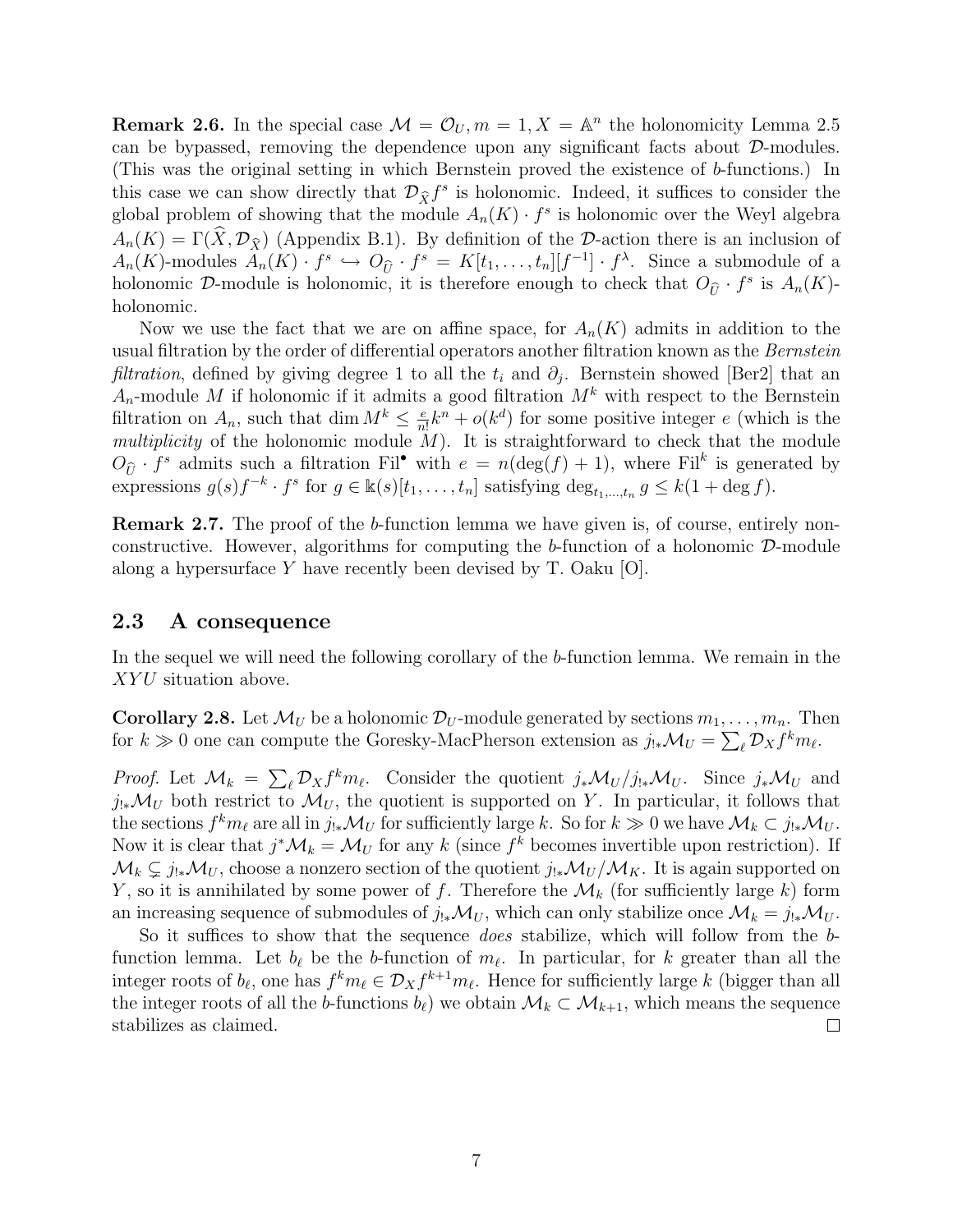**Remark 2.6.** In the special case $\mathcal{M} = \mathcal{O}_U, m = 1, X = \mathbb{A}^n$ the holonomicity Lemma 2.5 can be bypassed, removing the dependence upon any significant facts about $\mathcal{D}$-modules. (This was the original setting in which Bernstein proved the existence of $b$-functions.) In this case we can show directly that $\mathcal{D}_{\widehat{X}} f^s$ is holonomic. Indeed, it suffices to consider the global problem of showing that the module $A_n(K) \cdot f^s$ is holonomic over the Weyl algebra $A_n(K) = \Gamma(\widehat{X}, \mathcal{D}_{\widehat{X}})$ (Appendix B.1). By definition of the $\mathcal{D}$-action there is an inclusion of $A_n(K)$-modules $A_n(K) \cdot f^s \hookrightarrow O_{\widehat{U}} \cdot f^s = K[t_1, \ldots, t_n][f^{-1}] \cdot f^\lambda$. Since a submodule of a holonomic $\mathcal{D}$-module is holonomic, it is therefore enough to check that $O_{\widehat{U}} \cdot f^s$ is $A_n(K)$-holonomic.

Now we use the fact that we are on affine space, for $A_n(K)$ admits in addition to the usual filtration by the order of differential operators another filtration known as the *Bernstein filtration*, defined by giving degree 1 to all the $t_i$ and $\partial_j$. Bernstein showed [Ber2] that an $A_n$-module $M$ if holonomic if it admits a good filtration $M^k$ with respect to the Bernstein filtration on $A_n$, such that $\dim M^k \leq \frac{e}{n!} k^n + o(k^d)$ for some positive integer $e$ (which is the *multiplicity* of the holonomic module $M$). It is straightforward to check that the module $O_{\widehat{U}} \cdot f^s$ admits such a filtration $\mathrm{Fil}^\bullet$ with $e = n(\deg(f) + 1)$, where $\mathrm{Fil}^k$ is generated by expressions $g(s) f^{-k} \cdot f^s$ for $g \in \Bbbk(s)[t_1, \ldots, t_n]$ satisfying $\deg_{t_1, \ldots, t_n} g \leq k(1 + \deg f)$.

**Remark 2.7.** The proof of the $b$-function lemma we have given is, of course, entirely nonconstructive. However, algorithms for computing the $b$-function of a holonomic $\mathcal{D}$-module along a hypersurface $Y$ have recently been devised by T. Oaku [O].

### 2.3 A consequence

In the sequel we will need the following corollary of the $b$-function lemma. We remain in the $XYU$ situation above.

**Corollary 2.8.** Let $\mathcal{M}_U$ be a holonomic $\mathcal{D}_U$-module generated by sections $m_1, \ldots, m_n$. Then for $k \gg 0$ one can compute the Goresky-MacPherson extension as $j_{!*}\mathcal{M}_U = \sum_\ell \mathcal{D}_X f^k m_\ell$.

*Proof.* Let $\mathcal{M}_k = \sum_\ell \mathcal{D}_X f^k m_\ell$. Consider the quotient $j_*\mathcal{M}_U / j_{!*}\mathcal{M}_U$. Since $j_*\mathcal{M}_U$ and $j_{!*}\mathcal{M}_U$ both restrict to $\mathcal{M}_U$, the quotient is supported on $Y$. In particular, it follows that the sections $f^k m_\ell$ are all in $j_{!*}\mathcal{M}_U$ for sufficiently large $k$. So for $k \gg 0$ we have $\mathcal{M}_k \subset j_{!*}\mathcal{M}_U$. Now it is clear that $j^*\mathcal{M}_k = \mathcal{M}_U$ for any $k$ (since $f^k$ becomes invertible upon restriction). If $\mathcal{M}_k \subsetneq j_{!*}\mathcal{M}_U$, choose a nonzero section of the quotient $j_{!*}\mathcal{M}_U / \mathcal{M}_K$. It is again supported on $Y$, so it is annihilated by some power of $f$. Therefore the $\mathcal{M}_k$ (for sufficiently large $k$) form an increasing sequence of submodules of $j_{!*}\mathcal{M}_U$, which can only stabilize once $\mathcal{M}_k = j_{!*}\mathcal{M}_U$.

So it suffices to show that the sequence *does* stabilize, which will follow from the $b$-function lemma. Let $b_\ell$ be the $b$-function of $m_\ell$. In particular, for $k$ greater than all the integer roots of $b_\ell$, one has $f^k m_\ell \in \mathcal{D}_X f^{k+1} m_\ell$. Hence for sufficiently large $k$ (bigger than all the integer roots of all the $b$-functions $b_\ell$) we obtain $\mathcal{M}_k \subset \mathcal{M}_{k+1}$, which means the sequence stabilizes as claimed. $\square$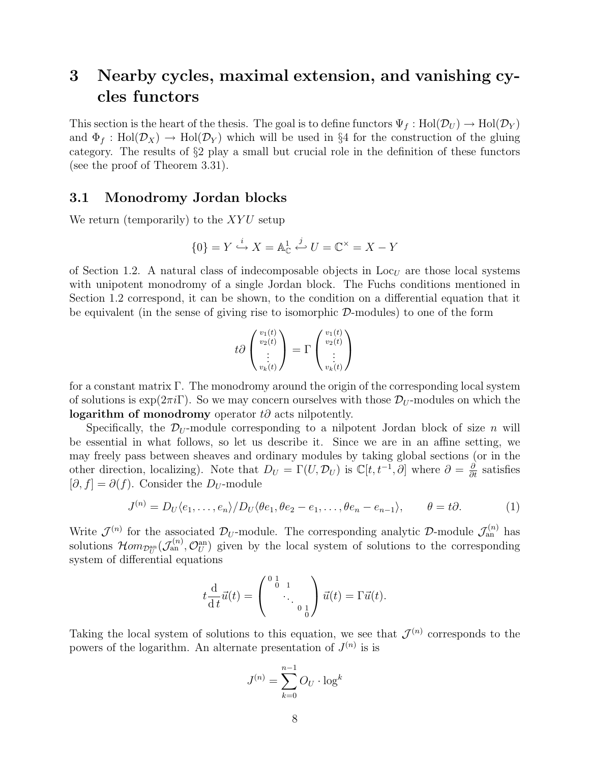# 3 Nearby cycles, maximal extension, and vanishing cycles functors

This section is the heart of the thesis. The goal is to define functors $\Psi_f : \mathrm{Hol}(\mathcal{D}_U) \to \mathrm{Hol}(\mathcal{D}_Y)$ and $\Phi_f : \mathrm{Hol}(\mathcal{D}_X) \to \mathrm{Hol}(\mathcal{D}_Y)$ which will be used in §4 for the construction of the gluing category. The results of §2 play a small but crucial role in the definition of these functors (see the proof of Theorem 3.31).

## 3.1 Monodromy Jordan blocks

We return (temporarily) to the $XYU$ setup

$$\{0\} = Y \overset{i}{\hookrightarrow} X = \mathbb{A}^1_{\mathbb{C}} \overset{j}{\hookleftarrow} U = \mathbb{C}^\times = X - Y$$

of Section 1.2. A natural class of indecomposable objects in $\mathrm{Loc}_U$ are those local systems with unipotent monodromy of a single Jordan block. The Fuchs conditions mentioned in Section 1.2 correspond, it can be shown, to the condition on a differential equation that it be equivalent (in the sense of giving rise to isomorphic $\mathcal{D}$-modules) to one of the form

$$t\partial \begin{pmatrix} v_1(t) \\ v_2(t) \\ \vdots \\ v_k(t) \end{pmatrix} = \Gamma \begin{pmatrix} v_1(t) \\ v_2(t) \\ \vdots \\ v_k(t) \end{pmatrix}$$

for a constant matrix $\Gamma$. The monodromy around the origin of the corresponding local system of solutions is $\exp(2\pi i \Gamma)$. So we may concern ourselves with those $\mathcal{D}_U$-modules on which the **logarithm of monodromy** operator $t\partial$ acts nilpotently.

Specifically, the $\mathcal{D}_U$-module corresponding to a nilpotent Jordan block of size $n$ will be essential in what follows, so let us describe it. Since we are in an affine setting, we may freely pass between sheaves and ordinary modules by taking global sections (or in the other direction, localizing). Note that $D_U = \Gamma(U, \mathcal{D}_U)$ is $\mathbb{C}[t, t^{-1}, \partial]$ where $\partial = \frac{\partial}{\partial t}$ satisfies $[\partial, f] = \partial(f)$. Consider the $D_U$-module

$$J^{(n)} = D_U\langle e_1, \ldots, e_n\rangle / D_U\langle \theta e_1, \theta e_2 - e_1, \ldots, \theta e_n - e_{n-1}\rangle, \qquad \theta = t\partial. \tag{1}$$

Write $\mathcal{J}^{(n)}$ for the associated $\mathcal{D}_U$-module. The corresponding analytic $\mathcal{D}$-module $\mathcal{J}^{(n)}_{\mathrm{an}}$ has solutions $\mathcal{H}om_{\mathcal{D}_U^{\mathrm{an}}}(\mathcal{J}^{(n)}_{\mathrm{an}}, \mathcal{O}_U^{\mathrm{an}})$ given by the local system of solutions to the corresponding system of differential equations

$$t\frac{\mathrm{d}}{\mathrm{d}\, t}\vec{u}(t) = \begin{pmatrix} 0 & 1 & & & \\ & 0 & 1 & & \\ & & \ddots & & \\ & & & 0 & 1 \\ & & & & 0 \end{pmatrix} \vec{u}(t) = \Gamma \vec{u}(t).$$

Taking the local system of solutions to this equation, we see that $\mathcal{J}^{(n)}$ corresponds to the powers of the logarithm. An alternate presentation of $J^{(n)}$ is

$$J^{(n)} = \sum_{k=0}^{n-1} O_U \cdot \log^k$$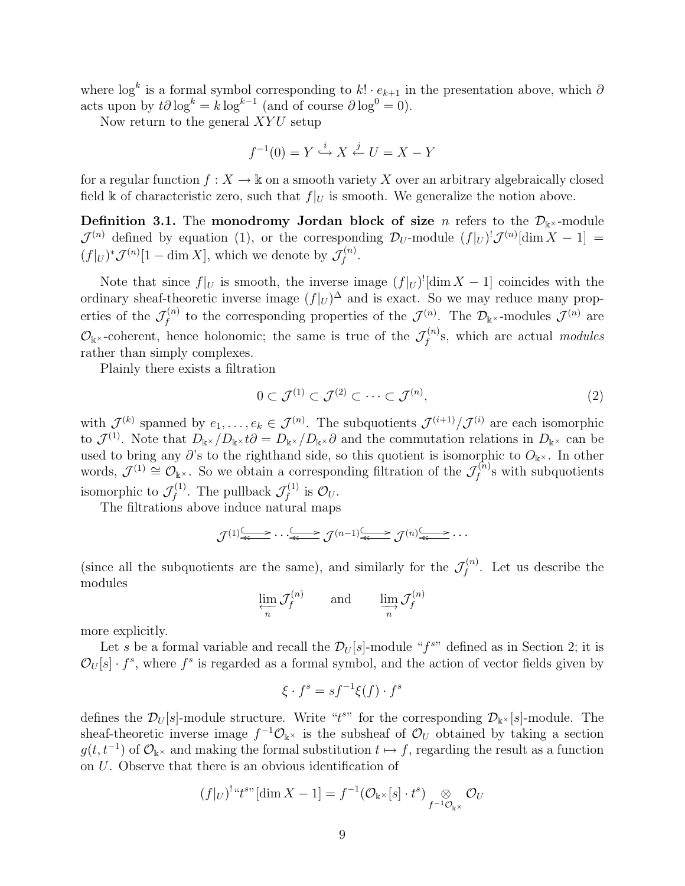where $\log^k$ is a formal symbol corresponding to $k! \cdot e_{k+1}$ in the presentation above, which $\partial$ acts upon by $t\partial \log^k = k \log^{k-1}$ (and of course $\partial \log^0 = 0$).

Now return to the general $XYU$ setup

$$f^{-1}(0) = Y \overset{i}{\hookrightarrow} X \overset{j}{\hookleftarrow} U = X - Y$$

for a regular function $f : X \to \Bbbk$ on a smooth variety $X$ over an arbitrary algebraically closed field $\Bbbk$ of characteristic zero, such that $f|_U$ is smooth. We generalize the notion above.

**Definition 3.1.** The **monodromy Jordan block of size** $n$ refers to the $\mathcal{D}_{\Bbbk^\times}$-module $\mathcal{J}^{(n)}$ defined by equation (1), or the corresponding $\mathcal{D}_U$-module $(f|_U)^! \mathcal{J}^{(n)}[\dim X - 1] = (f|_U)^* \mathcal{J}^{(n)}[1 - \dim X]$, which we denote by $\mathcal{J}_f^{(n)}$.

Note that since $f|_U$ is smooth, the inverse image $(f|_U)^![\dim X - 1]$ coincides with the ordinary sheaf-theoretic inverse image $(f|_U)^\Delta$ and is exact. So we may reduce many properties of the $\mathcal{J}_f^{(n)}$ to the corresponding properties of the $\mathcal{J}^{(n)}$. The $\mathcal{D}_{\Bbbk^\times}$-modules $\mathcal{J}^{(n)}$ are $\mathcal{O}_{\Bbbk^\times}$-coherent, hence holonomic; the same is true of the $\mathcal{J}_f^{(n)}$s, which are actual *modules* rather than simply complexes.

Plainly there exists a filtration

$$0 \subset \mathcal{J}^{(1)} \subset \mathcal{J}^{(2)} \subset \cdots \subset \mathcal{J}^{(n)}, \tag{2}$$

with $\mathcal{J}^{(k)}$ spanned by $e_1, \ldots, e_k \in \mathcal{J}^{(n)}$. The subquotients $\mathcal{J}^{(i+1)}/\mathcal{J}^{(i)}$ are each isomorphic to $\mathcal{J}^{(1)}$. Note that $D_{\Bbbk^\times}/D_{\Bbbk^\times} t\partial = D_{\Bbbk^\times}/D_{\Bbbk^\times}\partial$ and the commutation relations in $D_{\Bbbk^\times}$ can be used to bring any $\partial$'s to the righthand side, so this quotient is isomorphic to $O_{\Bbbk^\times}$. In other words, $\mathcal{J}^{(1)} \cong \mathcal{O}_{\Bbbk^\times}$. So we obtain a corresponding filtration of the $\mathcal{J}_f^{(n)}$s with subquotients isomorphic to $\mathcal{J}_f^{(1)}$. The pullback $\mathcal{J}_f^{(1)}$ is $\mathcal{O}_U$.

The filtrations above induce natural maps

$$\mathcal{J}^{(1)} \rightleftarrows \cdots \rightleftarrows \mathcal{J}^{(n-1)} \rightleftarrows \mathcal{J}^{(n)} \rightleftarrows \cdots$$

(since all the subquotients are the same), and similarly for the $\mathcal{J}_f^{(n)}$. Let us describe the modules

$$\varprojlim_n \mathcal{J}_f^{(n)} \qquad \text{and} \qquad \varinjlim_n \mathcal{J}_f^{(n)}$$

more explicitly.

Let $s$ be a formal variable and recall the $\mathcal{D}_U[s]$-module "$f^s$" defined as in Section 2; it is $\mathcal{O}_U[s] \cdot f^s$, where $f^s$ is regarded as a formal symbol, and the action of vector fields given by

$$\xi \cdot f^s = s f^{-1} \xi(f) \cdot f^s$$

defines the $\mathcal{D}_U[s]$-module structure. Write "$t^s$" for the corresponding $\mathcal{D}_{\Bbbk^\times}[s]$-module. The sheaf-theoretic inverse image $f^{-1}\mathcal{O}_{\Bbbk^\times}$ is the subsheaf of $\mathcal{O}_U$ obtained by taking a section $g(t, t^{-1})$ of $\mathcal{O}_{\Bbbk^\times}$ and making the formal substitution $t \mapsto f$, regarding the result as a function on $U$. Observe that there is an obvious identification of

$$(f|_U)^! \text{“}t^s\text{”}[\dim X - 1] = f^{-1}(\mathcal{O}_{\Bbbk^\times}[s] \cdot t^s) \underset{f^{-1}\mathcal{O}_{\Bbbk^\times}}{\otimes} \mathcal{O}_U$$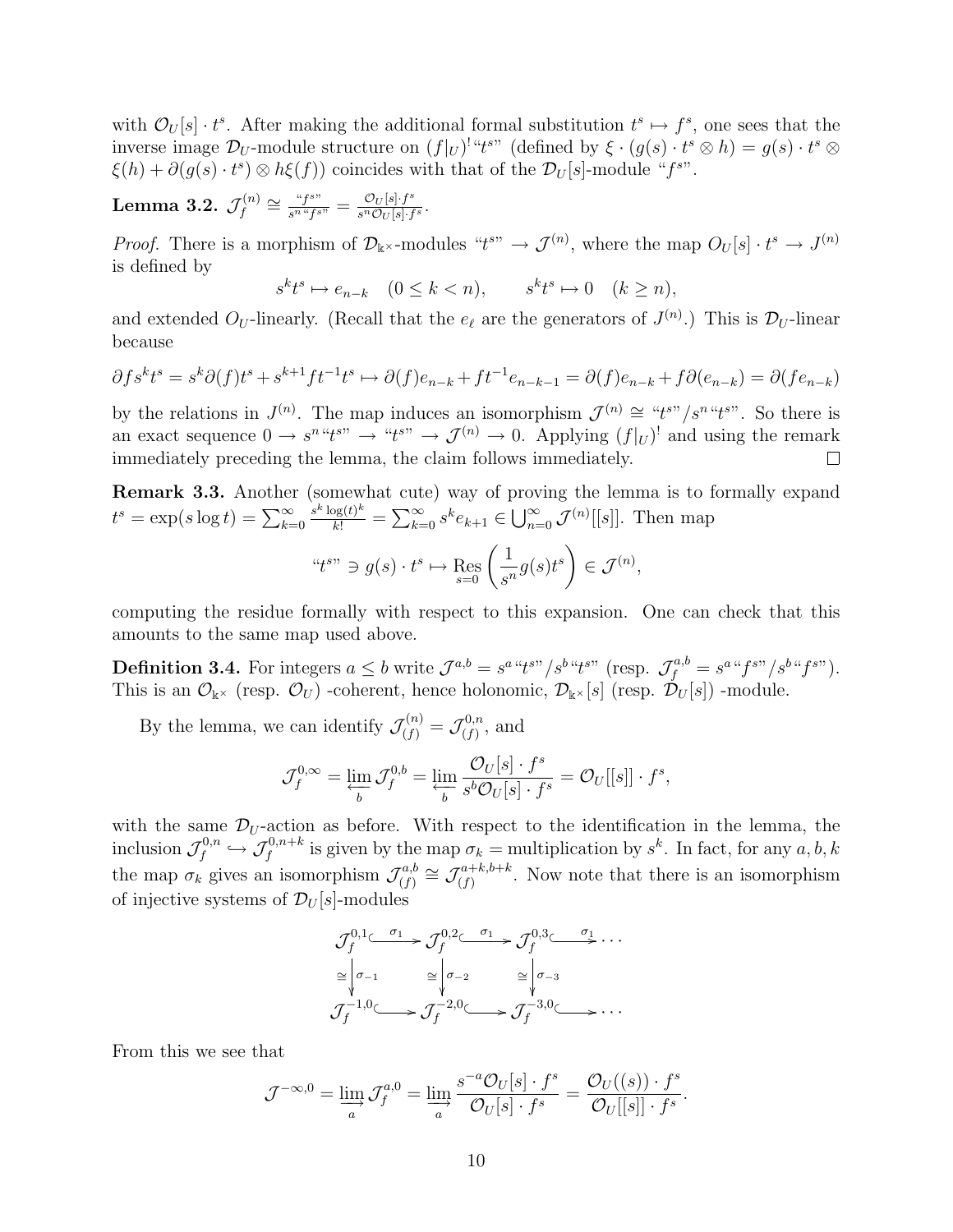with $\mathcal{O}_U[s] \cdot t^s$. After making the additional formal substitution $t^s \mapsto f^s$, one sees that the inverse image $\mathcal{D}_U$-module structure on $(f|_U)^!$"$t^s$" (defined by $\xi \cdot (g(s) \cdot t^s \otimes h) = g(s) \cdot t^s \otimes \xi(h) + \partial(g(s) \cdot t^s) \otimes h\xi(f))$ coincides with that of the $\mathcal{D}_U[s]$-module "$f^s$".

**Lemma 3.2.** $\mathcal{J}_f^{(n)} \cong \frac{\text{“}f^s\text{”}}{s^n \text{“}f^s\text{”}} = \frac{\mathcal{O}_U[s] \cdot f^s}{s^n \mathcal{O}_U[s] \cdot f^s}$.

*Proof.* There is a morphism of $\mathcal{D}_{\Bbbk^\times}$-modules "$t^s$" $\to \mathcal{J}^{(n)}$, where the map $O_U[s] \cdot t^s \to J^{(n)}$ is defined by

$$s^k t^s \mapsto e_{n-k} \quad (0 \leq k < n), \qquad s^k t^s \mapsto 0 \quad (k \geq n),$$

and extended $O_U$-linearly. (Recall that the $e_\ell$ are the generators of $J^{(n)}$.) This is $\mathcal{D}_U$-linear because

$$\partial f s^k t^s = s^k \partial(f) t^s + s^{k+1} f t^{-1} t^s \mapsto \partial(f) e_{n-k} + f t^{-1} e_{n-k-1} = \partial(f) e_{n-k} + f \partial(e_{n-k}) = \partial(f e_{n-k})$$

by the relations in $J^{(n)}$. The map induces an isomorphism $\mathcal{J}^{(n)} \cong$ "$t^s$"$/s^n$"$t^s$". So there is an exact sequence $0 \to s^n$"$t^s$" $\to$ "$t^s$" $\to \mathcal{J}^{(n)} \to 0$. Applying $(f|_U)^!$ and using the remark immediately preceding the lemma, the claim follows immediately. $\square$

**Remark 3.3.** Another (somewhat cute) way of proving the lemma is to formally expand $t^s = \exp(s \log t) = \sum_{k=0}^\infty \frac{s^k \log(t)^k}{k!} = \sum_{k=0}^\infty s^k e_{k+1} \in \bigcup_{n=0}^\infty \mathcal{J}^{(n)}[[s]]$. Then map

$$\text{“}t^s\text{”} \ni g(s) \cdot t^s \mapsto \operatorname*{Res}_{s=0} \left( \frac{1}{s^n} g(s) t^s \right) \in \mathcal{J}^{(n)},$$

computing the residue formally with respect to this expansion. One can check that this amounts to the same map used above.

**Definition 3.4.** For integers $a \leq b$ write $\mathcal{J}^{a,b} = s^a$"$t^s$"$/s^b$"$t^s$" (resp. $\mathcal{J}_f^{a,b} = s^a$"$f^s$"$/s^b$"$f^s$"). This is an $\mathcal{O}_{\Bbbk^\times}$ (resp. $\mathcal{O}_U$) -coherent, hence holonomic, $\mathcal{D}_{\Bbbk^\times}[s]$ (resp. $\mathcal{D}_U[s]$) -module.

By the lemma, we can identify $\mathcal{J}_{(f)}^{(n)} = \mathcal{J}_{(f)}^{0,n}$, and

$$\mathcal{J}_f^{0,\infty} = \varprojlim_b \mathcal{J}_f^{0,b} = \varprojlim_b \frac{\mathcal{O}_U[s] \cdot f^s}{s^b \mathcal{O}_U[s] \cdot f^s} = \mathcal{O}_U[[s]] \cdot f^s,$$

with the same $\mathcal{D}_U$-action as before. With respect to the identification in the lemma, the inclusion $\mathcal{J}_f^{0,n} \hookrightarrow \mathcal{J}_f^{0,n+k}$ is given by the map $\sigma_k =$ multiplication by $s^k$. In fact, for any $a, b, k$ the map $\sigma_k$ gives an isomorphism $\mathcal{J}_{(f)}^{a,b} \cong \mathcal{J}_{(f)}^{a+k,b+k}$. Now note that there is an isomorphism of injective systems of $\mathcal{D}_U[s]$-modules

$$\begin{array}{ccccccc}
\mathcal{J}_f^{0,1} & \xhookrightarrow{\sigma_1} & \mathcal{J}_f^{0,2} & \xhookrightarrow{\sigma_1} & \mathcal{J}_f^{0,3} & \xhookrightarrow{\sigma_1} & \cdots \\
\cong \downarrow \sigma_{-1} & & \cong \downarrow \sigma_{-2} & & \cong \downarrow \sigma_{-3} & & \\
\mathcal{J}_f^{-1,0} & \hookrightarrow & \mathcal{J}_f^{-2,0} & \hookrightarrow & \mathcal{J}_f^{-3,0} & \hookrightarrow & \cdots
\end{array}$$

From this we see that

$$\mathcal{J}^{-\infty,0} = \varinjlim_a \mathcal{J}_f^{a,0} = \varinjlim_a \frac{s^{-a} \mathcal{O}_U[s] \cdot f^s}{\mathcal{O}_U[s] \cdot f^s} = \frac{\mathcal{O}_U((s)) \cdot f^s}{\mathcal{O}_U[[s]] \cdot f^s}.$$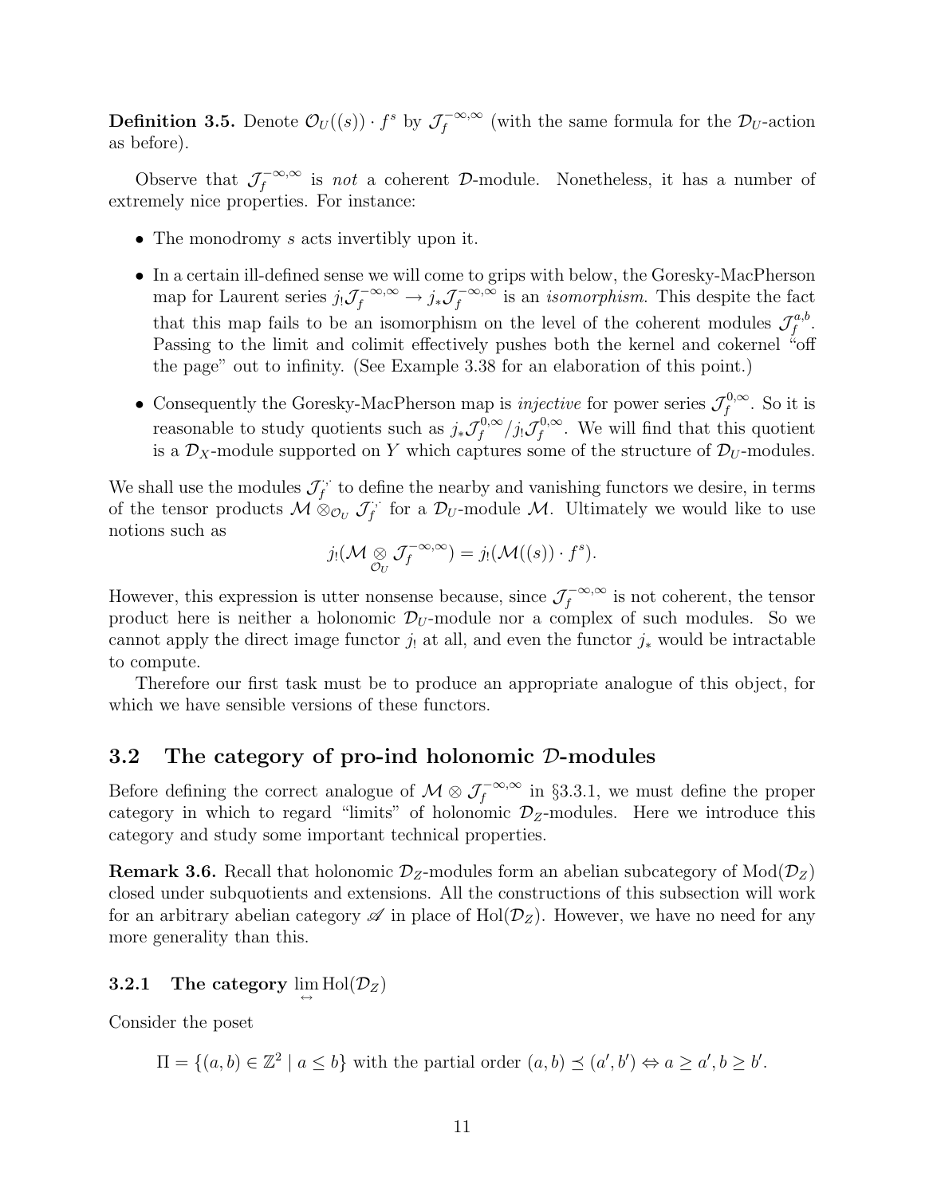**Definition 3.5.** Denote $\mathcal{O}_U((s)) \cdot f^s$ by $\mathcal{J}_f^{-\infty,\infty}$ (with the same formula for the $\mathcal{D}_U$-action as before).

Observe that $\mathcal{J}_f^{-\infty,\infty}$ is *not* a coherent $\mathcal{D}$-module. Nonetheless, it has a number of extremely nice properties. For instance:

- The monodromy $s$ acts invertibly upon it.
- In a certain ill-defined sense we will come to grips with below, the Goresky-MacPherson map for Laurent series $j_! \mathcal{J}_f^{-\infty,\infty} \to j_* \mathcal{J}_f^{-\infty,\infty}$ is an *isomorphism*. This despite the fact that this map fails to be an isomorphism on the level of the coherent modules $\mathcal{J}_f^{a,b}$. Passing to the limit and colimit effectively pushes both the kernel and cokernel "off the page" out to infinity. (See Example 3.38 for an elaboration of this point.)
- Consequently the Goresky-MacPherson map is *injective* for power series $\mathcal{J}_f^{0,\infty}$. So it is reasonable to study quotients such as $j_* \mathcal{J}_f^{0,\infty} / j_! \mathcal{J}_f^{0,\infty}$. We will find that this quotient is a $\mathcal{D}_X$-module supported on $Y$ which captures some of the structure of $\mathcal{D}_U$-modules.

We shall use the modules $\mathcal{J}_f^{\cdot,\cdot}$ to define the nearby and vanishing functors we desire, in terms of the tensor products $\mathcal{M} \otimes_{\mathcal{O}_U} \mathcal{J}_f^{\cdot,\cdot}$ for a $\mathcal{D}_U$-module $\mathcal{M}$. Ultimately we would like to use notions such as

$$j_!(\mathcal{M} \underset{\mathcal{O}_U}{\otimes} \mathcal{J}_f^{-\infty,\infty}) = j_!(\mathcal{M}((s)) \cdot f^s).$$

However, this expression is utter nonsense because, since $\mathcal{J}_f^{-\infty,\infty}$ is not coherent, the tensor product here is neither a holonomic $\mathcal{D}_U$-module nor a complex of such modules. So we cannot apply the direct image functor $j_!$ at all, and even the functor $j_*$ would be intractable to compute.

Therefore our first task must be to produce an appropriate analogue of this object, for which we have sensible versions of these functors.

## 3.2 The category of pro-ind holonomic $\mathcal{D}$-modules

Before defining the correct analogue of $\mathcal{M} \otimes \mathcal{J}_f^{-\infty,\infty}$ in §3.3.1, we must define the proper category in which to regard "limits" of holonomic $\mathcal{D}_Z$-modules. Here we introduce this category and study some important technical properties.

**Remark 3.6.** Recall that holonomic $\mathcal{D}_Z$-modules form an abelian subcategory of $\mathrm{Mod}(\mathcal{D}_Z)$ closed under subquotients and extensions. All the constructions of this subsection will work for an arbitrary abelian category $\mathscr{A}$ in place of $\mathrm{Hol}(\mathcal{D}_Z)$. However, we have no need for any more generality than this.

### 3.2.1 The category $\varprojlim\limits_{\leftrightarrow} \mathrm{Hol}(\mathcal{D}_Z)$

Consider the poset

$$\Pi = \{(a,b) \in \mathbb{Z}^2 \mid a \le b\} \text{ with the partial order } (a,b) \preceq (a',b') \Leftrightarrow a \ge a', b \ge b'.$$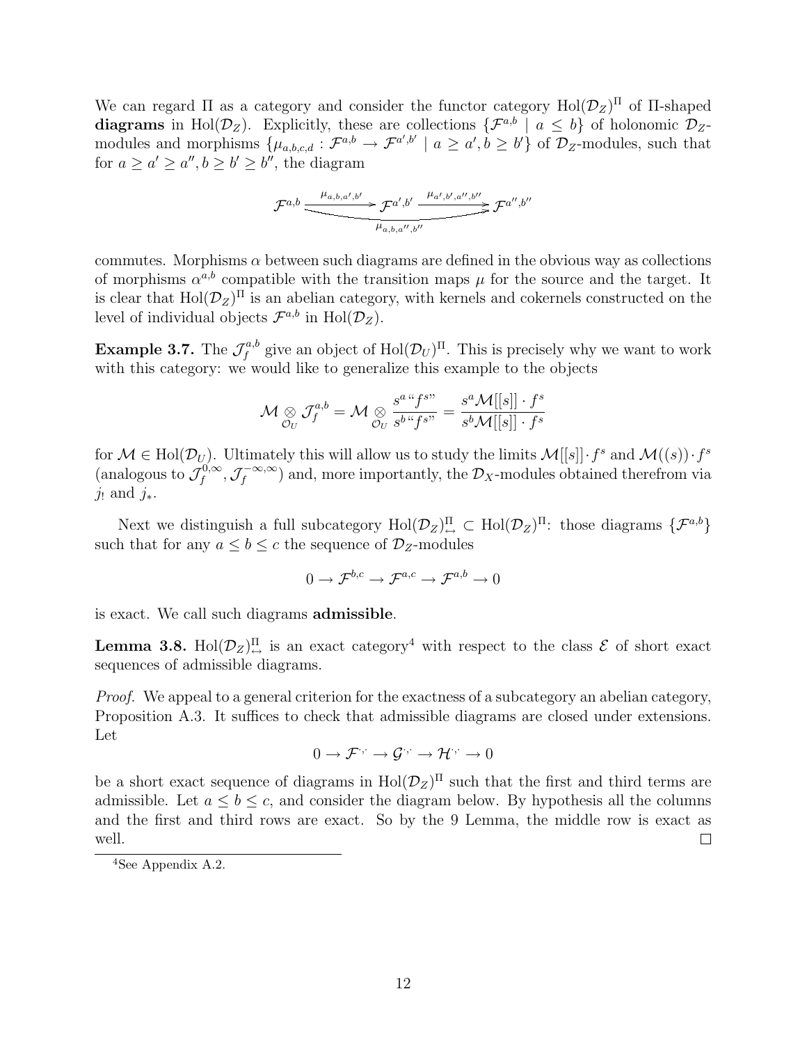We can regard $\Pi$ as a category and consider the functor category $\mathrm{Hol}(\mathcal{D}_Z)^\Pi$ of $\Pi$-shaped **diagrams** in $\mathrm{Hol}(\mathcal{D}_Z)$. Explicitly, these are collections $\{\mathcal{F}^{a,b} \mid a \leq b\}$ of holonomic $\mathcal{D}_Z$-modules and morphisms $\{\mu_{a,b,c,d} : \mathcal{F}^{a,b} \to \mathcal{F}^{a',b'} \mid a \geq a', b \geq b'\}$ of $\mathcal{D}_Z$-modules, such that for $a \geq a' \geq a'', b \geq b' \geq b''$, the diagram

$$\mathcal{F}^{a,b} \xrightarrow{\mu_{a,b,a',b'}} \mathcal{F}^{a',b'} \xrightarrow{\mu_{a',b',a'',b''}} \mathcal{F}^{a'',b''}, \qquad \mu_{a,b,a'',b''} : \mathcal{F}^{a,b} \to \mathcal{F}^{a'',b''}$$

commutes. Morphisms $\alpha$ between such diagrams are defined in the obvious way as collections of morphisms $\alpha^{a,b}$ compatible with the transition maps $\mu$ for the source and the target. It is clear that $\mathrm{Hol}(\mathcal{D}_Z)^\Pi$ is an abelian category, with kernels and cokernels constructed on the level of individual objects $\mathcal{F}^{a,b}$ in $\mathrm{Hol}(\mathcal{D}_Z)$.

**Example 3.7.** The $\mathcal{J}_f^{a,b}$ give an object of $\mathrm{Hol}(\mathcal{D}_U)^\Pi$. This is precisely why we want to work with this category: we would like to generalize this example to the objects

$$\mathcal{M} \underset{\mathcal{O}_U}{\otimes} \mathcal{J}_f^{a,b} = \mathcal{M} \underset{\mathcal{O}_U}{\otimes} \frac{s^a \text{“}f^s\text{”}}{s^b \text{“}f^s\text{”}} = \frac{s^a \mathcal{M}[[s]] \cdot f^s}{s^b \mathcal{M}[[s]] \cdot f^s}$$

for $\mathcal{M} \in \mathrm{Hol}(\mathcal{D}_U)$. Ultimately this will allow us to study the limits $\mathcal{M}[[s]] \cdot f^s$ and $\mathcal{M}((s)) \cdot f^s$ (analogous to $\mathcal{J}_f^{0,\infty}, \mathcal{J}_f^{-\infty,\infty}$) and, more importantly, the $\mathcal{D}_X$-modules obtained therefrom via $j_!$ and $j_*$.

Next we distinguish a full subcategory $\mathrm{Hol}(\mathcal{D}_Z)^\Pi_{\leftrightarrow} \subset \mathrm{Hol}(\mathcal{D}_Z)^\Pi$: those diagrams $\{\mathcal{F}^{a,b}\}$ such that for any $a \leq b \leq c$ the sequence of $\mathcal{D}_Z$-modules

$$0 \to \mathcal{F}^{b,c} \to \mathcal{F}^{a,c} \to \mathcal{F}^{a,b} \to 0$$

is exact. We call such diagrams **admissible**.

**Lemma 3.8.** $\mathrm{Hol}(\mathcal{D}_Z)^\Pi_{\leftrightarrow}$ is an exact category[4] with respect to the class $\mathcal{E}$ of short exact sequences of admissible diagrams.

*Proof.* We appeal to a general criterion for the exactness of a subcategory an abelian category, Proposition A.3. It suffices to check that admissible diagrams are closed under extensions. Let

$$0 \to \mathcal{F}^{\cdot,\cdot} \to \mathcal{G}^{\cdot,\cdot} \to \mathcal{H}^{\cdot,\cdot} \to 0$$

be a short exact sequence of diagrams in $\mathrm{Hol}(\mathcal{D}_Z)^\Pi$ such that the first and third terms are admissible. Let $a \leq b \leq c$, and consider the diagram below. By hypothesis all the columns and the first and third rows are exact. So by the 9 Lemma, the middle row is exact as well. $\square$

[4] See Appendix A.2.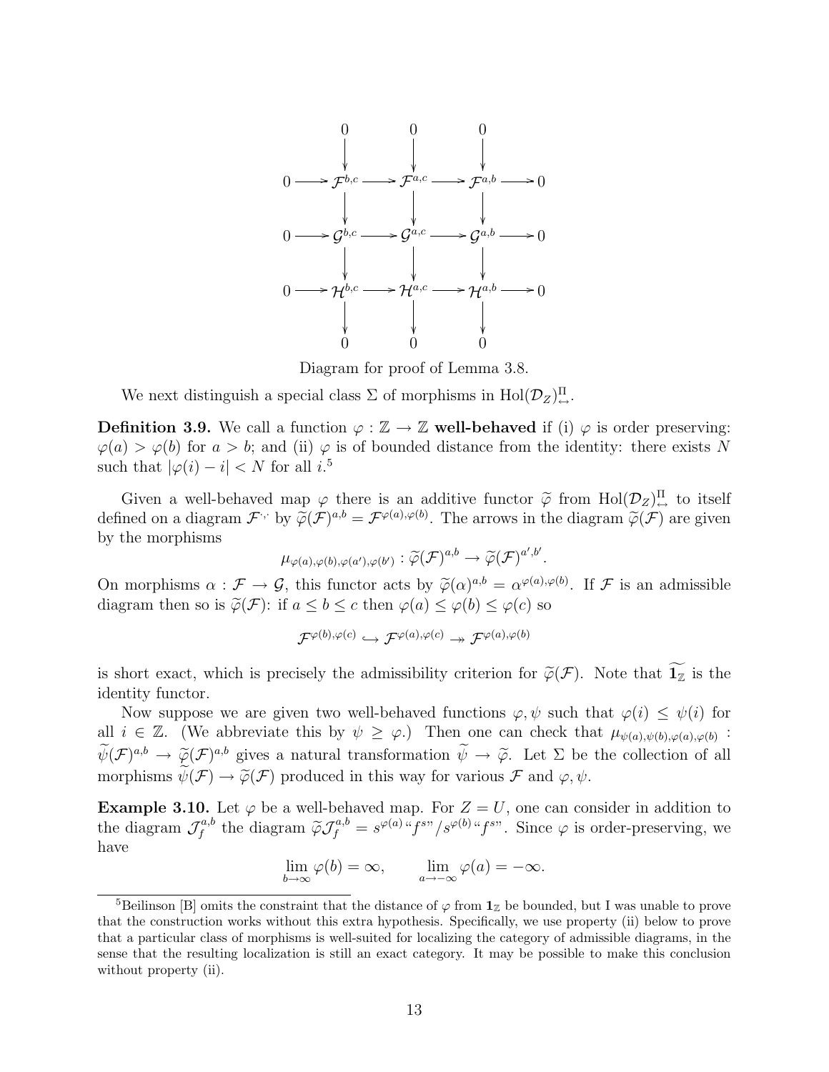$$
\begin{array}{ccccccccc}
 & & 0 & & 0 & & 0 & & \\
 & & \downarrow & & \downarrow & & \downarrow & & \\
0 & \longrightarrow & \mathcal{F}^{b,c} & \longrightarrow & \mathcal{F}^{a,c} & \longrightarrow & \mathcal{F}^{a,b} & \longrightarrow & 0 \\
 & & \downarrow & & \downarrow & & \downarrow & & \\
0 & \longrightarrow & \mathcal{G}^{b,c} & \longrightarrow & \mathcal{G}^{a,c} & \longrightarrow & \mathcal{G}^{a,b} & \longrightarrow & 0 \\
 & & \downarrow & & \downarrow & & \downarrow & & \\
0 & \longrightarrow & \mathcal{H}^{b,c} & \longrightarrow & \mathcal{H}^{a,c} & \longrightarrow & \mathcal{H}^{a,b} & \longrightarrow & 0 \\
 & & \downarrow & & \downarrow & & \downarrow & & \\
 & & 0 & & 0 & & 0 & &
\end{array}
$$

Diagram for proof of Lemma 3.8.

We next distinguish a special class $\Sigma$ of morphisms in $\mathrm{Hol}(\mathcal{D}_Z)^{\Pi}_{\leftrightarrow}$.

**Definition 3.9.** We call a function $\varphi : \mathbb{Z} \to \mathbb{Z}$ **well-behaved** if (i) $\varphi$ is order preserving: $\varphi(a) > \varphi(b)$ for $a > b$; and (ii) $\varphi$ is of bounded distance from the identity: there exists $N$ such that $|\varphi(i) - i| < N$ for all $i$.[5]

Given a well-behaved map $\varphi$ there is an additive functor $\widetilde{\varphi}$ from $\mathrm{Hol}(\mathcal{D}_Z)^{\Pi}_{\leftrightarrow}$ to itself defined on a diagram $\mathcal{F}^{\cdot,\cdot}$ by $\widetilde{\varphi}(\mathcal{F})^{a,b} = \mathcal{F}^{\varphi(a),\varphi(b)}$. The arrows in the diagram $\widetilde{\varphi}(\mathcal{F})$ are given by the morphisms

$$\mu_{\varphi(a),\varphi(b),\varphi(a'),\varphi(b')} : \widetilde{\varphi}(\mathcal{F})^{a,b} \to \widetilde{\varphi}(\mathcal{F})^{a',b'}.$$

On morphisms $\alpha : \mathcal{F} \to \mathcal{G}$, this functor acts by $\widetilde{\varphi}(\alpha)^{a,b} = \alpha^{\varphi(a),\varphi(b)}$. If $\mathcal{F}$ is an admissible diagram then so is $\widetilde{\varphi}(\mathcal{F})$: if $a \leq b \leq c$ then $\varphi(a) \leq \varphi(b) \leq \varphi(c)$ so

$$\mathcal{F}^{\varphi(b),\varphi(c)} \hookrightarrow \mathcal{F}^{\varphi(a),\varphi(c)} \twoheadrightarrow \mathcal{F}^{\varphi(a),\varphi(b)}$$

is short exact, which is precisely the admissibility criterion for $\widetilde{\varphi}(\mathcal{F})$. Note that $\widetilde{\mathbf{1}_{\mathbb{Z}}}$ is the identity functor.

Now suppose we are given two well-behaved functions $\varphi, \psi$ such that $\varphi(i) \leq \psi(i)$ for all $i \in \mathbb{Z}$. (We abbreviate this by $\psi \geq \varphi$.) Then one can check that $\mu_{\psi(a),\psi(b),\varphi(a),\varphi(b)}$ : $\widetilde{\psi}(\mathcal{F})^{a,b} \to \widetilde{\varphi}(\mathcal{F})^{a,b}$ gives a natural transformation $\widetilde{\psi} \to \widetilde{\varphi}$. Let $\Sigma$ be the collection of all morphisms $\widetilde{\psi}(\mathcal{F}) \to \widetilde{\varphi}(\mathcal{F})$ produced in this way for various $\mathcal{F}$ and $\varphi, \psi$.

**Example 3.10.** Let $\varphi$ be a well-behaved map. For $Z = U$, one can consider in addition to the diagram $\mathcal{J}_f^{a,b}$ the diagram $\widetilde{\varphi}\mathcal{J}_f^{a,b} = s^{\varphi(a)}\text{“}f^s\text{”}/s^{\varphi(b)}\text{“}f^s\text{”}$. Since $\varphi$ is order-preserving, we have

$$\lim_{b\to\infty} \varphi(b) = \infty, \qquad \lim_{a\to-\infty} \varphi(a) = -\infty.$$

---

[5] Beilinson [B] omits the constraint that the distance of $\varphi$ from $\mathbf{1}_{\mathbb{Z}}$ be bounded, but I was unable to prove that the construction works without this extra hypothesis. Specifically, we use property (ii) below to prove that a particular class of morphisms is well-suited for localizing the category of admissible diagrams, in the sense that the resulting localization is still an exact category. It may be possible to make this conclusion without property (ii).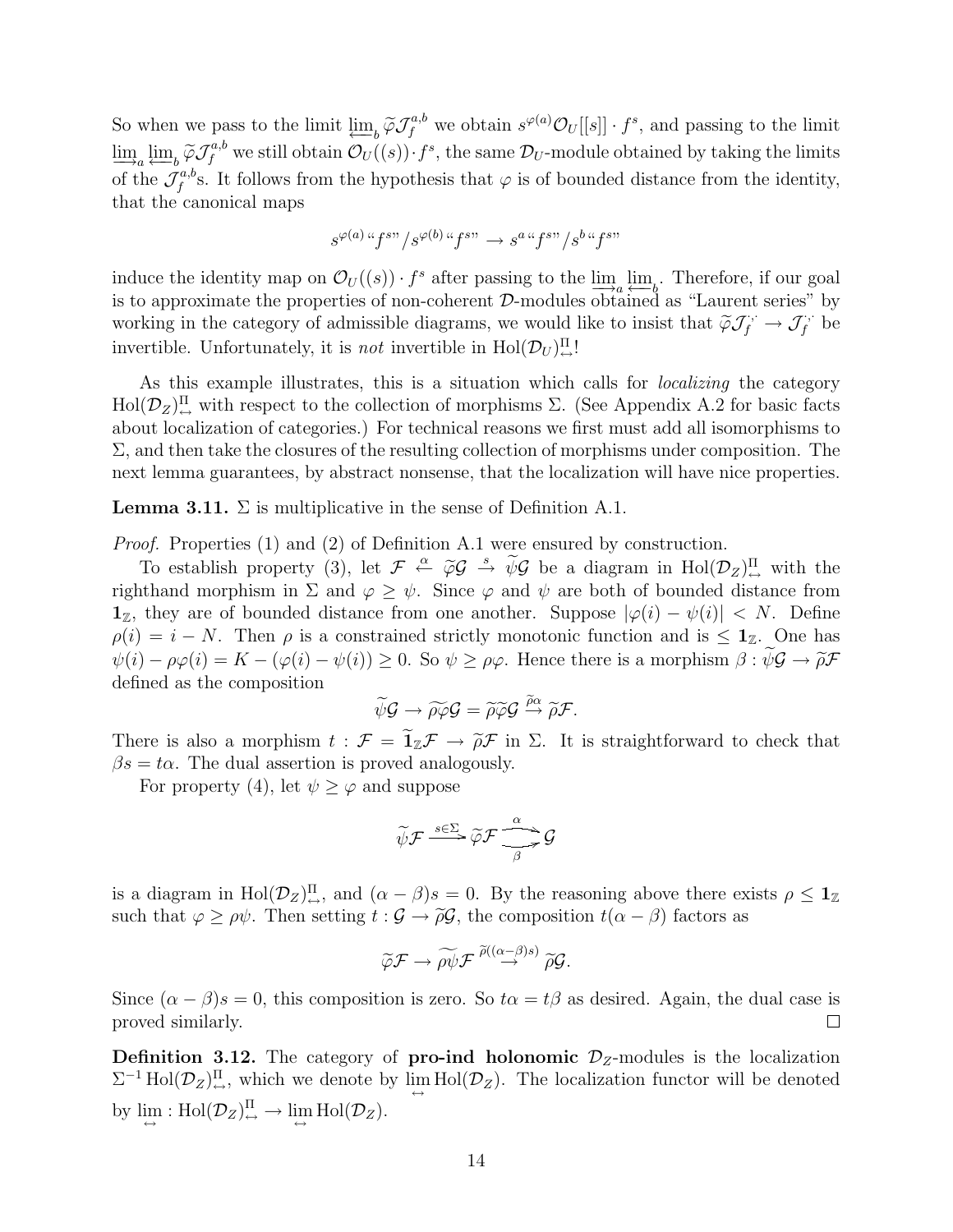So when we pass to the limit $\varprojlim_b \widetilde{\varphi}\mathcal{J}_f^{a,b}$ we obtain $s^{\varphi(a)}\mathcal{O}_U[[s]] \cdot f^s$, and passing to the limit $\varinjlim_a \varprojlim_b \widetilde{\varphi}\mathcal{J}_f^{a,b}$ we still obtain $\mathcal{O}_U((s))\cdot f^s$, the same $\mathcal{D}_U$-module obtained by taking the limits of the $\mathcal{J}_f^{a,b}$s. It follows from the hypothesis that $\varphi$ is of bounded distance from the identity, that the canonical maps

$$s^{\varphi(a)}\text{“}f^s\text{”}/s^{\varphi(b)}\text{“}f^s\text{”} \to s^a\text{“}f^s\text{”}/s^b\text{“}f^s\text{”}$$

induce the identity map on $\mathcal{O}_U((s))\cdot f^s$ after passing to the $\varinjlim_a \varprojlim_b$. Therefore, if our goal is to approximate the properties of non-coherent $\mathcal{D}$-modules obtained as “Laurent series” by working in the category of admissible diagrams, we would like to insist that $\widetilde{\varphi}\mathcal{J}_f^{\cdot,\cdot} \to \mathcal{J}_f^{\cdot,\cdot}$ be invertible. Unfortunately, it is *not* invertible in $\mathrm{Hol}(\mathcal{D}_U)^{\Pi}_{\leftrightarrow}$!

As this example illustrates, this is a situation which calls for *localizing* the category $\mathrm{Hol}(\mathcal{D}_Z)^{\Pi}_{\leftrightarrow}$ with respect to the collection of morphisms $\Sigma$. (See Appendix A.2 for basic facts about localization of categories.) For technical reasons we first must add all isomorphisms to $\Sigma$, and then take the closures of the resulting collection of morphisms under composition. The next lemma guarantees, by abstract nonsense, that the localization will have nice properties.

**Lemma 3.11.** $\Sigma$ is multiplicative in the sense of Definition A.1.

*Proof.* Properties (1) and (2) of Definition A.1 were ensured by construction.

To establish property (3), let $\mathcal{F} \overset{\alpha}{\leftarrow} \widetilde{\varphi}\mathcal{G} \overset{s}{\to} \widetilde{\psi}\mathcal{G}$ be a diagram in $\mathrm{Hol}(\mathcal{D}_Z)^{\Pi}_{\leftrightarrow}$ with the righthand morphism in $\Sigma$ and $\varphi \geq \psi$. Since $\varphi$ and $\psi$ are both of bounded distance from $\mathbf{1}_{\mathbb{Z}}$, they are of bounded distance from one another. Suppose $|\varphi(i) - \psi(i)| < N$. Define $\rho(i) = i - N$. Then $\rho$ is a constrained strictly monotonic function and is $\leq \mathbf{1}_{\mathbb{Z}}$. One has $\psi(i) - \rho\varphi(i) = K - (\varphi(i) - \psi(i)) \geq 0$. So $\psi \geq \rho\varphi$. Hence there is a morphism $\beta : \widetilde{\psi}\mathcal{G} \to \widetilde{\rho}\mathcal{F}$ defined as the composition

$$\widetilde{\psi}\mathcal{G} \to \widetilde{\rho\varphi}\mathcal{G} = \widetilde{\rho}\widetilde{\varphi}\mathcal{G} \overset{\widetilde{\rho}\alpha}{\to} \widetilde{\rho}\mathcal{F}.$$

There is also a morphism $t : \mathcal{F} = \widetilde{\mathbf{1}}_{\mathbb{Z}}\mathcal{F} \to \widetilde{\rho}\mathcal{F}$ in $\Sigma$. It is straightforward to check that $\beta s = t\alpha$. The dual assertion is proved analogously.

For property (4), let $\psi \geq \varphi$ and suppose

$$\widetilde{\psi}\mathcal{F} \xrightarrow{s\in\Sigma} \widetilde{\varphi}\mathcal{F} \underset{\beta}{\overset{\alpha}{\rightrightarrows}} \mathcal{G}$$

is a diagram in $\mathrm{Hol}(\mathcal{D}_Z)^{\Pi}_{\leftrightarrow}$, and $(\alpha - \beta)s = 0$. By the reasoning above there exists $\rho \leq \mathbf{1}_{\mathbb{Z}}$ such that $\varphi \geq \rho\psi$. Then setting $t : \mathcal{G} \to \widetilde{\rho}\mathcal{G}$, the composition $t(\alpha - \beta)$ factors as

$$\widetilde{\varphi}\mathcal{F} \to \widetilde{\rho\psi}\mathcal{F} \overset{\widetilde{\rho}((\alpha-\beta)s)}{\to} \widetilde{\rho}\mathcal{G}.$$

Since $(\alpha - \beta)s = 0$, this composition is zero. So $t\alpha = t\beta$ as desired. Again, the dual case is proved similarly. $\square$

**Definition 3.12.** The category of **pro-ind holonomic** $\mathcal{D}_Z$-modules is the localization $\Sigma^{-1}\mathrm{Hol}(\mathcal{D}_Z)^{\Pi}_{\leftrightarrow}$, which we denote by $\lim\limits_{\leftrightarrow} \mathrm{Hol}(\mathcal{D}_Z)$. The localization functor will be denoted by $\lim\limits_{\leftrightarrow} : \mathrm{Hol}(\mathcal{D}_Z)^{\Pi}_{\leftrightarrow} \to \lim\limits_{\leftrightarrow} \mathrm{Hol}(\mathcal{D}_Z)$.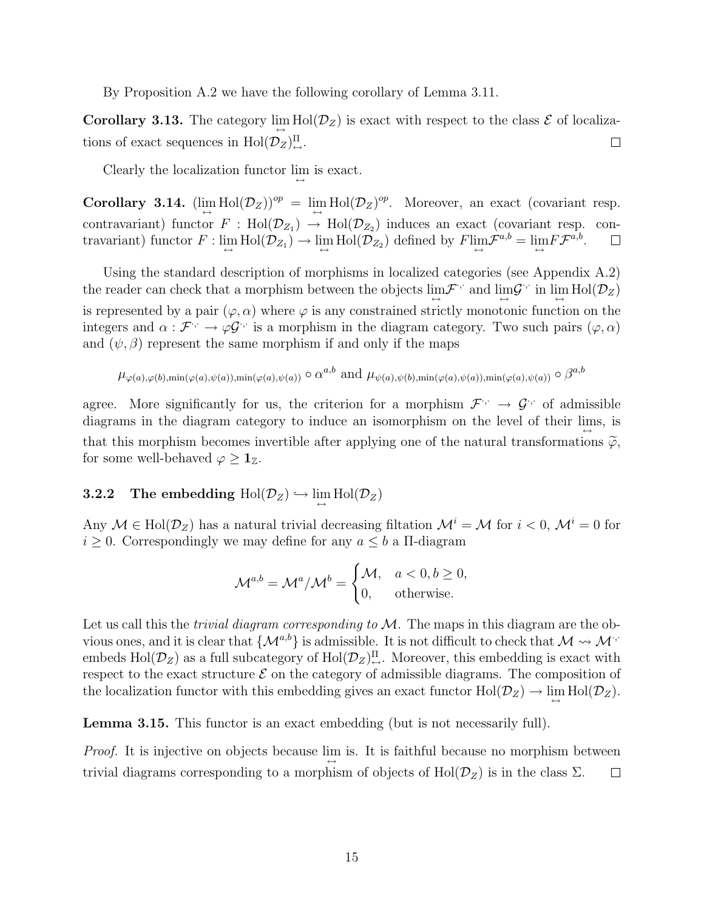By Proposition A.2 we have the following corollary of Lemma 3.11.

**Corollary 3.13.** The category $\lim\limits_{\leftrightarrow} \mathrm{Hol}(\mathcal{D}_Z)$ is exact with respect to the class $\mathcal{E}$ of localizations of exact sequences in $\mathrm{Hol}(\mathcal{D}_Z)^{\Pi}_{\leftrightarrow}$. $\square$

Clearly the localization functor $\lim\limits_{\leftrightarrow}$ is exact.

**Corollary 3.14.** $(\lim\limits_{\leftrightarrow} \mathrm{Hol}(\mathcal{D}_Z))^{op} = \lim\limits_{\leftrightarrow} \mathrm{Hol}(\mathcal{D}_Z)^{op}$. Moreover, an exact (covariant resp. contravariant) functor $F : \mathrm{Hol}(\mathcal{D}_{Z_1}) \to \mathrm{Hol}(\mathcal{D}_{Z_2})$ induces an exact (covariant resp. contravariant) functor $F : \lim\limits_{\leftrightarrow} \mathrm{Hol}(\mathcal{D}_{Z_1}) \to \lim\limits_{\leftrightarrow} \mathrm{Hol}(\mathcal{D}_{Z_2})$ defined by $F \lim\limits_{\leftrightarrow} \mathcal{F}^{a,b} = \lim\limits_{\leftrightarrow} F\mathcal{F}^{a,b}$. $\square$

Using the standard description of morphisms in localized categories (see Appendix A.2) the reader can check that a morphism between the objects $\lim\limits_{\leftrightarrow}\mathcal{F}^{\cdot,\cdot}$ and $\lim\limits_{\leftrightarrow}\mathcal{G}^{\cdot,\cdot}$ in $\lim\limits_{\leftrightarrow} \mathrm{Hol}(\mathcal{D}_Z)$ is represented by a pair $(\varphi, \alpha)$ where $\varphi$ is any constrained strictly monotonic function on the integers and $\alpha : \mathcal{F}^{\cdot,\cdot} \to \varphi\mathcal{G}^{\cdot,\cdot}$ is a morphism in the diagram category. Two such pairs $(\varphi, \alpha)$ and $(\psi, \beta)$ represent the same morphism if and only if the maps

$$\mu_{\varphi(a),\varphi(b),\min(\varphi(a),\psi(a)),\min(\varphi(a),\psi(a))} \circ \alpha^{a,b} \text{ and } \mu_{\psi(a),\psi(b),\min(\varphi(a),\psi(a)),\min(\varphi(a),\psi(a))} \circ \beta^{a,b}$$

agree. More significantly for us, the criterion for a morphism $\mathcal{F}^{\cdot,\cdot} \to \mathcal{G}^{\cdot,\cdot}$ of admissible diagrams in the diagram category to induce an isomorphism on the level of their $\lim\limits_{\leftrightarrow}$s, is that this morphism becomes invertible after applying one of the natural transformations $\widetilde{\varphi}$, for some well-behaved $\varphi \geq \mathbf{1}_{\mathbb{Z}}$.

### 3.2.2 The embedding $\mathrm{Hol}(\mathcal{D}_Z) \hookrightarrow \lim\limits_{\leftrightarrow} \mathrm{Hol}(\mathcal{D}_Z)$

Any $\mathcal{M} \in \mathrm{Hol}(\mathcal{D}_Z)$ has a natural trivial decreasing filtation $\mathcal{M}^i = \mathcal{M}$ for $i < 0$, $\mathcal{M}^i = 0$ for $i \geq 0$. Correspondingly we may define for any $a \leq b$ a $\Pi$-diagram

$$\mathcal{M}^{a,b} = \mathcal{M}^a/\mathcal{M}^b = \begin{cases} \mathcal{M}, & a < 0, b \geq 0, \\ 0, & \text{otherwise.} \end{cases}$$

Let us call this the *trivial diagram corresponding to* $\mathcal{M}$. The maps in this diagram are the obvious ones, and it is clear that $\{\mathcal{M}^{a,b}\}$ is admissible. It is not difficult to check that $\mathcal{M} \rightsquigarrow \mathcal{M}^{\cdot,\cdot}$ embeds $\mathrm{Hol}(\mathcal{D}_Z)$ as a full subcategory of $\mathrm{Hol}(\mathcal{D}_Z)^{\Pi}_{\leftrightarrow}$. Moreover, this embedding is exact with respect to the exact structure $\mathcal{E}$ on the category of admissible diagrams. The composition of the localization functor with this embedding gives an exact functor $\mathrm{Hol}(\mathcal{D}_Z) \to \lim\limits_{\leftrightarrow} \mathrm{Hol}(\mathcal{D}_Z)$.

**Lemma 3.15.** This functor is an exact embedding (but is not necessarily full).

*Proof.* It is injective on objects because $\lim\limits_{\leftrightarrow}$ is. It is faithful because no morphism between trivial diagrams corresponding to a morphism of objects of $\mathrm{Hol}(\mathcal{D}_Z)$ is in the class $\Sigma$. $\square$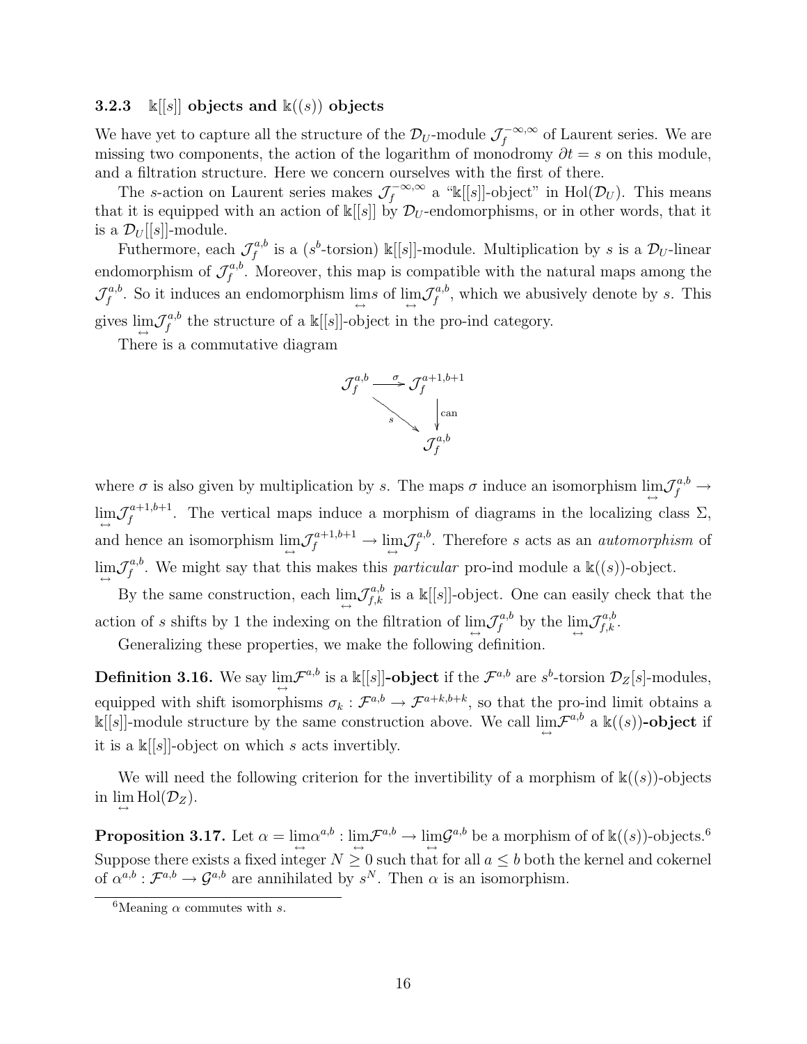### 3.2.3 $\Bbbk[[s]]$ objects and $\Bbbk((s))$ objects

We have yet to capture all the structure of the $\mathcal{D}_U$-module $\mathcal{J}_f^{-\infty,\infty}$ of Laurent series. We are missing two components, the action of the logarithm of monodromy $\partial t = s$ on this module, and a filtration structure. Here we concern ourselves with the first of there.

The $s$-action on Laurent series makes $\mathcal{J}_f^{-\infty,\infty}$ a "$\Bbbk[[s]]$-object" in $\mathrm{Hol}(\mathcal{D}_U)$. This means that it is equipped with an action of $\Bbbk[[s]]$ by $\mathcal{D}_U$-endomorphisms, or in other words, that it is a $\mathcal{D}_U[[s]]$-module.

Futhermore, each $\mathcal{J}_f^{a,b}$ is a ($s^b$-torsion) $\Bbbk[[s]]$-module. Multiplication by $s$ is a $\mathcal{D}_U$-linear endomorphism of $\mathcal{J}_f^{a,b}$. Moreover, this map is compatible with the natural maps among the $\mathcal{J}_f^{a,b}$. So it induces an endomorphism $\underset{\leftrightarrow}{\lim} s$ of $\underset{\leftrightarrow}{\lim}\mathcal{J}_f^{a,b}$, which we abusively denote by $s$. This gives $\underset{\leftrightarrow}{\lim}\mathcal{J}_f^{a,b}$ the structure of a $\Bbbk[[s]]$-object in the pro-ind category.

There is a commutative diagram

$$
\begin{array}{ccc}
\mathcal{J}_f^{a,b} & \xrightarrow{\sigma} & \mathcal{J}_f^{a+1,b+1} \\
& \searrow^{s} & \downarrow \mathrm{can} \\
& & \mathcal{J}_f^{a,b}
\end{array}
$$

where $\sigma$ is also given by multiplication by $s$. The maps $\sigma$ induce an isomorphism $\underset{\leftrightarrow}{\lim}\mathcal{J}_f^{a,b} \to \underset{\leftrightarrow}{\lim}\mathcal{J}_f^{a+1,b+1}$. The vertical maps induce a morphism of diagrams in the localizing class $\Sigma$, and hence an isomorphism $\underset{\leftrightarrow}{\lim}\mathcal{J}_f^{a+1,b+1} \to \underset{\leftrightarrow}{\lim}\mathcal{J}_f^{a,b}$. Therefore $s$ acts as an *automorphism* of $\underset{\leftrightarrow}{\lim}\mathcal{J}_f^{a,b}$. We might say that this makes this *particular* pro-ind module a $\Bbbk((s))$-object.

By the same construction, each $\underset{\leftrightarrow}{\lim}\mathcal{J}_{f,k}^{a,b}$ is a $\Bbbk[[s]]$-object. One can easily check that the action of $s$ shifts by 1 the indexing on the filtration of $\underset{\leftrightarrow}{\lim}\mathcal{J}_f^{a,b}$ by the $\underset{\leftrightarrow}{\lim}\mathcal{J}_{f,k}^{a,b}$.

Generalizing these properties, we make the following definition.

**Definition 3.16.** We say $\underset{\leftrightarrow}{\lim}\mathcal{F}^{a,b}$ is a $\Bbbk[[s]]$**-object** if the $\mathcal{F}^{a,b}$ are $s^b$-torsion $\mathcal{D}_Z[s]$-modules, equipped with shift isomorphisms $\sigma_k : \mathcal{F}^{a,b} \to \mathcal{F}^{a+k,b+k}$, so that the pro-ind limit obtains a $\Bbbk[[s]]$-module structure by the same construction above. We call $\underset{\leftrightarrow}{\lim}\mathcal{F}^{a,b}$ a $\Bbbk((s))$**-object** if it is a $\Bbbk[[s]]$-object on which $s$ acts invertibly.

We will need the following criterion for the invertibility of a morphism of $\Bbbk((s))$-objects in $\underset{\leftrightarrow}{\lim}\mathrm{Hol}(\mathcal{D}_Z)$.

**Proposition 3.17.** Let $\alpha = \underset{\leftrightarrow}{\lim}\alpha^{a,b} : \underset{\leftrightarrow}{\lim}\mathcal{F}^{a,b} \to \underset{\leftrightarrow}{\lim}\mathcal{G}^{a,b}$ be a morphism of of $\Bbbk((s))$-objects.[6] Suppose there exists a fixed integer $N \geq 0$ such that for all $a \leq b$ both the kernel and cokernel of $\alpha^{a,b} : \mathcal{F}^{a,b} \to \mathcal{G}^{a,b}$ are annihilated by $s^N$. Then $\alpha$ is an isomorphism.

[6] Meaning $\alpha$ commutes with $s$.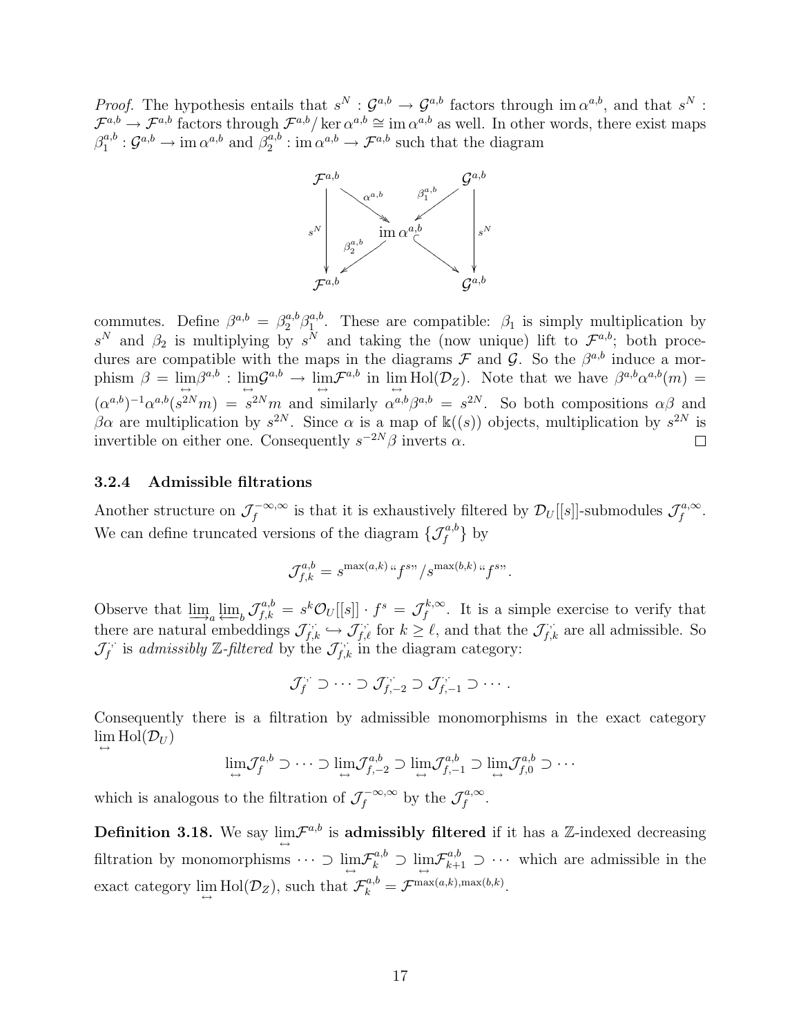*Proof.* The hypothesis entails that $s^N : \mathcal{G}^{a,b} \to \mathcal{G}^{a,b}$ factors through $\operatorname{im} \alpha^{a,b}$, and that $s^N : \mathcal{F}^{a,b} \to \mathcal{F}^{a,b}$ factors through $\mathcal{F}^{a,b}/\ker \alpha^{a,b} \cong \operatorname{im} \alpha^{a,b}$ as well. In other words, there exist maps $\beta_1^{a,b} : \mathcal{G}^{a,b} \to \operatorname{im} \alpha^{a,b}$ and $\beta_2^{a,b} : \operatorname{im} \alpha^{a,b} \to \mathcal{F}^{a,b}$ such that the diagram

$$
\begin{array}{ccccc}
\mathcal{F}^{a,b} & & & & \mathcal{G}^{a,b} \\
 & \searrow^{\alpha^{a,b}} & & \swarrow^{\beta_1^{a,b}} & \\
\downarrow s^N & & \operatorname{im} \alpha^{a,b} & & \downarrow s^N \\
 & \swarrow_{\beta_2^{a,b}} & & \searrow & \\
\mathcal{F}^{a,b} & & & & \mathcal{G}^{a,b}
\end{array}
$$

commutes. Define $\beta^{a,b} = \beta_2^{a,b}\beta_1^{a,b}$. These are compatible: $\beta_1$ is simply multiplication by $s^N$ and $\beta_2$ is multiplying by $s^N$ and taking the (now unique) lift to $\mathcal{F}^{a,b}$; both procedures are compatible with the maps in the diagrams $\mathcal{F}$ and $\mathcal{G}$. So the $\beta^{a,b}$ induce a morphism $\beta = \lim\limits_{\leftrightarrow}\beta^{a,b} : \lim\limits_{\leftrightarrow}\mathcal{G}^{a,b} \to \lim\limits_{\leftrightarrow}\mathcal{F}^{a,b}$ in $\lim\limits_{\leftrightarrow} \operatorname{Hol}(\mathcal{D}_Z)$. Note that we have $\beta^{a,b}\alpha^{a,b}(m) = (\alpha^{a,b})^{-1}\alpha^{a,b}(s^{2N}m) = s^{2N}m$ and similarly $\alpha^{a,b}\beta^{a,b} = s^{2N}$. So both compositions $\alpha\beta$ and $\beta\alpha$ are multiplication by $s^{2N}$. Since $\alpha$ is a map of $\Bbbk((s))$ objects, multiplication by $s^{2N}$ is invertible on either one. Consequently $s^{-2N}\beta$ inverts $\alpha$. $\square$

### 3.2.4 Admissible filtrations

Another structure on $\mathcal{J}_f^{-\infty,\infty}$ is that it is exhaustively filtered by $\mathcal{D}_U[[s]]$-submodules $\mathcal{J}_f^{a,\infty}$. We can define truncated versions of the diagram $\{\mathcal{J}_f^{a,b}\}$ by

$$\mathcal{J}_{f,k}^{a,b} = s^{\max(a,k)}\text{“}f^s\text{”}/s^{\max(b,k)}\text{“}f^s\text{”}.$$

Observe that $\varinjlim_a \varprojlim_b \mathcal{J}_{f,k}^{a,b} = s^k\mathcal{O}_U[[s]] \cdot f^s = \mathcal{J}_f^{k,\infty}$. It is a simple exercise to verify that there are natural embeddings $\mathcal{J}_{f,k}^{\cdot\cdot} \hookrightarrow \mathcal{J}_{f,\ell}^{\cdot\cdot}$ for $k \geq \ell$, and that the $\mathcal{J}_{f,k}^{\cdot\cdot}$ are all admissible. So $\mathcal{J}_f^{\cdot\cdot}$ is *admissibly* $\mathbb{Z}$*-filtered* by the $\mathcal{J}_{f,k}^{\cdot\cdot}$ in the diagram category:

$$\mathcal{J}_f^{\cdot\cdot} \supset \cdots \supset \mathcal{J}_{f,-2}^{\cdot\cdot} \supset \mathcal{J}_{f,-1}^{\cdot\cdot} \supset \cdots.$$

Consequently there is a filtration by admissible monomorphisms in the exact category $\lim\limits_{\leftrightarrow} \operatorname{Hol}(\mathcal{D}_U)$

$$\lim_{\leftrightarrow}\mathcal{J}_f^{a,b} \supset \cdots \supset \lim_{\leftrightarrow}\mathcal{J}_{f,-2}^{a,b} \supset \lim_{\leftrightarrow}\mathcal{J}_{f,-1}^{a,b} \supset \lim_{\leftrightarrow}\mathcal{J}_{f,0}^{a,b} \supset \cdots$$

which is analogous to the filtration of $\mathcal{J}_f^{-\infty,\infty}$ by the $\mathcal{J}_f^{a,\infty}$.

**Definition 3.18.** We say $\lim\limits_{\leftrightarrow}\mathcal{F}^{a,b}$ is **admissibly filtered** if it has a $\mathbb{Z}$-indexed decreasing filtration by monomorphisms $\cdots \supset \lim\limits_{\leftrightarrow}\mathcal{F}_k^{a,b} \supset \lim\limits_{\leftrightarrow}\mathcal{F}_{k+1}^{a,b} \supset \cdots$ which are admissible in the exact category $\lim\limits_{\leftrightarrow} \operatorname{Hol}(\mathcal{D}_Z)$, such that $\mathcal{F}_k^{a,b} = \mathcal{F}^{\max(a,k),\max(b,k)}$.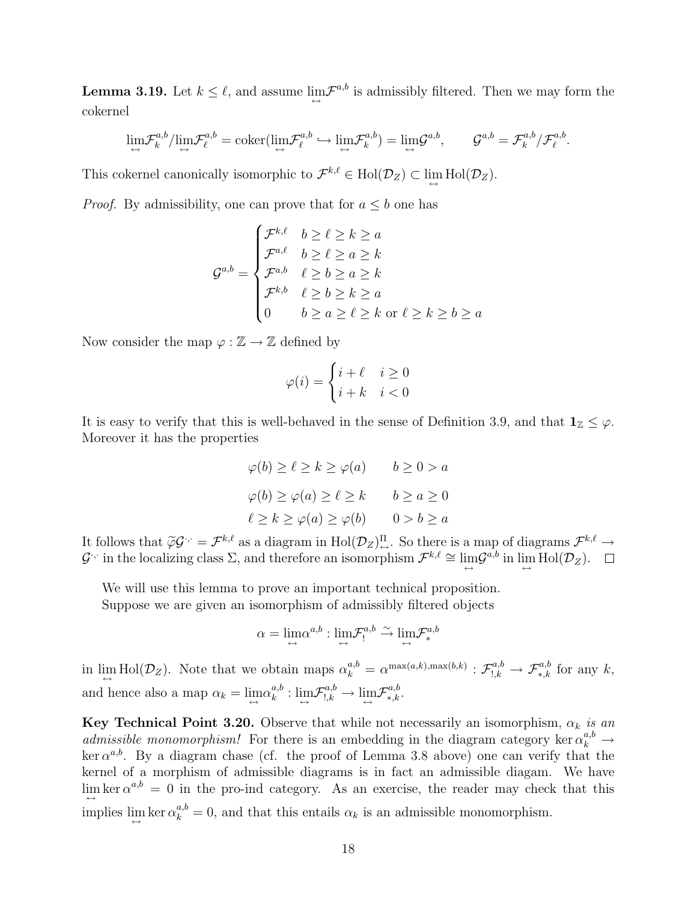**Lemma 3.19.** Let $k \leq \ell$, and assume $\lim\limits_{\leftrightarrow} \mathcal{F}^{a,b}$ is admissibly filtered. Then we may form the cokernel

$$\lim_{\leftrightarrow} \mathcal{F}_k^{a,b} / \lim_{\leftrightarrow} \mathcal{F}_\ell^{a,b} = \operatorname{coker}(\lim_{\leftrightarrow} \mathcal{F}_\ell^{a,b} \hookrightarrow \lim_{\leftrightarrow} \mathcal{F}_k^{a,b}) = \lim_{\leftrightarrow} \mathcal{G}^{a,b}, \qquad \mathcal{G}^{a,b} = \mathcal{F}_k^{a,b} / \mathcal{F}_\ell^{a,b}.$$

This cokernel canonically isomorphic to $\mathcal{F}^{k,\ell} \in \operatorname{Hol}(\mathcal{D}_Z) \subset \lim\limits_{\leftrightarrow} \operatorname{Hol}(\mathcal{D}_Z)$.

*Proof.* By admissibility, one can prove that for $a \leq b$ one has

$$\mathcal{G}^{a,b} = \begin{cases} \mathcal{F}^{k,\ell} & b \geq \ell \geq k \geq a \\ \mathcal{F}^{a,\ell} & b \geq \ell \geq a \geq k \\ \mathcal{F}^{a,b} & \ell \geq b \geq a \geq k \\ \mathcal{F}^{k,b} & \ell \geq b \geq k \geq a \\ 0 & b \geq a \geq \ell \geq k \text{ or } \ell \geq k \geq b \geq a \end{cases}$$

Now consider the map $\varphi : \mathbb{Z} \to \mathbb{Z}$ defined by

$$\varphi(i) = \begin{cases} i + \ell & i \geq 0 \\ i + k & i < 0 \end{cases}$$

It is easy to verify that this is well-behaved in the sense of Definition 3.9, and that $\mathbf{1}_{\mathbb{Z}} \leq \varphi$. Moreover it has the properties

$$\varphi(b) \geq \ell \geq k \geq \varphi(a) \qquad b \geq 0 > a$$

$$\varphi(b) \geq \varphi(a) \geq \ell \geq k \qquad b \geq a \geq 0$$

$$\ell \geq k \geq \varphi(a) \geq \varphi(b) \qquad 0 > b \geq a$$

It follows that $\widetilde{\varphi}\mathcal{G}^{\cdot,\cdot} = \mathcal{F}^{k,\ell}$ as a diagram in $\operatorname{Hol}(\mathcal{D}_Z)^{\Pi}_{\leftrightarrow}$. So there is a map of diagrams $\mathcal{F}^{k,\ell} \to \mathcal{G}^{\cdot,\cdot}$ in the localizing class $\Sigma$, and therefore an isomorphism $\mathcal{F}^{k,\ell} \cong \lim\limits_{\leftrightarrow} \mathcal{G}^{a,b}$ in $\lim\limits_{\leftrightarrow} \operatorname{Hol}(\mathcal{D}_Z)$. $\square$

We will use this lemma to prove an important technical proposition.

Suppose we are given an isomorphism of admissibly filtered objects

$$\alpha = \lim_{\leftrightarrow} \alpha^{a,b} : \lim_{\leftrightarrow} \mathcal{F}_!^{a,b} \xrightarrow{\sim} \lim_{\leftrightarrow} \mathcal{F}_*^{a,b}$$

in $\lim\limits_{\leftrightarrow} \operatorname{Hol}(\mathcal{D}_Z)$. Note that we obtain maps $\alpha_k^{a,b} = \alpha^{\max(a,k),\max(b,k)} : \mathcal{F}_{!,k}^{a,b} \to \mathcal{F}_{*,k}^{a,b}$ for any $k$, and hence also a map $\alpha_k = \lim\limits_{\leftrightarrow} \alpha_k^{a,b} : \lim\limits_{\leftrightarrow} \mathcal{F}_{!,k}^{a,b} \to \lim\limits_{\leftrightarrow} \mathcal{F}_{*,k}^{a,b}$.

**Key Technical Point 3.20.** *Observe that while not necessarily an isomorphism, $\alpha_k$ is an admissible monomorphism!* For there is an embedding in the diagram category $\ker \alpha_k^{a,b} \to \ker \alpha^{a,b}$. By a diagram chase (cf. the proof of Lemma 3.8 above) one can verify that the kernel of a morphism of admissible diagrams is in fact an admissible diagam. We have $\lim\limits_{\leftrightarrow} \ker \alpha^{a,b} = 0$ in the pro-ind category. As an exercise, the reader may check that this implies $\lim\limits_{\leftrightarrow} \ker \alpha_k^{a,b} = 0$, and that this entails $\alpha_k$ is an admissible monomorphism.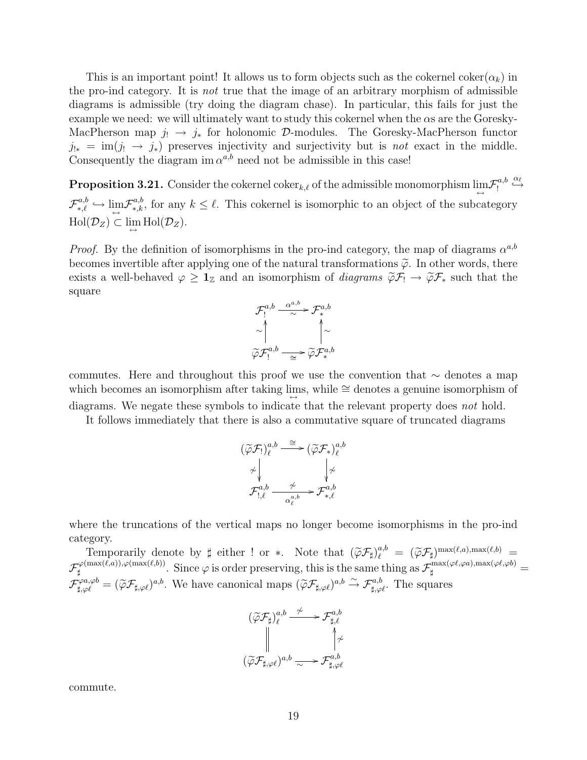This is an important point! It allows us to form objects such as the cokernel $\operatorname{coker}(\alpha_k)$ in the pro-ind category. It is *not* true that the image of an arbitrary morphism of admissible diagrams is admissible (try doing the diagram chase). In particular, this fails for just the example we need: we will ultimately want to study this cokernel when the $\alpha$s are the Goresky-MacPherson map $j_! \to j_*$ for holonomic $\mathcal{D}$-modules. The Goresky-MacPherson functor $j_{!*} = \operatorname{im}(j_! \to j_*)$ preserves injectivity and surjectivity but is *not* exact in the middle. Consequently the diagram $\operatorname{im} \alpha^{a,b}$ need not be admissible in this case!

**Proposition 3.21.** Consider the cokernel $\operatorname{coker}_{k,\ell}$ of the admissible monomorphism $\varprojlim\!\!\!\!\!\leftrightarrow \mathcal{F}_!^{a,b} \overset{\alpha_\ell}{\hookrightarrow} \mathcal{F}_{*,\ell}^{a,b} \hookrightarrow \underset{\leftrightarrow}{\lim}\mathcal{F}_{*,k}^{a,b}$, for any $k \leq \ell$. This cokernel is isomorphic to an object of the subcategory $\operatorname{Hol}(\mathcal{D}_Z) \subset \underset{\leftrightarrow}{\lim} \operatorname{Hol}(\mathcal{D}_Z)$.

*Proof.* By the definition of isomorphisms in the pro-ind category, the map of diagrams $\alpha^{a,b}$ becomes invertible after applying one of the natural transformations $\widetilde{\varphi}$. In other words, there exists a well-behaved $\varphi \geq \mathbf{1}_{\mathbb{Z}}$ and an isomorphism of *diagrams* $\widetilde{\varphi}\mathcal{F}_! \to \widetilde{\varphi}\mathcal{F}_*$ such that the square

$$
\begin{array}{ccc}
\mathcal{F}_!^{a,b} & \xrightarrow[\sim]{\alpha^{a,b}} & \mathcal{F}_*^{a,b} \\
\sim\uparrow & & \uparrow\sim \\
\widetilde{\varphi}\mathcal{F}_!^{a,b} & \xrightarrow[\cong]{} & \widetilde{\varphi}\mathcal{F}_*^{a,b}
\end{array}
$$

commutes. Here and throughout this proof we use the convention that $\sim$ denotes a map which becomes an isomorphism after taking $\underset{\leftrightarrow}{\lim}$s, while $\cong$ denotes a genuine isomorphism of diagrams. We negate these symbols to indicate that the relevant property does *not* hold.

It follows immediately that there is also a commutative square of truncated diagrams

$$
\begin{array}{ccc}
(\widetilde{\varphi}\mathcal{F}_!)_\ell^{a,b} & \xrightarrow{\cong} & (\widetilde{\varphi}\mathcal{F}_*)_\ell^{a,b} \\
\not\sim\downarrow & & \downarrow\not\sim \\
\mathcal{F}_{!,\ell}^{a,b} & \xrightarrow[\alpha_\ell^{a,b}]{\not\sim} & \mathcal{F}_{*,\ell}^{a,b}
\end{array}
$$

where the truncations of the vertical maps no longer become isomorphisms in the pro-ind category.

Temporarily denote by $\sharp$ either $!$ or $*$. Note that $(\widetilde{\varphi}\mathcal{F}_\sharp)_\ell^{a,b} = (\widetilde{\varphi}\mathcal{F}_\sharp)^{\max(\ell,a),\max(\ell,b)} = \mathcal{F}_\sharp^{\varphi(\max(\ell,a)),\varphi(\max(\ell,b))}$. Since $\varphi$ is order preserving, this is the same thing as $\mathcal{F}_\sharp^{\max(\varphi\ell,\varphi a),\max(\varphi\ell,\varphi b)} = \mathcal{F}_{\sharp,\varphi\ell}^{\varphi a,\varphi b} = (\widetilde{\varphi}\mathcal{F}_{\sharp,\varphi\ell})^{a,b}$. We have canonical maps $(\widetilde{\varphi}\mathcal{F}_{\sharp,\varphi\ell})^{a,b} \xrightarrow{\sim} \mathcal{F}_{\sharp,\varphi\ell}^{a,b}$. The squares

$$
\begin{array}{ccc}
(\widetilde{\varphi}\mathcal{F}_\sharp)_\ell^{a,b} & \xrightarrow{\not\sim} & \mathcal{F}_{\sharp,\ell}^{a,b} \\
\Big\| & & \uparrow\not\sim \\
(\widetilde{\varphi}\mathcal{F}_{\sharp,\varphi\ell})^{a,b} & \xrightarrow[\sim]{} & \mathcal{F}_{\sharp,\varphi\ell}^{a,b}
\end{array}
$$

commute.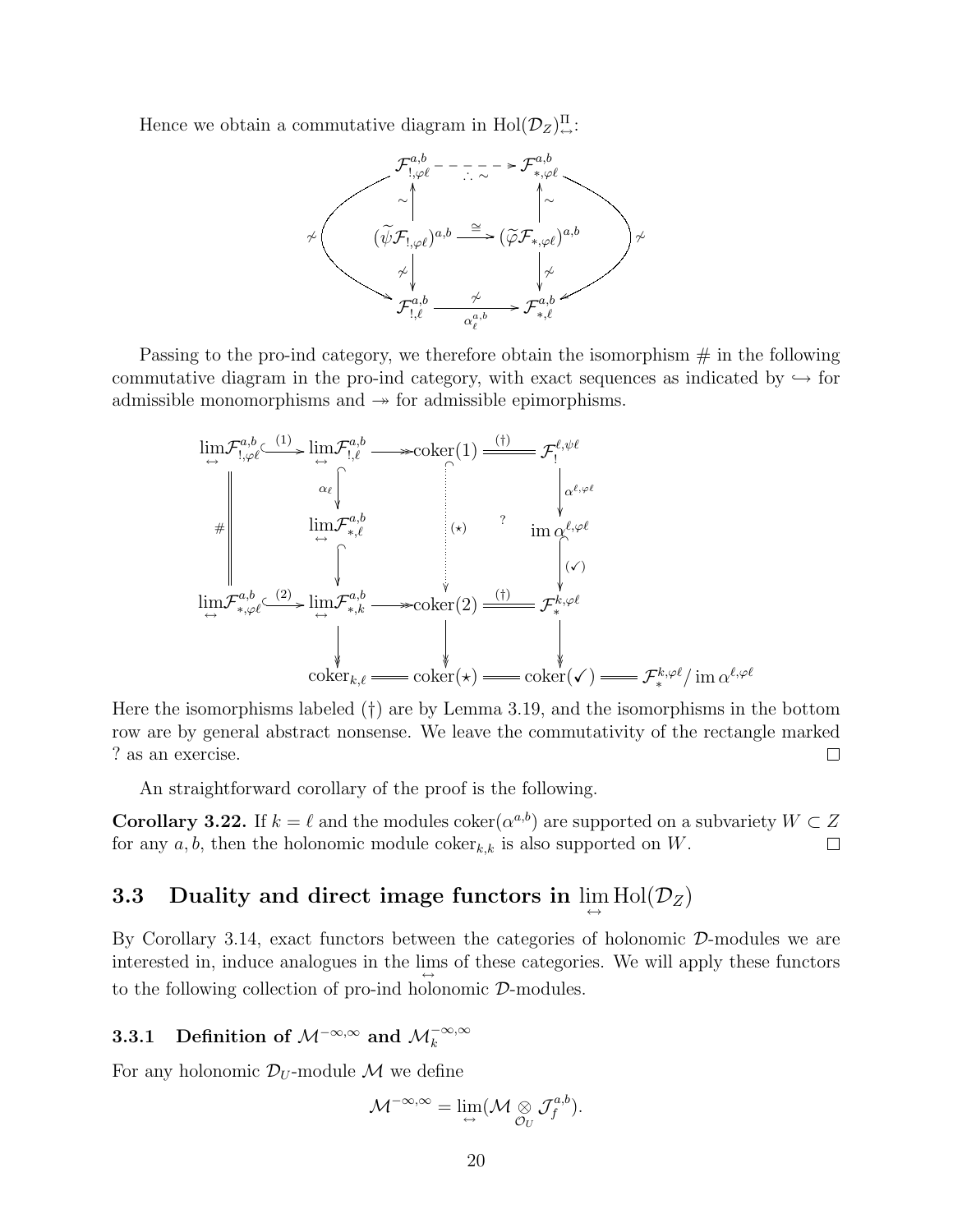Hence we obtain a commutative diagram in $\mathrm{Hol}(\mathcal{D}_Z)^{\Pi}_{\leftrightarrow}$:

$$
\begin{array}{ccc}
\mathcal{F}^{a,b}_{!,\varphi\ell} & \overset{\therefore\,\sim}{\dashrightarrow} & \mathcal{F}^{a,b}_{*,\varphi\ell} \\
\uparrow \sim & & \uparrow \sim \\
(\widetilde{\psi}\mathcal{F}_{!,\varphi\ell})^{a,b} & \xrightarrow{\cong} & (\widetilde{\varphi}\mathcal{F}_{*,\varphi\ell})^{a,b} \\
\downarrow \not\sim & & \downarrow \not\sim \\
\mathcal{F}^{a,b}_{!,\ell} & \xrightarrow[\alpha^{a,b}_\ell]{\not\sim} & \mathcal{F}^{a,b}_{*,\ell}
\end{array}
$$

(with outer arrows $\mathcal{F}^{a,b}_{!,\varphi\ell} \xrightarrow{\not\sim} \mathcal{F}^{a,b}_{!,\ell}$ and $\mathcal{F}^{a,b}_{*,\varphi\ell} \xrightarrow{\not\sim} \mathcal{F}^{a,b}_{*,\ell}$)

Passing to the pro-ind category, we therefore obtain the isomorphism # in the following commutative diagram in the pro-ind category, with exact sequences as indicated by $\hookrightarrow$ for admissible monomorphisms and $\twoheadrightarrow$ for admissible epimorphisms.

$$
\begin{array}{ccccccc}
\lim\limits_{\leftrightarrow}\mathcal{F}^{a,b}_{!,\varphi\ell} & \overset{(1)}{\hookrightarrow} & \lim\limits_{\leftrightarrow}\mathcal{F}^{a,b}_{!,\ell} & \twoheadrightarrow & \mathrm{coker}(1) & \overset{(\dagger)}{=\!=} & \mathcal{F}^{\ell,\psi\ell}_{!} \\
\| & & \downarrow \alpha_\ell & & \vdots & & \downarrow \alpha^{\ell,\varphi\ell} \\
\# & & \lim\limits_{\leftrightarrow}\mathcal{F}^{a,b}_{*,\ell} & & (\star) & ? & \mathrm{im}\,\alpha^{\ell,\varphi\ell} \\
\| & & \downarrow & & \vdots & & \downarrow (\checkmark) \\
\lim\limits_{\leftrightarrow}\mathcal{F}^{a,b}_{*,\varphi\ell} & \overset{(2)}{\hookrightarrow} & \lim\limits_{\leftrightarrow}\mathcal{F}^{a,b}_{*,k} & \twoheadrightarrow & \mathrm{coker}(2) & \overset{(\dagger)}{=\!=} & \mathcal{F}^{k,\varphi\ell}_{*} \\
 & & \downarrow & & \downarrow & & \downarrow \\
 & & \mathrm{coker}_{k,\ell} & = & \mathrm{coker}(\star) & = & \mathrm{coker}(\checkmark) = \mathcal{F}^{k,\varphi\ell}_{*}/\,\mathrm{im}\,\alpha^{\ell,\varphi\ell}
\end{array}
$$

Here the isomorphisms labeled (†) are by Lemma 3.19, and the isomorphisms in the bottom row are by general abstract nonsense. We leave the commutativity of the rectangle marked ? as an exercise. $\square$

An straightforward corollary of the proof is the following.

**Corollary 3.22.** If $k = \ell$ and the modules $\mathrm{coker}(\alpha^{a,b})$ are supported on a subvariety $W \subset Z$ for any $a, b$, then the holonomic module $\mathrm{coker}_{k,k}$ is also supported on $W$. $\square$

## 3.3 Duality and direct image functors in $\lim\limits_{\leftrightarrow} \mathrm{Hol}(\mathcal{D}_Z)$

By Corollary 3.14, exact functors between the categories of holonomic $\mathcal{D}$-modules we are interested in, induce analogues in the $\lim\limits_{\leftrightarrow}$s of these categories. We will apply these functors to the following collection of pro-ind holonomic $\mathcal{D}$-modules.

### 3.3.1 Definition of $\mathcal{M}^{-\infty,\infty}$ and $\mathcal{M}_k^{-\infty,\infty}$

For any holonomic $\mathcal{D}_U$-module $\mathcal{M}$ we define

$$\mathcal{M}^{-\infty,\infty} = \lim_{\leftrightarrow}(\mathcal{M} \underset{\mathcal{O}_U}{\otimes} \mathcal{J}^{a,b}_f).$$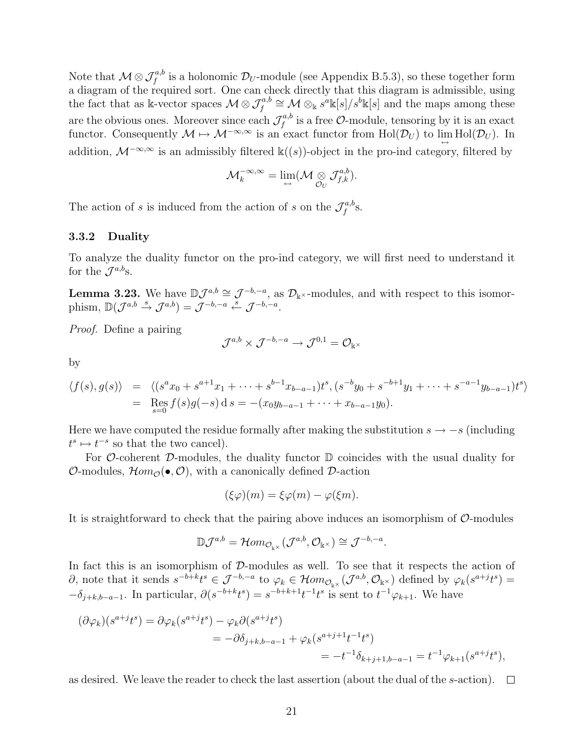Note that $\mathcal{M} \otimes \mathcal{J}_f^{a,b}$ is a holonomic $\mathcal{D}_U$-module (see Appendix B.5.3), so these together form a diagram of the required sort. One can check directly that this diagram is admissible, using the fact that as $\Bbbk$-vector spaces $\mathcal{M} \otimes \mathcal{J}_f^{a,b} \cong \mathcal{M} \otimes_{\Bbbk} s^a\Bbbk[s]/s^b\Bbbk[s]$ and the maps among these are the obvious ones. Moreover since each $\mathcal{J}_f^{a,b}$ is a free $\mathcal{O}$-module, tensoring by it is an exact functor. Consequently $\mathcal{M} \mapsto \mathcal{M}^{-\infty,\infty}$ is an exact functor from $\mathrm{Hol}(\mathcal{D}_U)$ to $\varprojlim_{\leftrightarrow} \mathrm{Hol}(\mathcal{D}_U)$. In addition, $\mathcal{M}^{-\infty,\infty}$ is an admissibly filtered $\Bbbk((s))$-object in the pro-ind category, filtered by

$$\mathcal{M}_k^{-\infty,\infty} = \lim_{\leftrightarrow}(\mathcal{M} \underset{\mathcal{O}_U}{\otimes} \mathcal{J}_{f,k}^{a,b}).$$

The action of $s$ is induced from the action of $s$ on the $\mathcal{J}_f^{a,b}$s.

### 3.3.2 Duality

To analyze the duality functor on the pro-ind category, we will first need to understand it for the $\mathcal{J}^{a,b}$s.

**Lemma 3.23.** *We have $\mathbb{D}\mathcal{J}^{a,b} \cong \mathcal{J}^{-b,-a}$, as $\mathcal{D}_{\Bbbk^\times}$-modules, and with respect to this isomorphism, $\mathbb{D}(\mathcal{J}^{a,b} \xrightarrow{s} \mathcal{J}^{a,b}) = \mathcal{J}^{-b,-a} \xleftarrow{s} \mathcal{J}^{-b,-a}$.*

*Proof.* Define a pairing

$$\mathcal{J}^{a,b} \times \mathcal{J}^{-b,-a} \to \mathcal{J}^{0,1} = \mathcal{O}_{\Bbbk^\times}$$

by

$$\begin{aligned}
\langle f(s), g(s)\rangle &= \langle (s^a x_0 + s^{a+1}x_1 + \cdots + s^{b-1}x_{b-a-1})t^s, (s^{-b}y_0 + s^{-b+1}y_1 + \cdots + s^{-a-1}y_{b-a-1})t^s\rangle \\
&= \operatorname*{Res}_{s=0} f(s)g(-s)\,\mathrm{d}\,s = -(x_0y_{b-a-1} + \cdots + x_{b-a-1}y_0).
\end{aligned}$$

Here we have computed the residue formally after making the substitution $s \to -s$ (including $t^s \mapsto t^{-s}$ so that the two cancel).

For $\mathcal{O}$-coherent $\mathcal{D}$-modules, the duality functor $\mathbb{D}$ coincides with the usual duality for $\mathcal{O}$-modules, $\mathcal{H}om_{\mathcal{O}}(\bullet, \mathcal{O})$, with a canonically defined $\mathcal{D}$-action

$$(\xi\varphi)(m) = \xi\varphi(m) - \varphi(\xi m).$$

It is straightforward to check that the pairing above induces an isomorphism of $\mathcal{O}$-modules

$$\mathbb{D}\mathcal{J}^{a,b} = \mathcal{H}om_{\mathcal{O}_{\Bbbk^\times}}(\mathcal{J}^{a,b}, \mathcal{O}_{\Bbbk^\times}) \cong \mathcal{J}^{-b,-a}.$$

In fact this is an isomorphism of $\mathcal{D}$-modules as well. To see that it respects the action of $\partial$, note that it sends $s^{-b+k}t^s \in \mathcal{J}^{-b,-a}$ to $\varphi_k \in \mathcal{H}om_{\mathcal{O}_{\Bbbk^\times}}(\mathcal{J}^{a,b}, \mathcal{O}_{\Bbbk^\times})$ defined by $\varphi_k(s^{a+j}t^s) = -\delta_{j+k,b-a-1}$. In particular, $\partial(s^{-b+k}t^s) = s^{-b+k+1}t^{-1}t^s$ is sent to $t^{-1}\varphi_{k+1}$. We have

$$\begin{aligned}
(\partial\varphi_k)(s^{a+j}t^s) = \partial\varphi_k(s^{a+j}t^s) &- \varphi_k\partial(s^{a+j}t^s) \\
&= -\partial\delta_{j+k,b-a-1} + \varphi_k(s^{a+j+1}t^{-1}t^s) \\
&\qquad = -t^{-1}\delta_{k+j+1,b-a-1} = t^{-1}\varphi_{k+1}(s^{a+j}t^s),
\end{aligned}$$

as desired. We leave the reader to check the last assertion (about the dual of the $s$-action). $\square$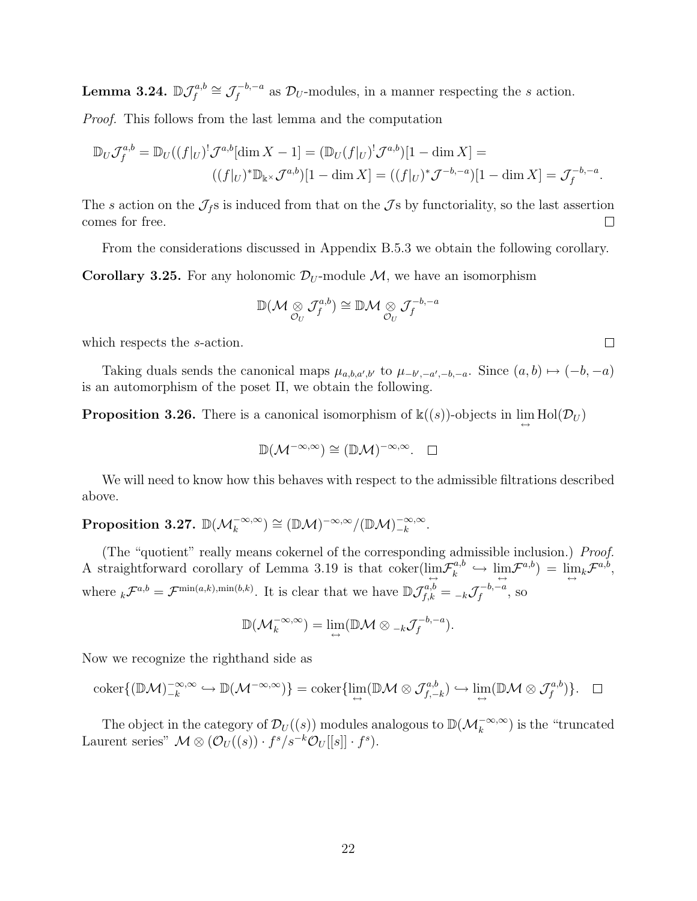**Lemma 3.24.** $\mathbb{D}\mathcal{J}_f^{a,b} \cong \mathcal{J}_f^{-b,-a}$ as $\mathcal{D}_U$-modules, in a manner respecting the $s$ action.

*Proof.* This follows from the last lemma and the computation

$$\mathbb{D}_U\mathcal{J}_f^{a,b} = \mathbb{D}_U((f|_U)^!\mathcal{J}^{a,b}[\dim X - 1] = (\mathbb{D}_U(f|_U)^!\mathcal{J}^{a,b})[1-\dim X] =$$
$$((f|_U)^*\mathbb{D}_{\Bbbk^\times}\mathcal{J}^{a,b})[1-\dim X] = ((f|_U)^*\mathcal{J}^{-b,-a})[1-\dim X] = \mathcal{J}_f^{-b,-a}.$$

The $s$ action on the $\mathcal{J}_f$s is induced from that on the $\mathcal{J}$s by functoriality, so the last assertion comes for free. □

From the considerations discussed in Appendix B.5.3 we obtain the following corollary.

**Corollary 3.25.** For any holonomic $\mathcal{D}_U$-module $\mathcal{M}$, we have an isomorphism

$$\mathbb{D}(\mathcal{M} \underset{\mathcal{O}_U}{\otimes} \mathcal{J}_f^{a,b}) \cong \mathbb{D}\mathcal{M} \underset{\mathcal{O}_U}{\otimes} \mathcal{J}_f^{-b,-a}$$

which respects the $s$-action. □

Taking duals sends the canonical maps $\mu_{a,b,a',b'}$ to $\mu_{-b',-a',-b,-a}$. Since $(a,b) \mapsto (-b,-a)$ is an automorphism of the poset $\Pi$, we obtain the following.

**Proposition 3.26.** There is a canonical isomorphism of $\Bbbk((s))$-objects in $\underset{\leftrightarrow}{\lim}\,\mathrm{Hol}(\mathcal{D}_U)$

$$\mathbb{D}(\mathcal{M}^{-\infty,\infty}) \cong (\mathbb{D}\mathcal{M})^{-\infty,\infty}. \quad \square$$

We will need to know how this behaves with respect to the admissible filtrations described above.

**Proposition 3.27.** $\mathbb{D}(\mathcal{M}_k^{-\infty,\infty}) \cong (\mathbb{D}\mathcal{M})^{-\infty,\infty}/(\mathbb{D}\mathcal{M})_{-k}^{-\infty,\infty}$.

(The "quotient" really means cokernel of the corresponding admissible inclusion.) *Proof.* A straightforward corollary of Lemma 3.19 is that $\mathrm{coker}(\underset{\leftrightarrow}{\lim}\mathcal{F}_k^{a,b} \hookrightarrow \underset{\leftrightarrow}{\lim}\mathcal{F}^{a,b}) = \underset{\leftrightarrow}{\lim}{}_k\mathcal{F}^{a,b}$, where ${}_k\mathcal{F}^{a,b} = \mathcal{F}^{\min(a,k),\min(b,k)}$. It is clear that we have $\mathbb{D}\mathcal{J}_{f,k}^{a,b} = {}_{-k}\mathcal{J}_f^{-b,-a}$, so

$$\mathbb{D}(\mathcal{M}_k^{-\infty,\infty}) = \underset{\leftrightarrow}{\lim}(\mathbb{D}\mathcal{M} \otimes {}_{-k}\mathcal{J}_f^{-b,-a}).$$

Now we recognize the righthand side as

$$\mathrm{coker}\{(\mathbb{D}\mathcal{M})_{-k}^{-\infty,\infty} \hookrightarrow \mathbb{D}(\mathcal{M}^{-\infty,\infty})\} = \mathrm{coker}\{\underset{\leftrightarrow}{\lim}(\mathbb{D}\mathcal{M} \otimes \mathcal{J}_{f,-k}^{a,b}) \hookrightarrow \underset{\leftrightarrow}{\lim}(\mathbb{D}\mathcal{M} \otimes \mathcal{J}_f^{a,b})\}. \quad \square$$

The object in the category of $\mathcal{D}_U((s))$ modules analogous to $\mathbb{D}(\mathcal{M}_k^{-\infty,\infty})$ is the "truncated Laurent series" $\mathcal{M} \otimes (\mathcal{O}_U((s)) \cdot f^s / s^{-k}\mathcal{O}_U[[s]] \cdot f^s)$.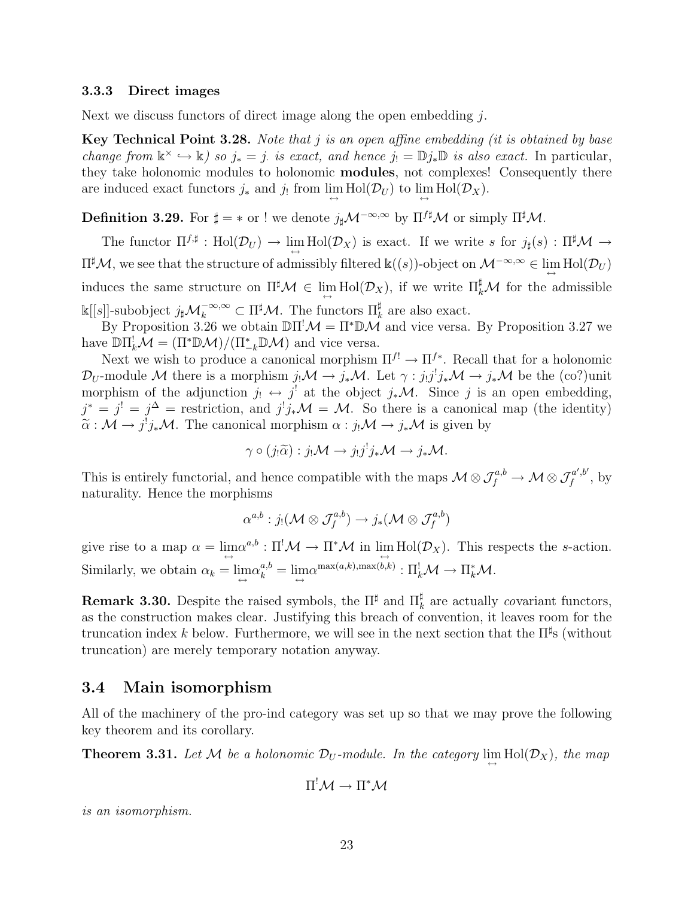### 3.3.3 Direct images

Next we discuss functors of direct image along the open embedding $j$.

**Key Technical Point 3.28.** *Note that $j$ is an open affine embedding (it is obtained by base change from $\Bbbk^\times \hookrightarrow \Bbbk$) so $j_* = j.$ is exact, and hence $j_! = \mathbb{D}j_*\mathbb{D}$ is also exact.* In particular, they take holonomic modules to holonomic **modules**, not complexes! Consequently there are induced exact functors $j_*$ and $j_!$ from $\underset{\leftrightarrow}{\lim}\,\mathrm{Hol}(\mathcal{D}_U)$ to $\underset{\leftrightarrow}{\lim}\,\mathrm{Hol}(\mathcal{D}_X)$.

**Definition 3.29.** For $\sharp = *$ or $!$ we denote $j_\sharp \mathcal{M}^{-\infty,\infty}$ by $\Pi^{f\sharp}\mathcal{M}$ or simply $\Pi^\sharp\mathcal{M}$.

The functor $\Pi^{f,\sharp} : \mathrm{Hol}(\mathcal{D}_U) \to \underset{\leftrightarrow}{\lim}\,\mathrm{Hol}(\mathcal{D}_X)$ is exact. If we write $s$ for $j_\sharp(s) : \Pi^\sharp\mathcal{M} \to \Pi^\sharp\mathcal{M}$, we see that the structure of admissibly filtered $\Bbbk((s))$-object on $\mathcal{M}^{-\infty,\infty} \in \underset{\leftrightarrow}{\lim}\,\mathrm{Hol}(\mathcal{D}_U)$ induces the same structure on $\Pi^\sharp\mathcal{M} \in \underset{\leftrightarrow}{\lim}\,\mathrm{Hol}(\mathcal{D}_X)$, if we write $\Pi^\sharp_k\mathcal{M}$ for the admissible $\Bbbk[[s]]$-subobject $j_\sharp\mathcal{M}_k^{-\infty,\infty} \subset \Pi^\sharp\mathcal{M}$. The functors $\Pi^\sharp_k$ are also exact.

By Proposition 3.26 we obtain $\mathbb{D}\Pi^!\mathcal{M} = \Pi^*\mathbb{D}\mathcal{M}$ and vice versa. By Proposition 3.27 we have $\mathbb{D}\Pi^!_k\mathcal{M} = (\Pi^*\mathbb{D}\mathcal{M})/(\Pi^*_{-k}\mathbb{D}\mathcal{M})$ and vice versa.

Next we wish to produce a canonical morphism $\Pi^{f!} \to \Pi^{f*}$. Recall that for a holonomic $\mathcal{D}_U$-module $\mathcal{M}$ there is a morphism $j_!\mathcal{M} \to j_*\mathcal{M}$. Let $\gamma : j_!j^!j_*\mathcal{M} \to j_*\mathcal{M}$ be the (co?)unit morphism of the adjunction $j_! \leftrightarrow j^!$ at the object $j_*\mathcal{M}$. Since $j$ is an open embedding, $j^* = j^! = j^\Delta =$ restriction, and $j^!j_*\mathcal{M} = \mathcal{M}$. So there is a canonical map (the identity) $\widetilde{\alpha} : \mathcal{M} \to j^!j_*\mathcal{M}$. The canonical morphism $\alpha : j_!\mathcal{M} \to j_*\mathcal{M}$ is given by

$$\gamma \circ (j_!\widetilde{\alpha}) : j_!\mathcal{M} \to j_!j^!j_*\mathcal{M} \to j_*\mathcal{M}.$$

This is entirely functorial, and hence compatible with the maps $\mathcal{M} \otimes \mathcal{J}_f^{a,b} \to \mathcal{M} \otimes \mathcal{J}_f^{a',b'}$, by naturality. Hence the morphisms

$$\alpha^{a,b} : j_!(\mathcal{M} \otimes \mathcal{J}_f^{a,b}) \to j_*(\mathcal{M} \otimes \mathcal{J}_f^{a,b})$$

give rise to a map $\alpha = \underset{\leftrightarrow}{\lim}\alpha^{a,b} : \Pi^!\mathcal{M} \to \Pi^*\mathcal{M}$ in $\underset{\leftrightarrow}{\lim}\,\mathrm{Hol}(\mathcal{D}_X)$. This respects the $s$-action. Similarly, we obtain $\alpha_k = \underset{\leftrightarrow}{\lim}\alpha_k^{a,b} = \underset{\leftrightarrow}{\lim}\alpha^{\max(a,k),\max(b,k)} : \Pi^!_k\mathcal{M} \to \Pi^*_k\mathcal{M}$.

**Remark 3.30.** Despite the raised symbols, the $\Pi^\sharp$ and $\Pi^\sharp_k$ are actually *co*variant functors, as the construction makes clear. Justifying this breach of convention, it leaves room for the truncation index $k$ below. Furthermore, we will see in the next section that the $\Pi^\sharp$s (without truncation) are merely temporary notation anyway.

## 3.4 Main isomorphism

All of the machinery of the pro-ind category was set up so that we may prove the following key theorem and its corollary.

**Theorem 3.31.** *Let $\mathcal{M}$ be a holonomic $\mathcal{D}_U$-module. In the category $\underset{\leftrightarrow}{\lim}\,\mathrm{Hol}(\mathcal{D}_X)$, the map*

$$\Pi^!\mathcal{M} \to \Pi^*\mathcal{M}$$

*is an isomorphism.*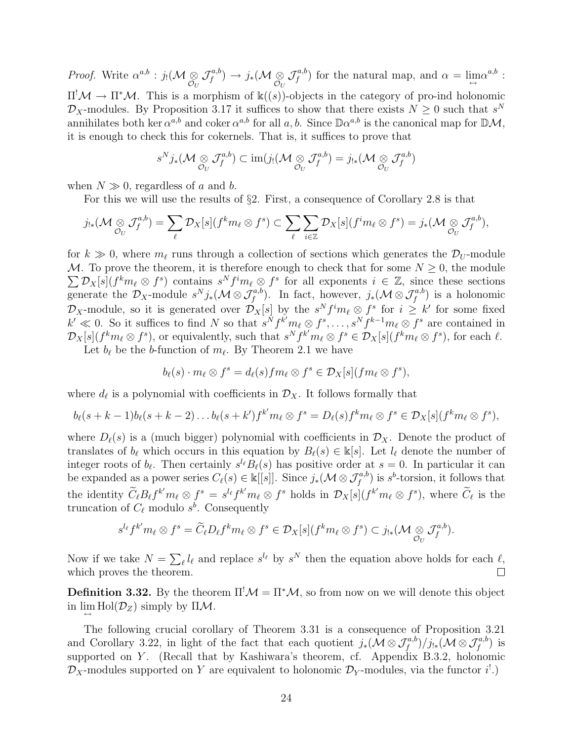*Proof.* Write $\alpha^{a,b} : j_!(\mathcal{M} \underset{\mathcal{O}_U}{\otimes} \mathcal{J}_f^{a,b}) \to j_*(\mathcal{M} \underset{\mathcal{O}_U}{\otimes} \mathcal{J}_f^{a,b})$ for the natural map, and $\alpha = \underset{\leftrightarrow}{\lim}\alpha^{a,b}$ : $\Pi^!\mathcal{M} \to \Pi^*\mathcal{M}$. This is a morphism of $\Bbbk((s))$-objects in the category of pro-ind holonomic $\mathcal{D}_X$-modules. By Proposition 3.17 it suffices to show that there exists $N \geq 0$ such that $s^N$ annihilates both $\ker \alpha^{a,b}$ and $\operatorname{coker} \alpha^{a,b}$ for all $a, b$. Since $\mathbb{D}\alpha^{a,b}$ is the canonical map for $\mathbb{D}\mathcal{M}$, it is enough to check this for cokernels. That is, it suffices to prove that

$$s^N j_*(\mathcal{M} \underset{\mathcal{O}_U}{\otimes} \mathcal{J}_f^{a,b}) \subset \operatorname{im}(j_!(\mathcal{M} \underset{\mathcal{O}_U}{\otimes} \mathcal{J}_f^{a,b}) = j_{!*}(\mathcal{M} \underset{\mathcal{O}_U}{\otimes} \mathcal{J}_f^{a,b})$$

when $N \gg 0$, regardless of $a$ and $b$.

For this we will use the results of §2. First, a consequence of Corollary 2.8 is that

$$j_{!*}(\mathcal{M} \underset{\mathcal{O}_U}{\otimes} \mathcal{J}_f^{a,b}) = \sum_\ell \mathcal{D}_X[s](f^k m_\ell \otimes f^s) \subset \sum_\ell \sum_{i\in\mathbb{Z}} \mathcal{D}_X[s](f^i m_\ell \otimes f^s) = j_*(\mathcal{M} \underset{\mathcal{O}_U}{\otimes} \mathcal{J}_f^{a,b}),$$

for $k \gg 0$, where $m_\ell$ runs through a collection of sections which generates the $\mathcal{D}_U$-module $\mathcal{M}$. To prove the theorem, it is therefore enough to check that for some $N \geq 0$, the module $\sum \mathcal{D}_X[s](f^k m_\ell \otimes f^s)$ contains $s^N f^i m_\ell \otimes f^s$ for all exponents $i \in \mathbb{Z}$, since these sections generate the $\mathcal{D}_X$-module $s^N j_*(\mathcal{M} \otimes \mathcal{J}_f^{a,b})$. In fact, however, $j_*(\mathcal{M} \otimes \mathcal{J}_f^{a,b})$ is a holonomic $\mathcal{D}_X$-module, so it is generated over $\mathcal{D}_X[s]$ by the $s^N f^i m_\ell \otimes f^s$ for $i \geq k'$ for some fixed $k' \ll 0$. So it suffices to find $N$ so that $s^N f^{k'} m_\ell \otimes f^s, \ldots, s^N f^{k-1} m_\ell \otimes f^s$ are contained in $\mathcal{D}_X[s](f^k m_\ell \otimes f^s)$, or equivalently, such that $s^N f^{k'} m_\ell \otimes f^s \in \mathcal{D}_X[s](f^k m_\ell \otimes f^s)$, for each $\ell$.

Let $b_\ell$ be the $b$-function of $m_\ell$. By Theorem 2.1 we have

$$b_\ell(s) \cdot m_\ell \otimes f^s = d_\ell(s) f m_\ell \otimes f^s \in \mathcal{D}_X[s](f m_\ell \otimes f^s),$$

where $d_\ell$ is a polynomial with coefficients in $\mathcal{D}_X$. It follows formally that

$$b_\ell(s+k-1)b_\ell(s+k-2)\ldots b_\ell(s+k')f^{k'}m_\ell \otimes f^s = D_\ell(s) f^k m_\ell \otimes f^s \in \mathcal{D}_X[s](f^k m_\ell \otimes f^s),$$

where $D_\ell(s)$ is a (much bigger) polynomial with coefficients in $\mathcal{D}_X$. Denote the product of translates of $b_\ell$ which occurs in this equation by $B_\ell(s) \in \Bbbk[s]$. Let $l_\ell$ denote the number of integer roots of $b_\ell$. Then certainly $s^{l_\ell} B_\ell(s)$ has positive order at $s = 0$. In particular it can be expanded as a power series $C_\ell(s) \in \Bbbk[[s]]$. Since $j_*(\mathcal{M} \otimes \mathcal{J}_f^{a,b})$ is $s^b$-torsion, it follows that the identity $\widetilde{C}_\ell B_\ell f^{k'} m_\ell \otimes f^s = s^{l_\ell} f^{k'} m_\ell \otimes f^s$ holds in $\mathcal{D}_X[s](f^{k'} m_\ell \otimes f^s)$, where $\widetilde{C}_\ell$ is the truncation of $C_\ell$ modulo $s^b$. Consequently

$$s^{l_\ell} f^{k'} m_\ell \otimes f^s = \widetilde{C}_\ell D_\ell f^k m_\ell \otimes f^s \in \mathcal{D}_X[s](f^k m_\ell \otimes f^s) \subset j_{!*}(\mathcal{M} \underset{\mathcal{O}_U}{\otimes} \mathcal{J}_f^{a,b}).$$

Now if we take $N = \sum_\ell l_\ell$ and replace $s^{l_\ell}$ by $s^N$ then the equation above holds for each $\ell$, which proves the theorem. $\square$

**Definition 3.32.** By the theorem $\Pi^!\mathcal{M} = \Pi^*\mathcal{M}$, so from now on we will denote this object in $\underset{\leftrightarrow}{\lim} \operatorname{Hol}(\mathcal{D}_Z)$ simply by $\Pi\mathcal{M}$.

The following crucial corollary of Theorem 3.31 is a consequence of Proposition 3.21 and Corollary 3.22, in light of the fact that each quotient $j_*(\mathcal{M} \otimes \mathcal{J}_f^{a,b})/j_{!*}(\mathcal{M} \otimes \mathcal{J}_f^{a,b})$ is supported on $Y$. (Recall that by Kashiwara's theorem, cf. Appendix B.3.2, holonomic $\mathcal{D}_X$-modules supported on $Y$ are equivalent to holonomic $\mathcal{D}_Y$-modules, via the functor $i^!$.)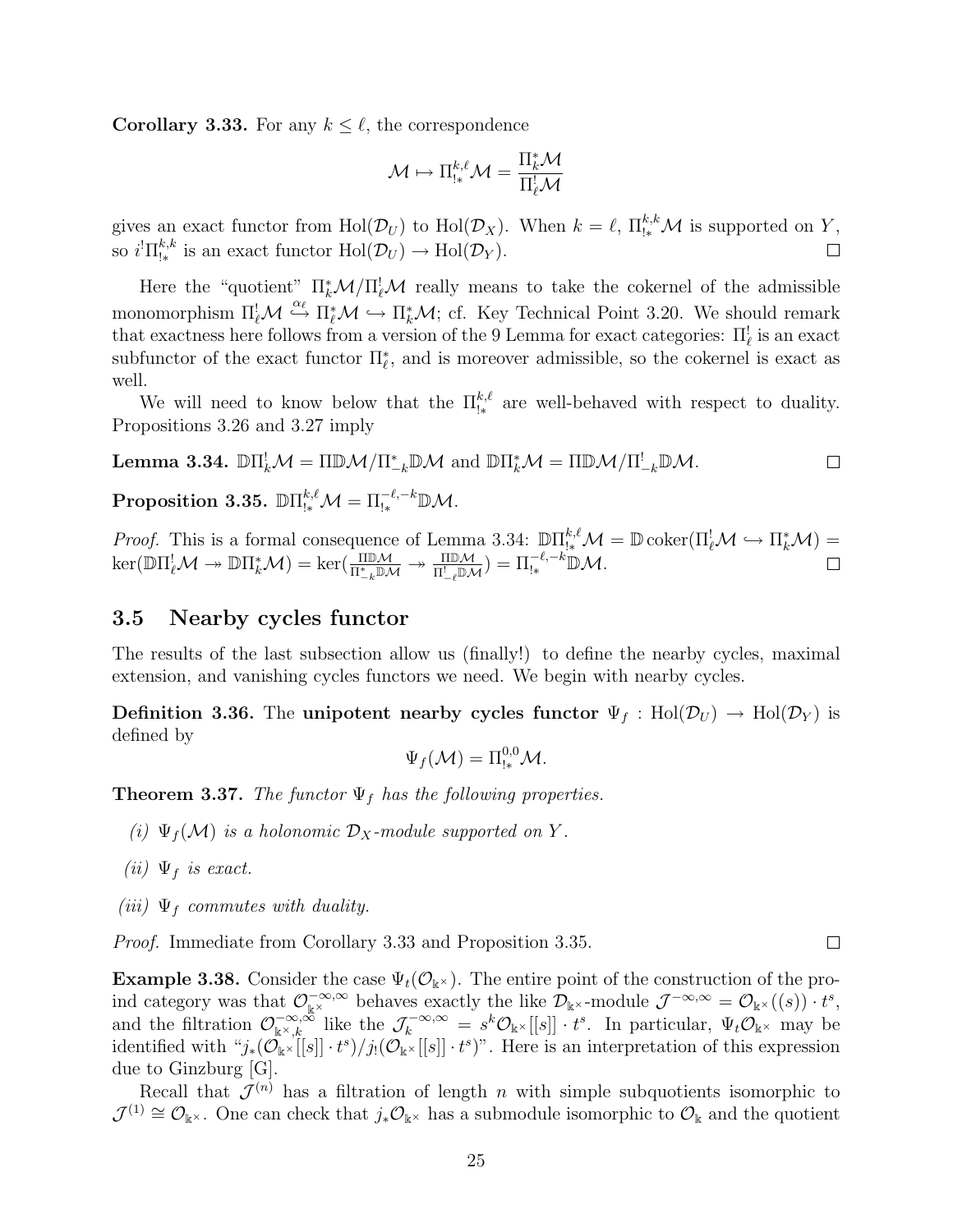**Corollary 3.33.** For any $k \leq \ell$, the correspondence

$$\mathcal{M} \mapsto \Pi^{k,\ell}_{!*}\mathcal{M} = \frac{\Pi^*_k \mathcal{M}}{\Pi^!_\ell \mathcal{M}}$$

gives an exact functor from $\mathrm{Hol}(\mathcal{D}_U)$ to $\mathrm{Hol}(\mathcal{D}_X)$. When $k = \ell$, $\Pi^{k,k}_{!*}\mathcal{M}$ is supported on $Y$, so $i^! \Pi^{k,k}_{!*}$ is an exact functor $\mathrm{Hol}(\mathcal{D}_U) \to \mathrm{Hol}(\mathcal{D}_Y)$. ∎

Here the "quotient" $\Pi^*_k \mathcal{M}/\Pi^!_\ell \mathcal{M}$ really means to take the cokernel of the admissible monomorphism $\Pi^!_\ell \mathcal{M} \overset{\alpha_\ell}{\hookrightarrow} \Pi^*_\ell \mathcal{M} \hookrightarrow \Pi^*_k \mathcal{M}$; cf. Key Technical Point 3.20. We should remark that exactness here follows from a version of the 9 Lemma for exact categories: $\Pi^!_\ell$ is an exact subfunctor of the exact functor $\Pi^*_\ell$, and is moreover admissible, so the cokernel is exact as well.

We will need to know below that the $\Pi^{k,\ell}_{!*}$ are well-behaved with respect to duality. Propositions 3.26 and 3.27 imply

**Lemma 3.34.** $\mathbb{D}\Pi^!_k \mathcal{M} = \Pi\mathbb{D}\mathcal{M}/\Pi^*_{-k}\mathbb{D}\mathcal{M}$ and $\mathbb{D}\Pi^*_k \mathcal{M} = \Pi\mathbb{D}\mathcal{M}/\Pi^!_{-k}\mathbb{D}\mathcal{M}$. ∎

**Proposition 3.35.** $\mathbb{D}\Pi^{k,\ell}_{!*}\mathcal{M} = \Pi^{-\ell,-k}_{!*}\mathbb{D}\mathcal{M}$.

*Proof.* This is a formal consequence of Lemma 3.34: $\mathbb{D}\Pi^{k,\ell}_{!*}\mathcal{M} = \mathbb{D}\,\mathrm{coker}(\Pi^!_\ell \mathcal{M} \hookrightarrow \Pi^*_k \mathcal{M}) = \ker(\mathbb{D}\Pi^!_\ell \mathcal{M} \twoheadrightarrow \mathbb{D}\Pi^*_k \mathcal{M}) = \ker(\frac{\Pi\mathbb{D}\mathcal{M}}{\Pi^*_{-k}\mathbb{D}\mathcal{M}} \twoheadrightarrow \frac{\Pi\mathbb{D}\mathcal{M}}{\Pi^!_{-\ell}\mathbb{D}\mathcal{M}}) = \Pi^{-\ell,-k}_{!*}\mathbb{D}\mathcal{M}$. ∎

## 3.5 Nearby cycles functor

The results of the last subsection allow us (finally!) to define the nearby cycles, maximal extension, and vanishing cycles functors we need. We begin with nearby cycles.

**Definition 3.36.** The **unipotent nearby cycles functor** $\Psi_f : \mathrm{Hol}(\mathcal{D}_U) \to \mathrm{Hol}(\mathcal{D}_Y)$ is defined by

$$\Psi_f(\mathcal{M}) = \Pi^{0,0}_{!*}\mathcal{M}.$$

**Theorem 3.37.** *The functor $\Psi_f$ has the following properties.*

*(i) $\Psi_f(\mathcal{M})$ is a holonomic $\mathcal{D}_X$-module supported on $Y$.*

*(ii) $\Psi_f$ is exact.*

*(iii) $\Psi_f$ commutes with duality.*

*Proof.* Immediate from Corollary 3.33 and Proposition 3.35. ∎

**Example 3.38.** Consider the case $\Psi_t(\mathcal{O}_{\Bbbk^\times})$. The entire point of the construction of the pro-ind category was that $\mathcal{O}^{-\infty,\infty}_{\Bbbk^\times}$ behaves exactly the like $\mathcal{D}_{\Bbbk^\times}$-module $\mathcal{J}^{-\infty,\infty} = \mathcal{O}_{\Bbbk^\times}((s)) \cdot t^s$, and the filtration $\mathcal{O}^{-\infty,\infty}_{\Bbbk^\times,k}$ like the $\mathcal{J}^{-\infty,\infty}_k = s^k \mathcal{O}_{\Bbbk^\times}[[s]] \cdot t^s$. In particular, $\Psi_t \mathcal{O}_{\Bbbk^\times}$ may be identified with "$j_*(\mathcal{O}_{\Bbbk^\times}[[s]] \cdot t^s)/j_!(\mathcal{O}_{\Bbbk^\times}[[s]] \cdot t^s)$". Here is an interpretation of this expression due to Ginzburg [G].

Recall that $\mathcal{J}^{(n)}$ has a filtration of length $n$ with simple subquotients isomorphic to $\mathcal{J}^{(1)} \cong \mathcal{O}_{\Bbbk^\times}$. One can check that $j_*\mathcal{O}_{\Bbbk^\times}$ has a submodule isomorphic to $\mathcal{O}_\Bbbk$ and the quotient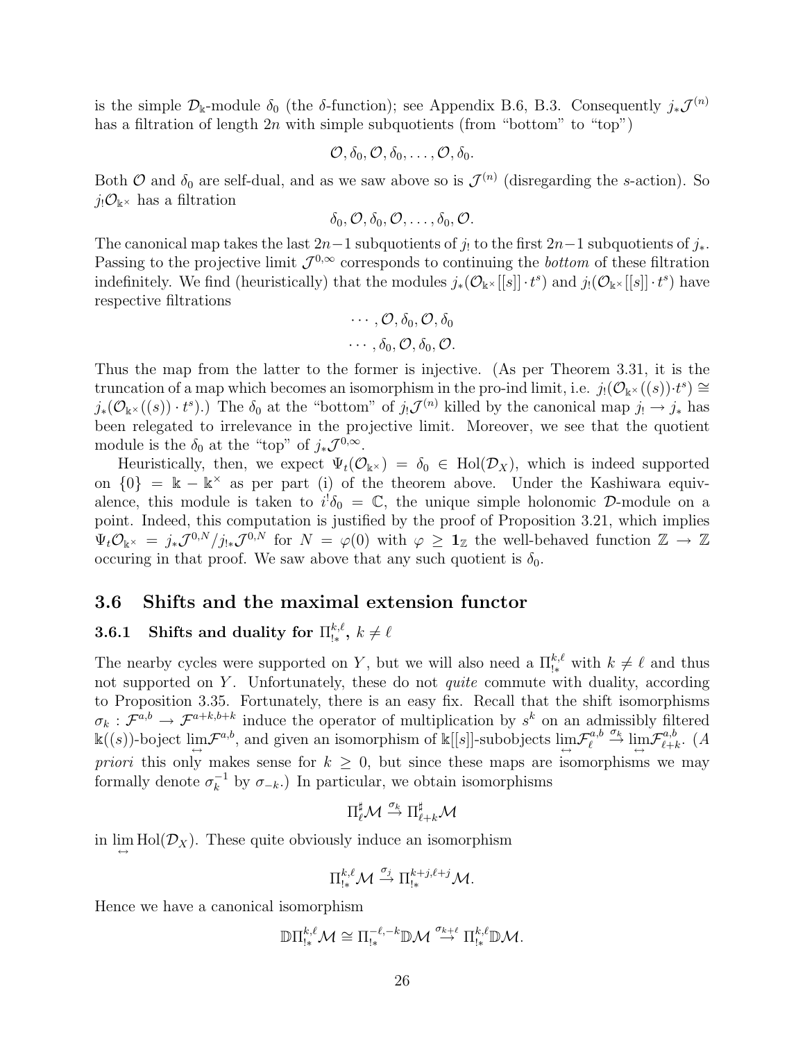is the simple $\mathcal{D}_{\Bbbk}$-module $\delta_0$ (the $\delta$-function); see Appendix B.6, B.3. Consequently $j_*\mathcal{J}^{(n)}$ has a filtration of length $2n$ with simple subquotients (from "bottom" to "top")

$$\mathcal{O}, \delta_0, \mathcal{O}, \delta_0, \ldots, \mathcal{O}, \delta_0.$$

Both $\mathcal{O}$ and $\delta_0$ are self-dual, and as we saw above so is $\mathcal{J}^{(n)}$ (disregarding the $s$-action). So $j_!\mathcal{O}_{\Bbbk^\times}$ has a filtration

$$\delta_0, \mathcal{O}, \delta_0, \mathcal{O}, \ldots, \delta_0, \mathcal{O}.$$

The canonical map takes the last $2n-1$ subquotients of $j_!$ to the first $2n-1$ subquotients of $j_*$. Passing to the projective limit $\mathcal{J}^{0,\infty}$ corresponds to continuing the *bottom* of these filtration indefinitely. We find (heuristically) that the modules $j_*(\mathcal{O}_{\Bbbk^\times}[[s]]\cdot t^s)$ and $j_!(\mathcal{O}_{\Bbbk^\times}[[s]]\cdot t^s)$ have respective filtrations

$$\cdots, \mathcal{O}, \delta_0, \mathcal{O}, \delta_0$$
$$\cdots, \delta_0, \mathcal{O}, \delta_0, \mathcal{O}.$$

Thus the map from the latter to the former is injective. (As per Theorem 3.31, it is the truncation of a map which becomes an isomorphism in the pro-ind limit, i.e. $j_!(\mathcal{O}_{\Bbbk^\times}((s))\cdot t^s) \cong j_*(\mathcal{O}_{\Bbbk^\times}((s))\cdot t^s)$.) The $\delta_0$ at the "bottom" of $j_!\mathcal{J}^{(n)}$ killed by the canonical map $j_! \to j_*$ has been relegated to irrelevance in the projective limit. Moreover, we see that the quotient module is the $\delta_0$ at the "top" of $j_*\mathcal{J}^{0,\infty}$.

Heuristically, then, we expect $\Psi_t(\mathcal{O}_{\Bbbk^\times}) = \delta_0 \in \mathrm{Hol}(\mathcal{D}_X)$, which is indeed supported on $\{0\} = \Bbbk - \Bbbk^\times$ as per part (i) of the theorem above. Under the Kashiwara equivalence, this module is taken to $i^!\delta_0 = \mathbb{C}$, the unique simple holonomic $\mathcal{D}$-module on a point. Indeed, this computation is justified by the proof of Proposition 3.21, which implies $\Psi_t\mathcal{O}_{\Bbbk^\times} = j_*\mathcal{J}^{0,N}/j_{!*}\mathcal{J}^{0,N}$ for $N = \varphi(0)$ with $\varphi \geq \mathbf{1}_{\mathbb{Z}}$ the well-behaved function $\mathbb{Z} \to \mathbb{Z}$ occuring in that proof. We saw above that any such quotient is $\delta_0$.

## 3.6 Shifts and the maximal extension functor

### 3.6.1 Shifts and duality for $\Pi^{k,\ell}_{!*}$, $k \neq \ell$

The nearby cycles were supported on $Y$, but we will also need a $\Pi^{k,\ell}_{!*}$ with $k \neq \ell$ and thus not supported on $Y$. Unfortunately, these do not *quite* commute with duality, according to Proposition 3.35. Fortunately, there is an easy fix. Recall that the shift isomorphisms $\sigma_k : \mathcal{F}^{a,b} \to \mathcal{F}^{a+k,b+k}$ induce the operator of multiplication by $s^k$ on an admissibly filtered $\Bbbk((s))$-boject $\underset{\leftrightarrow}{\lim}\mathcal{F}^{a,b}$, and given an isomorphism of $\Bbbk[[s]]$-subobjects $\underset{\leftrightarrow}{\lim}\mathcal{F}^{a,b}_\ell \xrightarrow{\sigma_k} \underset{\leftrightarrow}{\lim}\mathcal{F}^{a,b}_{\ell+k}$. (*A priori* this only makes sense for $k \geq 0$, but since these maps are isomorphisms we may formally denote $\sigma_k^{-1}$ by $\sigma_{-k}$.) In particular, we obtain isomorphisms

$$\Pi^\sharp_\ell\mathcal{M} \xrightarrow{\sigma_k} \Pi^\sharp_{\ell+k}\mathcal{M}$$

in $\underset{\leftrightarrow}{\lim}\,\mathrm{Hol}(\mathcal{D}_X)$. These quite obviously induce an isomorphism

$$\Pi^{k,\ell}_{!*}\mathcal{M} \xrightarrow{\sigma_j} \Pi^{k+j,\ell+j}_{!*}\mathcal{M}.$$

Hence we have a canonical isomorphism

$$\mathbb{D}\Pi^{k,\ell}_{!*}\mathcal{M} \cong \Pi^{-\ell,-k}_{!*}\mathbb{D}\mathcal{M} \xrightarrow{\sigma_{k+\ell}} \Pi^{k,\ell}_{!*}\mathbb{D}\mathcal{M}.$$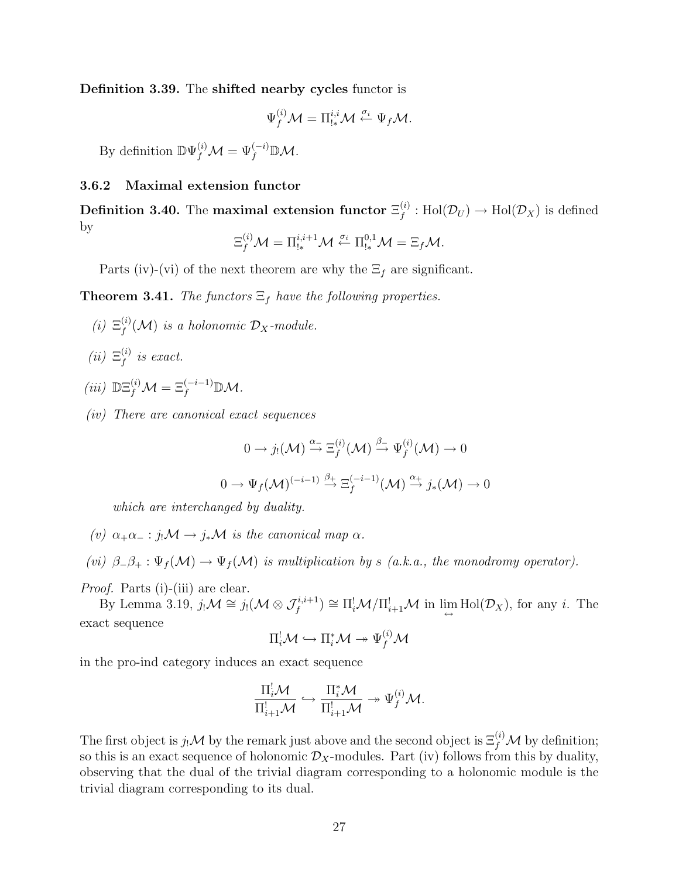**Definition 3.39.** The **shifted nearby cycles** functor is

$$\Psi_f^{(i)}\mathcal{M} = \Pi_{!*}^{i,i}\mathcal{M} \overset{\sigma_i}{\leftarrow} \Psi_f\mathcal{M}.$$

By definition $\mathbb{D}\Psi_f^{(i)}\mathcal{M} = \Psi_f^{(-i)}\mathbb{D}\mathcal{M}$.

### 3.6.2 Maximal extension functor

**Definition 3.40.** The **maximal extension functor** $\Xi_f^{(i)} : \mathrm{Hol}(\mathcal{D}_U) \to \mathrm{Hol}(\mathcal{D}_X)$ is defined by

$$\Xi_f^{(i)}\mathcal{M} = \Pi_{!*}^{i,i+1}\mathcal{M} \overset{\sigma_i}{\leftarrow} \Pi_{!*}^{0,1}\mathcal{M} = \Xi_f\mathcal{M}.$$

Parts (iv)-(vi) of the next theorem are why the $\Xi_f$ are significant.

**Theorem 3.41.** *The functors $\Xi_f$ have the following properties.*

*(i) $\Xi_f^{(i)}(\mathcal{M})$ is a holonomic $\mathcal{D}_X$-module.*

*(ii) $\Xi_f^{(i)}$ is exact.*

*(iii) $\mathbb{D}\Xi_f^{(i)}\mathcal{M} = \Xi_f^{(-i-1)}\mathbb{D}\mathcal{M}$.*

*(iv) There are canonical exact sequences*

$$0 \to j_!(\mathcal{M}) \overset{\alpha_-}{\to} \Xi_f^{(i)}(\mathcal{M}) \overset{\beta_-}{\to} \Psi_f^{(i)}(\mathcal{M}) \to 0$$

$$0 \to \Psi_f(\mathcal{M})^{(-i-1)} \overset{\beta_+}{\to} \Xi_f^{(-i-1)}(\mathcal{M}) \overset{\alpha_+}{\to} j_*(\mathcal{M}) \to 0$$

*which are interchanged by duality.*

*(v) $\alpha_+\alpha_- : j_!\mathcal{M} \to j_*\mathcal{M}$ is the canonical map $\alpha$.*

*(vi) $\beta_-\beta_+ : \Psi_f(\mathcal{M}) \to \Psi_f(\mathcal{M})$ is multiplication by $s$ (a.k.a., the monodromy operator).*

*Proof.* Parts (i)-(iii) are clear.

By Lemma 3.19, $j_!\mathcal{M} \cong j_!(\mathcal{M} \otimes \mathcal{J}_f^{i,i+1}) \cong \Pi_i^!\mathcal{M}/\Pi_{i+1}^!\mathcal{M}$ in $\varprojlim\limits_{\leftrightarrow} \mathrm{Hol}(\mathcal{D}_X)$, for any $i$. The exact sequence

$$\Pi_i^!\mathcal{M} \hookrightarrow \Pi_i^*\mathcal{M} \twoheadrightarrow \Psi_f^{(i)}\mathcal{M}$$

in the pro-ind category induces an exact sequence

$$\frac{\Pi_i^!\mathcal{M}}{\Pi_{i+1}^!\mathcal{M}} \hookrightarrow \frac{\Pi_i^*\mathcal{M}}{\Pi_{i+1}^!\mathcal{M}} \twoheadrightarrow \Psi_f^{(i)}\mathcal{M}.$$

The first object is $j_!\mathcal{M}$ by the remark just above and the second object is $\Xi_f^{(i)}\mathcal{M}$ by definition; so this is an exact sequence of holonomic $\mathcal{D}_X$-modules. Part (iv) follows from this by duality, observing that the dual of the trivial diagram corresponding to a holonomic module is the trivial diagram corresponding to its dual.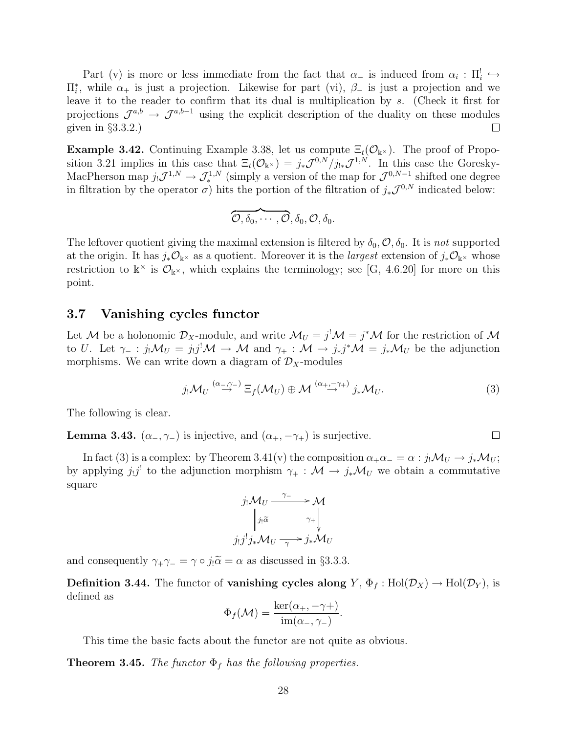Part (v) is more or less immediate from the fact that $\alpha_-$ is induced from $\alpha_i : \Pi_i^! \hookrightarrow \Pi_i^*$, while $\alpha_+$ is just a projection. Likewise for part (vi), $\beta_-$ is just a projection and we leave it to the reader to confirm that its dual is multiplication by $s$. (Check it first for projections $\mathcal{J}^{a,b} \to \mathcal{J}^{a,b-1}$ using the explicit description of the duality on these modules given in §3.3.2.) $\square$

**Example 3.42.** Continuing Example 3.38, let us compute $\Xi_t(\mathcal{O}_{\Bbbk^\times})$. The proof of Proposition 3.21 implies in this case that $\Xi_t(\mathcal{O}_{\Bbbk^\times}) = j_*\mathcal{J}^{0,N}/j_{!*}\mathcal{J}^{1,N}$. In this case the Goresky-MacPherson map $j_!\mathcal{J}^{1,N} \to \mathcal{J}_*^{1,N}$ (simply a version of the map for $\mathcal{J}^{0,N-1}$ shifted one degree in filtration by the operator $\sigma$) hits the portion of the filtration of $j_*\mathcal{J}^{0,N}$ indicated below:

$$\overbrace{\mathcal{O}, \delta_0, \cdots, \mathcal{O}}, \delta_0, \mathcal{O}, \delta_0.$$

The leftover quotient giving the maximal extension is filtered by $\delta_0, \mathcal{O}, \delta_0$. It is *not* supported at the origin. It has $j_*\mathcal{O}_{\Bbbk^\times}$ as a quotient. Moreover it is the *largest* extension of $j_*\mathcal{O}_{\Bbbk^\times}$ whose restriction to $\Bbbk^\times$ is $\mathcal{O}_{\Bbbk^\times}$, which explains the terminology; see [G, 4.6.20] for more on this point.

## 3.7 Vanishing cycles functor

Let $\mathcal{M}$ be a holonomic $\mathcal{D}_X$-module, and write $\mathcal{M}_U = j^!\mathcal{M} = j^*\mathcal{M}$ for the restriction of $\mathcal{M}$ to $U$. Let $\gamma_- : j_!\mathcal{M}_U = j_!j^!\mathcal{M} \to \mathcal{M}$ and $\gamma_+ : \mathcal{M} \to j_*j^*\mathcal{M} = j_*\mathcal{M}_U$ be the adjunction morphisms. We can write down a diagram of $\mathcal{D}_X$-modules

$$j_!\mathcal{M}_U \overset{(\alpha_-,\gamma_-)}{\longrightarrow} \Xi_f(\mathcal{M}_U) \oplus \mathcal{M} \overset{(\alpha_+,-\gamma_+)}{\longrightarrow} j_*\mathcal{M}_U. \tag{3}$$

The following is clear.

**Lemma 3.43.** $(\alpha_-, \gamma_-)$ is injective, and $(\alpha_+, -\gamma_+)$ is surjective. $\square$

In fact (3) is a complex: by Theorem 3.41(v) the composition $\alpha_+\alpha_- = \alpha : j_!\mathcal{M}_U \to j_*\mathcal{M}_U$; by applying $j_!j^!$ to the adjunction morphism $\gamma_+ : \mathcal{M} \to j_*\mathcal{M}_U$ we obtain a commutative square

$$\begin{array}{ccc} j_!\mathcal{M}_U & \xrightarrow{\gamma_-} & \mathcal{M} \\ \Big\| {\scriptstyle j_!\widetilde{\alpha}} & & \Big\downarrow {\scriptstyle \gamma_+} \\ j_!j^!j_*\mathcal{M}_U & \xrightarrow[\gamma]{} & j_*\mathcal{M}_U \end{array}$$

and consequently $\gamma_+\gamma_- = \gamma \circ j_!\widetilde{\alpha} = \alpha$ as discussed in §3.3.3.

**Definition 3.44.** The functor of **vanishing cycles along** $Y$, $\Phi_f : \mathrm{Hol}(\mathcal{D}_X) \to \mathrm{Hol}(\mathcal{D}_Y)$, is defined as

$$\Phi_f(\mathcal{M}) = \frac{\ker(\alpha_+, -\gamma+)}{\mathrm{im}(\alpha_-, \gamma_-)}.$$

This time the basic facts about the functor are not quite as obvious.

**Theorem 3.45.** *The functor $\Phi_f$ has the following properties.*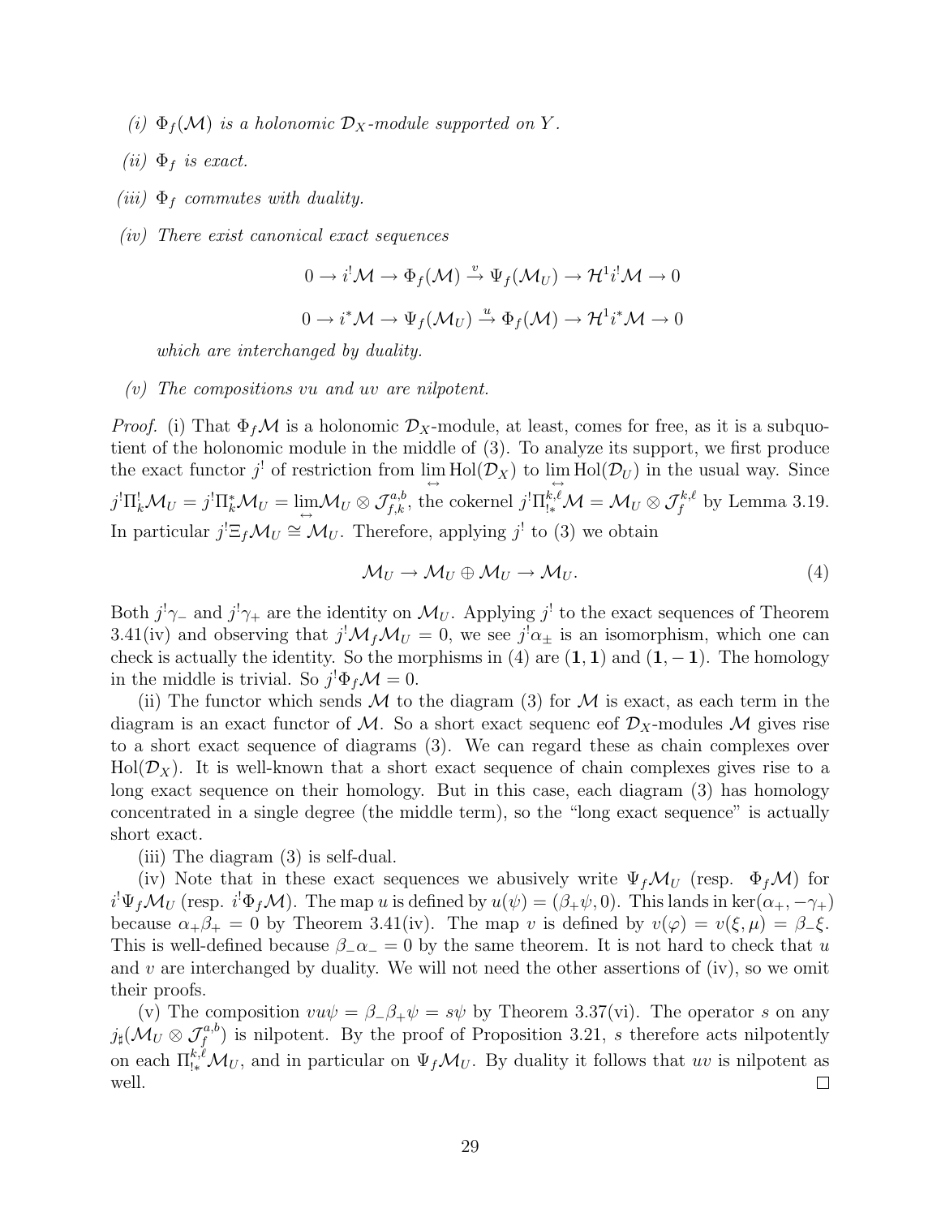*(i)* $\Phi_f(\mathcal{M})$ *is a holonomic* $\mathcal{D}_X$*-module supported on* $Y$*.*

*(ii)* $\Phi_f$ *is exact.*

*(iii)* $\Phi_f$ *commutes with duality.*

*(iv) There exist canonical exact sequences*

$$0 \to i^!\mathcal{M} \to \Phi_f(\mathcal{M}) \xrightarrow{v} \Psi_f(\mathcal{M}_U) \to \mathcal{H}^1 i^!\mathcal{M} \to 0$$

$$0 \to i^*\mathcal{M} \to \Psi_f(\mathcal{M}_U) \xrightarrow{u} \Phi_f(\mathcal{M}) \to \mathcal{H}^1 i^*\mathcal{M} \to 0$$

*which are interchanged by duality.*

*(v) The compositions* $vu$ *and* $uv$ *are nilpotent.*

*Proof.* (i) That $\Phi_f\mathcal{M}$ is a holonomic $\mathcal{D}_X$-module, at least, comes for free, as it is a subquotient of the holonomic module in the middle of (3). To analyze its support, we first produce the exact functor $j^!$ of restriction from $\lim\limits_{\leftrightarrow} \mathrm{Hol}(\mathcal{D}_X)$ to $\lim\limits_{\leftrightarrow} \mathrm{Hol}(\mathcal{D}_U)$ in the usual way. Since $j^!\Pi_k^!\mathcal{M}_U = j^!\Pi_k^*\mathcal{M}_U = \lim\limits_{\leftrightarrow}\mathcal{M}_U \otimes \mathcal{J}_{f,k}^{a,b}$, the cokernel $j^!\Pi_{!*}^{k,\ell}\mathcal{M} = \mathcal{M}_U \otimes \mathcal{J}_f^{k,\ell}$ by Lemma 3.19. In particular $j^!\Xi_f\mathcal{M}_U \cong \mathcal{M}_U$. Therefore, applying $j^!$ to (3) we obtain

$$\mathcal{M}_U \to \mathcal{M}_U \oplus \mathcal{M}_U \to \mathcal{M}_U. \tag{4}$$

Both $j^!\gamma_-$ and $j^!\gamma_+$ are the identity on $\mathcal{M}_U$. Applying $j^!$ to the exact sequences of Theorem 3.41(iv) and observing that $j^!\mathcal{M}_f\mathcal{M}_U = 0$, we see $j^!\alpha_\pm$ is an isomorphism, which one can check is actually the identity. So the morphisms in (4) are $(\mathbf{1}, \mathbf{1})$ and $(\mathbf{1}, -\mathbf{1})$. The homology in the middle is trivial. So $j^!\Phi_f\mathcal{M} = 0$.

(ii) The functor which sends $\mathcal{M}$ to the diagram (3) for $\mathcal{M}$ is exact, as each term in the diagram is an exact functor of $\mathcal{M}$. So a short exact sequenc eof $\mathcal{D}_X$-modules $\mathcal{M}$ gives rise to a short exact sequence of diagrams (3). We can regard these as chain complexes over $\mathrm{Hol}(\mathcal{D}_X)$. It is well-known that a short exact sequence of chain complexes gives rise to a long exact sequence on their homology. But in this case, each diagram (3) has homology concentrated in a single degree (the middle term), so the "long exact sequence" is actually short exact.

(iii) The diagram (3) is self-dual.

(iv) Note that in these exact sequences we abusively write $\Psi_f\mathcal{M}_U$ (resp. $\Phi_f\mathcal{M}$) for $i^!\Psi_f\mathcal{M}_U$ (resp. $i^!\Phi_f\mathcal{M}$). The map $u$ is defined by $u(\psi) = (\beta_+\psi, 0)$. This lands in $\ker(\alpha_+, -\gamma_+)$ because $\alpha_+\beta_+ = 0$ by Theorem 3.41(iv). The map $v$ is defined by $v(\varphi) = v(\xi, \mu) = \beta_-\xi$. This is well-defined because $\beta_-\alpha_- = 0$ by the same theorem. It is not hard to check that $u$ and $v$ are interchanged by duality. We will not need the other assertions of (iv), so we omit their proofs.

(v) The composition $vu\psi = \beta_-\beta_+\psi = s\psi$ by Theorem 3.37(vi). The operator $s$ on any $j_\sharp(\mathcal{M}_U \otimes \mathcal{J}_f^{a,b})$ is nilpotent. By the proof of Proposition 3.21, $s$ therefore acts nilpotently on each $\Pi_{!*}^{k,\ell}\mathcal{M}_U$, and in particular on $\Psi_f\mathcal{M}_U$. By duality it follows that $uv$ is nilpotent as well. $\square$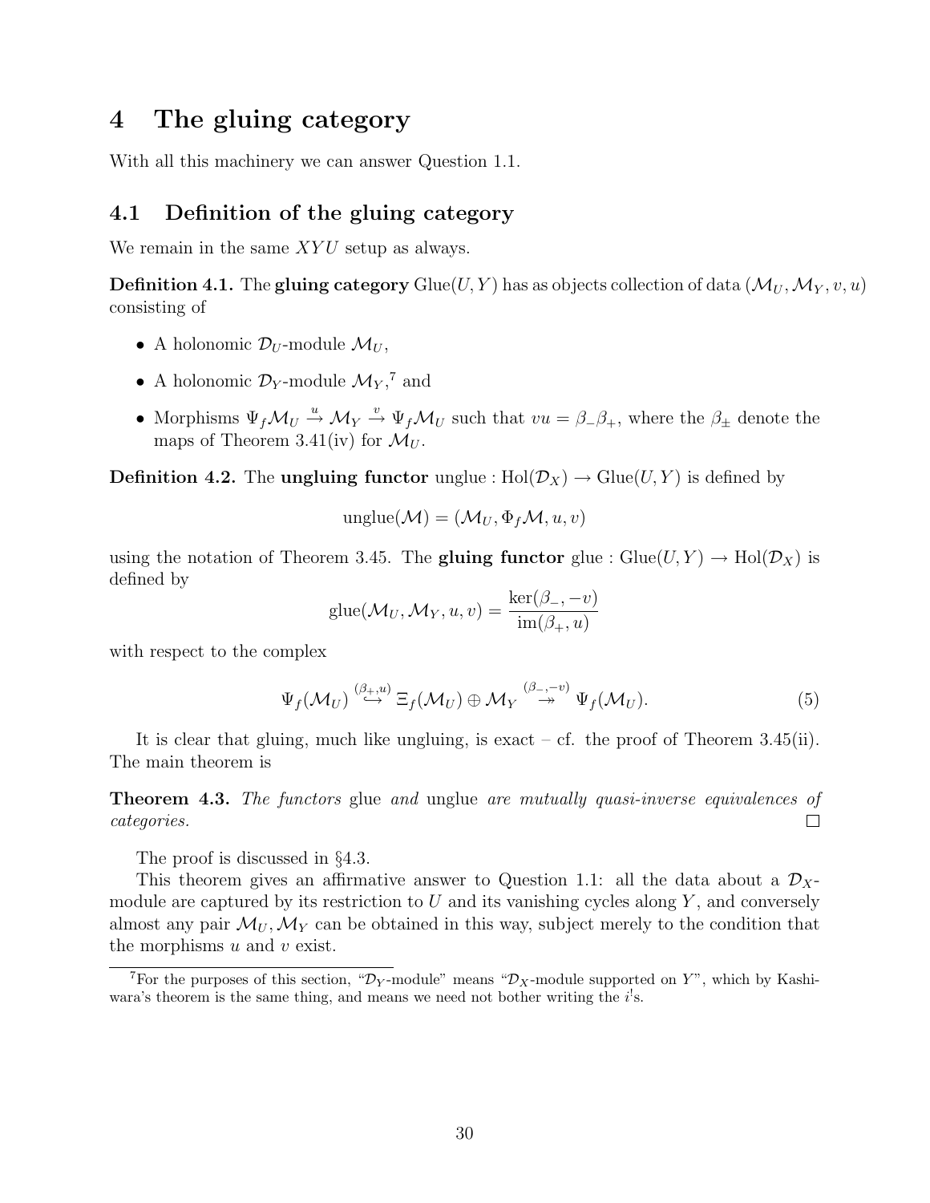# 4 The gluing category

With all this machinery we can answer Question 1.1.

## 4.1 Definition of the gluing category

We remain in the same $XYU$ setup as always.

**Definition 4.1.** The **gluing category** $\mathrm{Glue}(U, Y)$ has as objects collection of data $(\mathcal{M}_U, \mathcal{M}_Y, v, u)$ consisting of

- A holonomic $\mathcal{D}_U$-module $\mathcal{M}_U$,
- A holonomic $\mathcal{D}_Y$-module $\mathcal{M}_Y$,[7] and
- Morphisms $\Psi_f \mathcal{M}_U \xrightarrow{u} \mathcal{M}_Y \xrightarrow{v} \Psi_f \mathcal{M}_U$ such that $vu = \beta_- \beta_+$, where the $\beta_\pm$ denote the maps of Theorem 3.41(iv) for $\mathcal{M}_U$.

**Definition 4.2.** The **ungluing functor** $\mathrm{unglue} : \mathrm{Hol}(\mathcal{D}_X) \to \mathrm{Glue}(U, Y)$ is defined by

$$\mathrm{unglue}(\mathcal{M}) = (\mathcal{M}_U, \Phi_f \mathcal{M}, u, v)$$

using the notation of Theorem 3.45. The **gluing functor** $\mathrm{glue} : \mathrm{Glue}(U, Y) \to \mathrm{Hol}(\mathcal{D}_X)$ is defined by

$$\mathrm{glue}(\mathcal{M}_U, \mathcal{M}_Y, u, v) = \frac{\ker(\beta_-, -v)}{\mathrm{im}(\beta_+, u)}$$

with respect to the complex

$$\Psi_f(\mathcal{M}_U) \overset{(\beta_+, u)}{\hookrightarrow} \Xi_f(\mathcal{M}_U) \oplus \mathcal{M}_Y \overset{(\beta_-, -v)}{\twoheadrightarrow} \Psi_f(\mathcal{M}_U). \tag{5}$$

It is clear that gluing, much like ungluing, is exact – cf. the proof of Theorem 3.45(ii). The main theorem is

**Theorem 4.3.** *The functors* glue *and* unglue *are mutually quasi-inverse equivalences of categories.* □

The proof is discussed in §4.3.

This theorem gives an affirmative answer to Question 1.1: all the data about a $\mathcal{D}_X$-module are captured by its restriction to $U$ and its vanishing cycles along $Y$, and conversely almost any pair $\mathcal{M}_U, \mathcal{M}_Y$ can be obtained in this way, subject merely to the condition that the morphisms $u$ and $v$ exist.

---

[7] For the purposes of this section, "$\mathcal{D}_Y$-module" means "$\mathcal{D}_X$-module supported on $Y$", which by Kashiwara's theorem is the same thing, and means we need not bother writing the $i^!$s.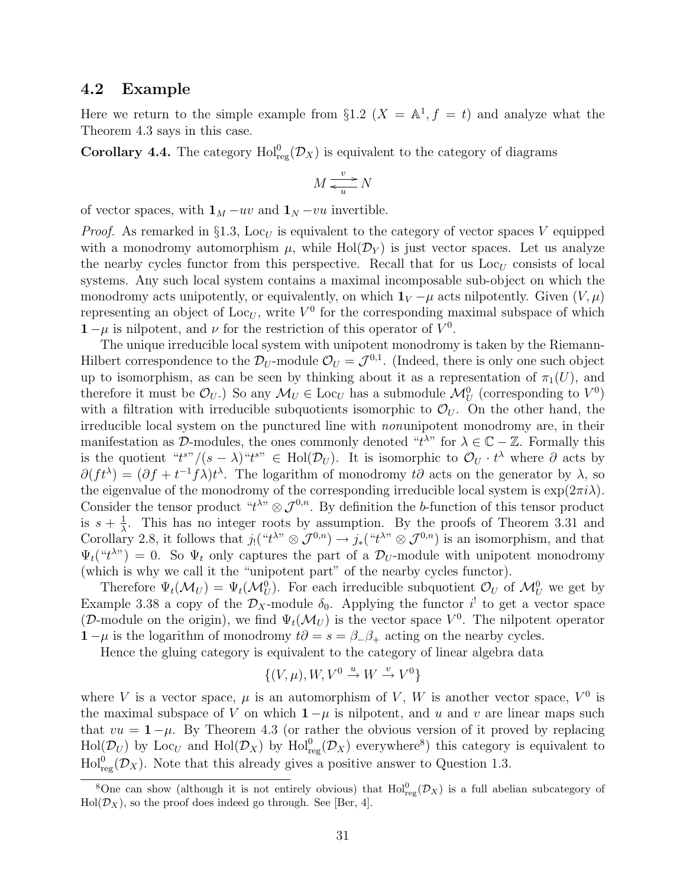## 4.2 Example

Here we return to the simple example from §1.2 ($X = \mathbb{A}^1, f = t$) and analyze what the Theorem 4.3 says in this case.

**Corollary 4.4.** The category $\mathrm{Hol}^0_{\mathrm{reg}}(\mathcal{D}_X)$ is equivalent to the category of diagrams

$$M \underset{u}{\overset{v}{\rightleftarrows}} N$$

of vector spaces, with $\mathbf{1}_M - uv$ and $\mathbf{1}_N - vu$ invertible.

*Proof.* As remarked in §1.3, $\mathrm{Loc}_U$ is equivalent to the category of vector spaces $V$ equipped with a monodromy automorphism $\mu$, while $\mathrm{Hol}(\mathcal{D}_Y)$ is just vector spaces. Let us analyze the nearby cycles functor from this perspective. Recall that for us $\mathrm{Loc}_U$ consists of local systems. Any such local system contains a maximal incomposable sub-object on which the monodromy acts unipotently, or equivalently, on which $\mathbf{1}_V - \mu$ acts nilpotently. Given $(V, \mu)$ representing an object of $\mathrm{Loc}_U$, write $V^0$ for the corresponding maximal subspace of which $\mathbf{1} - \mu$ is nilpotent, and $\nu$ for the restriction of this operator of $V^0$.

The unique irreducible local system with unipotent monodromy is taken by the Riemann-Hilbert correspondence to the $\mathcal{D}_U$-module $\mathcal{O}_U = \mathcal{J}^{0,1}$. (Indeed, there is only one such object up to isomorphism, as can be seen by thinking about it as a representation of $\pi_1(U)$, and therefore it must be $\mathcal{O}_U$.) So any $\mathcal{M}_U \in \mathrm{Loc}_U$ has a submodule $\mathcal{M}^0_U$ (corresponding to $V^0$) with a filtration with irreducible subquotients isomorphic to $\mathcal{O}_U$. On the other hand, the irreducible local system on the punctured line with *non*unipotent monodromy are, in their manifestation as $\mathcal{D}$-modules, the ones commonly denoted "$t^\lambda$" for $\lambda \in \mathbb{C} - \mathbb{Z}$. Formally this is the quotient "$t^s$"$/(s - \lambda)$"$t^s$" $\in \mathrm{Hol}(\mathcal{D}_U)$. It is isomorphic to $\mathcal{O}_U \cdot t^\lambda$ where $\partial$ acts by $\partial(ft^\lambda) = (\partial f + t^{-1} f \lambda)t^\lambda$. The logarithm of monodromy $t\partial$ acts on the generator by $\lambda$, so the eigenvalue of the monodromy of the corresponding irreducible local system is $\exp(2\pi i \lambda)$. Consider the tensor product "$t^\lambda$" $\otimes \mathcal{J}^{0,n}$. By definition the $b$-function of this tensor product is $s + \frac{1}{\lambda}$. This has no integer roots by assumption. By the proofs of Theorem 3.31 and Corollary 2.8, it follows that $j_!$("$t^\lambda$" $\otimes \mathcal{J}^{0,n}) \to j_*$("$t^\lambda$" $\otimes \mathcal{J}^{0,n})$ is an isomorphism, and that $\Psi_t$("$t^\lambda$") $= 0$. So $\Psi_t$ only captures the part of a $\mathcal{D}_U$-module with unipotent monodromy (which is why we call it the "unipotent part" of the nearby cycles functor).

Therefore $\Psi_t(\mathcal{M}_U) = \Psi_t(\mathcal{M}^0_U)$. For each irreducible subquotient $\mathcal{O}_U$ of $\mathcal{M}^0_U$ we get by Example 3.38 a copy of the $\mathcal{D}_X$-module $\delta_0$. Applying the functor $i^!$ to get a vector space ($\mathcal{D}$-module on the origin), we find $\Psi_t(\mathcal{M}_U)$ is the vector space $V^0$. The nilpotent operator $\mathbf{1} - \mu$ is the logarithm of monodromy $t\partial = s = \beta_- \beta_+$ acting on the nearby cycles.

Hence the gluing category is equivalent to the category of linear algebra data

$$\{(V, \mu), W, V^0 \xrightarrow{u} W \xrightarrow{v} V^0\}$$

where $V$ is a vector space, $\mu$ is an automorphism of $V$, $W$ is another vector space, $V^0$ is the maximal subspace of $V$ on which $\mathbf{1} - \mu$ is nilpotent, and $u$ and $v$ are linear maps such that $vu = \mathbf{1} - \mu$. By Theorem 4.3 (or rather the obvious version of it proved by replacing $\mathrm{Hol}(\mathcal{D}_U)$ by $\mathrm{Loc}_U$ and $\mathrm{Hol}(\mathcal{D}_X)$ by $\mathrm{Hol}^0_{\mathrm{reg}}(\mathcal{D}_X)$ everywhere[8]) this category is equivalent to $\mathrm{Hol}^0_{\mathrm{reg}}(\mathcal{D}_X)$. Note that this already gives a positive answer to Question 1.3.

[8] One can show (although it is not entirely obvious) that $\mathrm{Hol}^0_{\mathrm{reg}}(\mathcal{D}_X)$ is a full abelian subcategory of $\mathrm{Hol}(\mathcal{D}_X)$, so the proof does indeed go through. See [Ber, 4].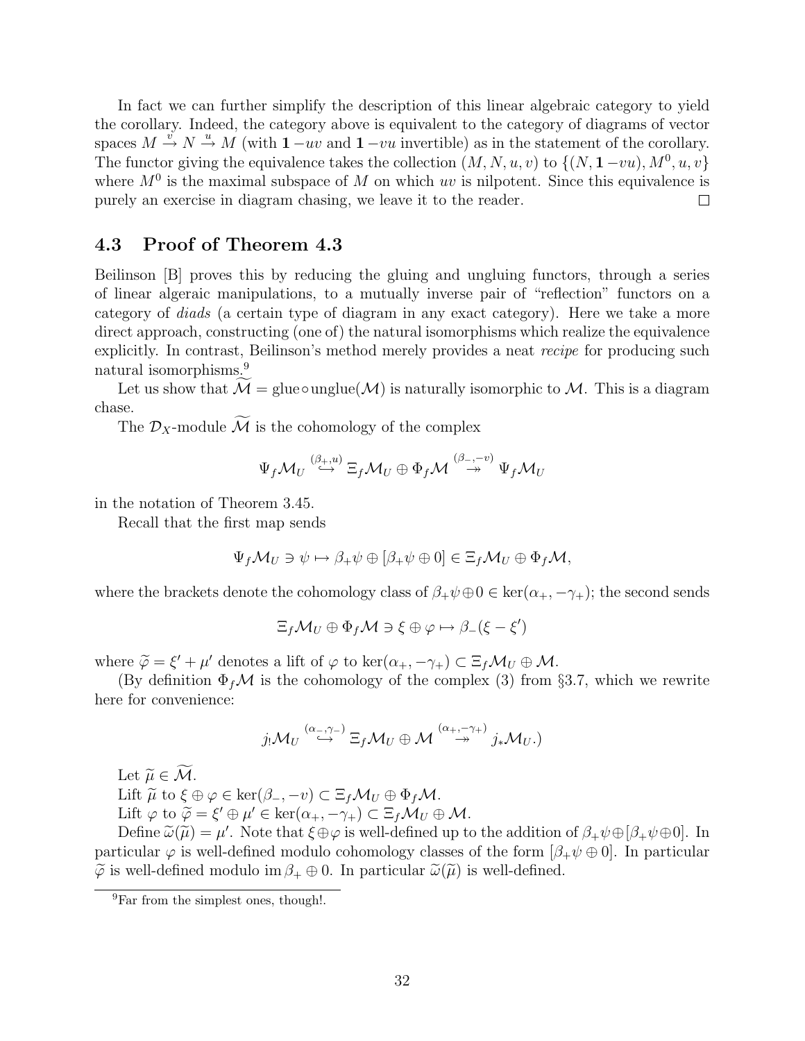In fact we can further simplify the description of this linear algebraic category to yield the corollary. Indeed, the category above is equivalent to the category of diagrams of vector spaces $M \xrightarrow{v} N \xrightarrow{u} M$ (with $\mathbf{1} - uv$ and $\mathbf{1} - vu$ invertible) as in the statement of the corollary. The functor giving the equivalence takes the collection $(M, N, u, v)$ to $\{(N, \mathbf{1} - vu), M^0, u, v\}$ where $M^0$ is the maximal subspace of $M$ on which $uv$ is nilpotent. Since this equivalence is purely an exercise in diagram chasing, we leave it to the reader. $\square$

## 4.3 Proof of Theorem 4.3

Beilinson [B] proves this by reducing the gluing and ungluing functors, through a series of linear algeraic manipulations, to a mutually inverse pair of "reflection" functors on a category of *diads* (a certain type of diagram in any exact category). Here we take a more direct approach, constructing (one of) the natural isomorphisms which realize the equivalence explicitly. In contrast, Beilinson's method merely provides a neat *recipe* for producing such natural isomorphisms.[9]

Let us show that $\widetilde{\mathcal{M}} = \mathrm{glue} \circ \mathrm{unglue}(\mathcal{M})$ is naturally isomorphic to $\mathcal{M}$. This is a diagram chase.

The $\mathcal{D}_X$-module $\widetilde{\mathcal{M}}$ is the cohomology of the complex

$$\Psi_f \mathcal{M}_U \overset{(\beta_+, u)}{\hookrightarrow} \Xi_f \mathcal{M}_U \oplus \Phi_f \mathcal{M} \overset{(\beta_-, -v)}{\twoheadrightarrow} \Psi_f \mathcal{M}_U$$

in the notation of Theorem 3.45.

Recall that the first map sends

$$\Psi_f \mathcal{M}_U \ni \psi \mapsto \beta_+ \psi \oplus [\beta_+ \psi \oplus 0] \in \Xi_f \mathcal{M}_U \oplus \Phi_f \mathcal{M},$$

where the brackets denote the cohomology class of $\beta_+ \psi \oplus 0 \in \ker(\alpha_+, -\gamma_+)$; the second sends

$$\Xi_f \mathcal{M}_U \oplus \Phi_f \mathcal{M} \ni \xi \oplus \varphi \mapsto \beta_-(\xi - \xi')$$

where $\widetilde{\varphi} = \xi' + \mu'$ denotes a lift of $\varphi$ to $\ker(\alpha_+, -\gamma_+) \subset \Xi_f \mathcal{M}_U \oplus \mathcal{M}$.

(By definition $\Phi_f \mathcal{M}$ is the cohomology of the complex (3) from §3.7, which we rewrite here for convenience:

$$j_! \mathcal{M}_U \overset{(\alpha_-, \gamma_-)}{\hookrightarrow} \Xi_f \mathcal{M}_U \oplus \mathcal{M} \overset{(\alpha_+, -\gamma_+)}{\twoheadrightarrow} j_* \mathcal{M}_U.)$$

Let $\widetilde{\mu} \in \widetilde{\mathcal{M}}$.

Lift $\widetilde{\mu}$ to $\xi \oplus \varphi \in \ker(\beta_-, -v) \subset \Xi_f \mathcal{M}_U \oplus \Phi_f \mathcal{M}$.

Lift $\varphi$ to $\widetilde{\varphi} = \xi' \oplus \mu' \in \ker(\alpha_+, -\gamma_+) \subset \Xi_f \mathcal{M}_U \oplus \mathcal{M}$.

Define $\widetilde{\omega}(\widetilde{\mu}) = \mu'$. Note that $\xi \oplus \varphi$ is well-defined up to the addition of $\beta_+ \psi \oplus [\beta_+ \psi \oplus 0]$. In particular $\varphi$ is well-defined modulo cohomology classes of the form $[\beta_+ \psi \oplus 0]$. In particular $\widetilde{\varphi}$ is well-defined modulo $\mathrm{im}\, \beta_+ \oplus 0$. In particular $\widetilde{\omega}(\widetilde{\mu})$ is well-defined.

[9] Far from the simplest ones, though!.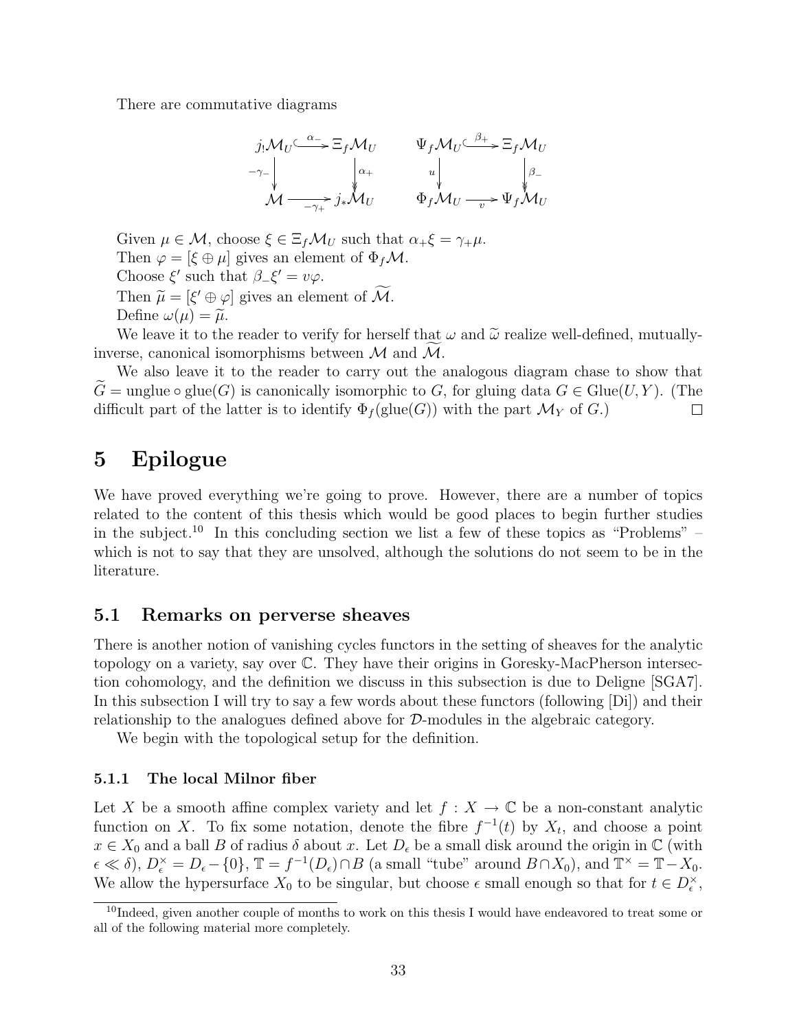There are commutative diagrams

$$
\begin{array}{ccc}
j_!\mathcal{M}_U & \xhookrightarrow{\alpha_-} & \Xi_f\mathcal{M}_U \\
{\scriptstyle -\gamma_-}\downarrow & & \downarrow{\scriptstyle \alpha_+} \\
\mathcal{M} & \xrightarrow[-\gamma_+]{} & j_*\mathcal{M}_U
\end{array}
\qquad
\begin{array}{ccc}
\Psi_f\mathcal{M}_U & \xhookrightarrow{\beta_+} & \Xi_f\mathcal{M}_U \\
{\scriptstyle u}\downarrow & & \downarrow{\scriptstyle \beta_-} \\
\Phi_f\mathcal{M}_U & \xrightarrow[v]{} & \Psi_f\mathcal{M}_U
\end{array}
$$

Given $\mu \in \mathcal{M}$, choose $\xi \in \Xi_f\mathcal{M}_U$ such that $\alpha_+\xi = \gamma_+\mu$.

Then $\varphi = [\xi \oplus \mu]$ gives an element of $\Phi_f\mathcal{M}$.

Choose $\xi'$ such that $\beta_-\xi' = v\varphi$.

Then $\widetilde{\mu} = [\xi' \oplus \varphi]$ gives an element of $\widetilde{\mathcal{M}}$.

Define $\omega(\mu) = \widetilde{\mu}$.

We leave it to the reader to verify for herself that $\omega$ and $\widetilde{\omega}$ realize well-defined, mutually-inverse, canonical isomorphisms between $\mathcal{M}$ and $\widetilde{\mathcal{M}}$.

We also leave it to the reader to carry out the analogous diagram chase to show that $\widetilde{G} = \text{unglue} \circ \text{glue}(G)$ is canonically isomorphic to $G$, for gluing data $G \in \text{Glue}(U, Y)$. (The difficult part of the latter is to identify $\Phi_f(\text{glue}(G))$ with the part $\mathcal{M}_Y$ of $G$.) □

# 5 Epilogue

We have proved everything we're going to prove. However, there are a number of topics related to the content of this thesis which would be good places to begin further studies in the subject.[10] In this concluding section we list a few of these topics as "Problems" – which is not to say that they are unsolved, although the solutions do not seem to be in the literature.

## 5.1 Remarks on perverse sheaves

There is another notion of vanishing cycles functors in the setting of sheaves for the analytic topology on a variety, say over $\mathbb{C}$. They have their origins in Goresky-MacPherson intersection cohomology, and the definition we discuss in this subsection is due to Deligne [SGA7]. In this subsection I will try to say a few words about these functors (following [Di]) and their relationship to the analogues defined above for $\mathcal{D}$-modules in the algebraic category.

We begin with the topological setup for the definition.

### 5.1.1 The local Milnor fiber

Let $X$ be a smooth affine complex variety and let $f : X \to \mathbb{C}$ be a non-constant analytic function on $X$. To fix some notation, denote the fibre $f^{-1}(t)$ by $X_t$, and choose a point $x \in X_0$ and a ball $B$ of radius $\delta$ about $x$. Let $D_\epsilon$ be a small disk around the origin in $\mathbb{C}$ (with $\epsilon \ll \delta$), $D_\epsilon^\times = D_\epsilon - \{0\}$, $\mathbb{T} = f^{-1}(D_\epsilon) \cap B$ (a small "tube" around $B \cap X_0$), and $\mathbb{T}^\times = \mathbb{T} - X_0$. We allow the hypersurface $X_0$ to be singular, but choose $\epsilon$ small enough so that for $t \in D_\epsilon^\times$,

[10] Indeed, given another couple of months to work on this thesis I would have endeavored to treat some or all of the following material more completely.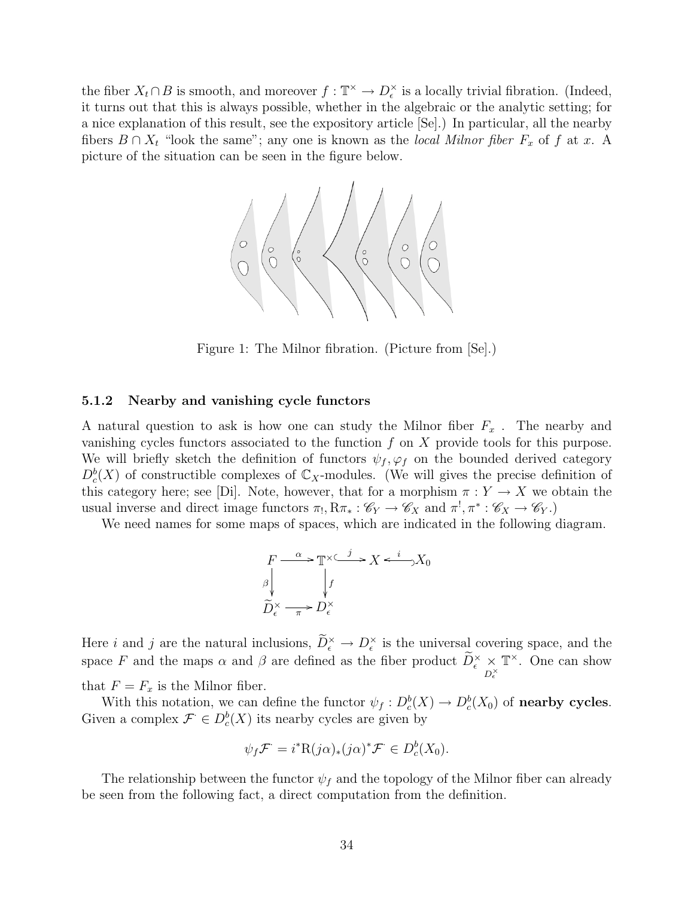the fiber $X_t \cap B$ is smooth, and moreover $f : \mathbb{T}^\times \to D_\epsilon^\times$ is a locally trivial fibration. (Indeed, it turns out that this is always possible, whether in the algebraic or the analytic setting; for a nice explanation of this result, see the expository article [Se].) In particular, all the nearby fibers $B \cap X_t$ "look the same"; any one is known as the *local Milnor fiber* $F_x$ of $f$ at $x$. A picture of the situation can be seen in the figure below.

Figure 1: The Milnor fibration. (Picture from [Se].)

### 5.1.2 Nearby and vanishing cycle functors

A natural question to ask is how one can study the Milnor fiber $F_x$ . The nearby and vanishing cycles functors associated to the function $f$ on $X$ provide tools for this purpose. We will briefly sketch the definition of functors $\psi_f, \varphi_f$ on the bounded derived category $D_c^b(X)$ of constructible complexes of $\mathbb{C}_X$-modules. (We will gives the precise definition of this category here; see [Di]. Note, however, that for a morphism $\pi : Y \to X$ we obtain the usual inverse and direct image functors $\pi_!, \mathrm{R}\pi_* : \mathscr{C}_Y \to \mathscr{C}_X$ and $\pi^!, \pi^* : \mathscr{C}_X \to \mathscr{C}_Y$.)

We need names for some maps of spaces, which are indicated in the following diagram.

$$\begin{array}{ccccccc} F & \xrightarrow{\alpha} & \mathbb{T}^\times & \xhookrightarrow{j} & X & \xhookleftarrow{i} & X_0 \\ \downarrow{\scriptstyle\beta} & & \downarrow{\scriptstyle f} & & & & \\ \widetilde{D}_\epsilon^\times & \xrightarrow{\pi} & D_\epsilon^\times & & & & \end{array}$$

Here $i$ and $j$ are the natural inclusions, $\widetilde{D}_\epsilon^\times \to D_\epsilon^\times$ is the universal covering space, and the space $F$ and the maps $\alpha$ and $\beta$ are defined as the fiber product $\widetilde{D}_\epsilon^\times \times_{D_\epsilon^\times} \mathbb{T}^\times$. One can show that $F = F_x$ is the Milnor fiber.

With this notation, we can define the functor $\psi_f : D_c^b(X) \to D_c^b(X_0)$ of **nearby cycles**. Given a complex $\mathcal{F}^\cdot \in D_c^b(X)$ its nearby cycles are given by

$$\psi_f \mathcal{F}^\cdot = i^* \mathrm{R}(j\alpha)_*(j\alpha)^* \mathcal{F}^\cdot \in D_c^b(X_0).$$

The relationship between the functor $\psi_f$ and the topology of the Milnor fiber can already be seen from the following fact, a direct computation from the definition.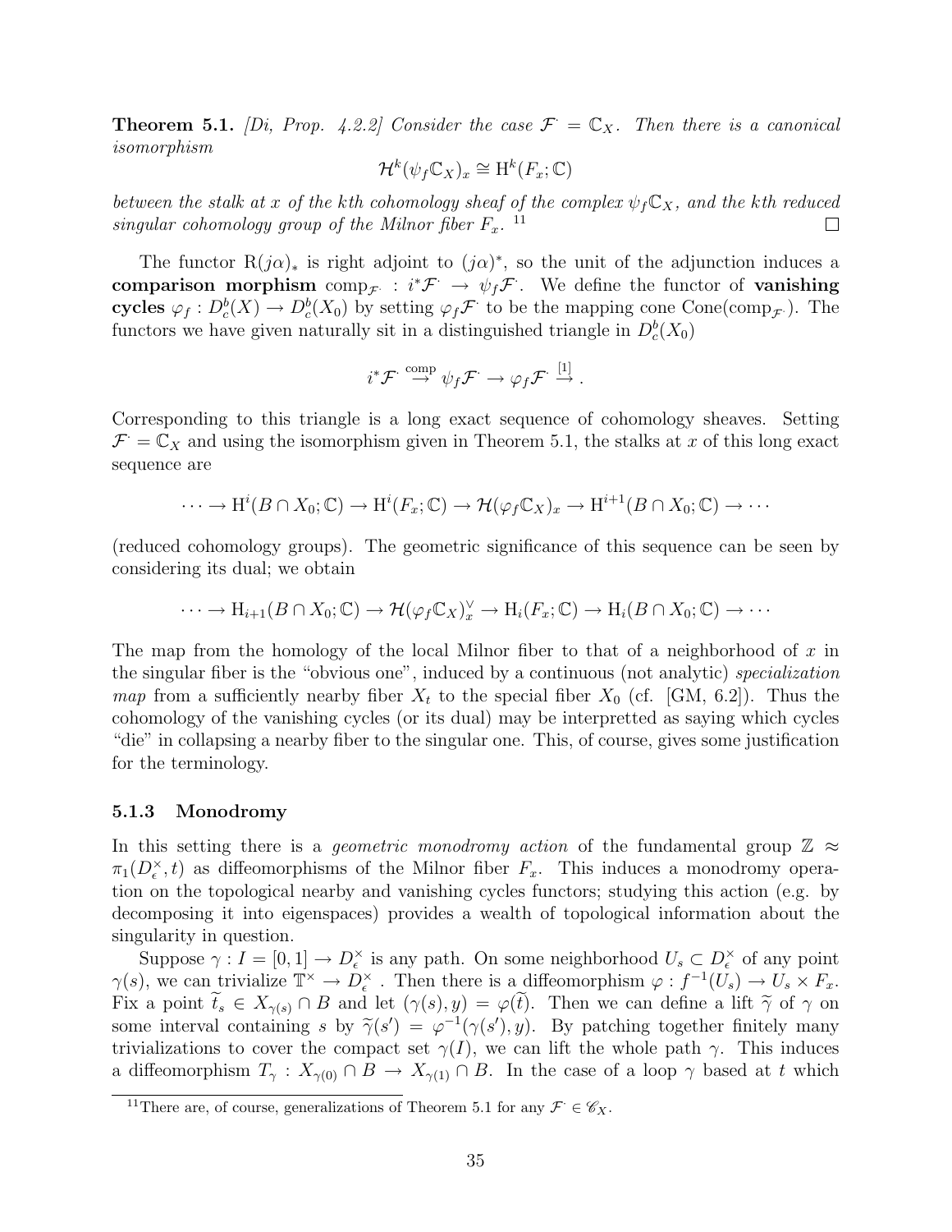**Theorem 5.1.** *[Di, Prop. 4.2.2] Consider the case $\mathcal{F}^\cdot = \mathbb{C}_X$. Then there is a canonical isomorphism*

$$\mathcal{H}^k(\psi_f \mathbb{C}_X)_x \cong \mathrm{H}^k(F_x; \mathbb{C})$$

*between the stalk at $x$ of the $k$th cohomology sheaf of the complex $\psi_f \mathbb{C}_X$, and the $k$th reduced singular cohomology group of the Milnor fiber $F_x$.* [11] □

The functor $\mathrm{R}(j\alpha)_*$ is right adjoint to $(j\alpha)^*$, so the unit of the adjunction induces a **comparison morphism** $\mathrm{comp}_{\mathcal{F}^\cdot} : i^*\mathcal{F}^\cdot \to \psi_f \mathcal{F}^\cdot$. We define the functor of **vanishing cycles** $\varphi_f : D^b_c(X) \to D^b_c(X_0)$ by setting $\varphi_f \mathcal{F}^\cdot$ to be the mapping cone $\mathrm{Cone}(\mathrm{comp}_{\mathcal{F}^\cdot})$. The functors we have given naturally sit in a distinguished triangle in $D^b_c(X_0)$

$$i^*\mathcal{F}^\cdot \overset{\mathrm{comp}}{\to} \psi_f \mathcal{F}^\cdot \to \varphi_f \mathcal{F}^\cdot \overset{[1]}{\to}.$$

Corresponding to this triangle is a long exact sequence of cohomology sheaves. Setting $\mathcal{F}^\cdot = \mathbb{C}_X$ and using the isomorphism given in Theorem 5.1, the stalks at $x$ of this long exact sequence are

$$\cdots \to \mathrm{H}^i(B \cap X_0; \mathbb{C}) \to \mathrm{H}^i(F_x; \mathbb{C}) \to \mathcal{H}(\varphi_f \mathbb{C}_X)_x \to \mathrm{H}^{i+1}(B \cap X_0; \mathbb{C}) \to \cdots$$

(reduced cohomology groups). The geometric significance of this sequence can be seen by considering its dual; we obtain

$$\cdots \to \mathrm{H}_{i+1}(B \cap X_0; \mathbb{C}) \to \mathcal{H}(\varphi_f \mathbb{C}_X)^\vee_x \to \mathrm{H}_i(F_x; \mathbb{C}) \to \mathrm{H}_i(B \cap X_0; \mathbb{C}) \to \cdots$$

The map from the homology of the local Milnor fiber to that of a neighborhood of $x$ in the singular fiber is the "obvious one", induced by a continuous (not analytic) *specialization map* from a sufficiently nearby fiber $X_t$ to the special fiber $X_0$ (cf. [GM, 6.2]). Thus the cohomology of the vanishing cycles (or its dual) may be interpretted as saying which cycles "die" in collapsing a nearby fiber to the singular one. This, of course, gives some justification for the terminology.

### 5.1.3 Monodromy

In this setting there is a *geometric monodromy action* of the fundamental group $\mathbb{Z} \approx \pi_1(D^\times_\epsilon, t)$ as diffeomorphisms of the Milnor fiber $F_x$. This induces a monodromy operation on the topological nearby and vanishing cycles functors; studying this action (e.g. by decomposing it into eigenspaces) provides a wealth of topological information about the singularity in question.

Suppose $\gamma : I = [0, 1] \to D^\times_\epsilon$ is any path. On some neighborhood $U_s \subset D^\times_\epsilon$ of any point $\gamma(s)$, we can trivialize $\mathbb{T}^\times \to D^\times_\epsilon$. Then there is a diffeomorphism $\varphi : f^{-1}(U_s) \to U_s \times F_x$. Fix a point $\widetilde{t}_s \in X_{\gamma(s)} \cap B$ and let $(\gamma(s), y) = \varphi(\widetilde{t})$. Then we can define a lift $\widetilde{\gamma}$ of $\gamma$ on some interval containing $s$ by $\widetilde{\gamma}(s') = \varphi^{-1}(\gamma(s'), y)$. By patching together finitely many trivializations to cover the compact set $\gamma(I)$, we can lift the whole path $\gamma$. This induces a diffeomorphism $T_\gamma : X_{\gamma(0)} \cap B \to X_{\gamma(1)} \cap B$. In the case of a loop $\gamma$ based at $t$ which

[11] There are, of course, generalizations of Theorem 5.1 for any $\mathcal{F}^\cdot \in \mathscr{C}_X$.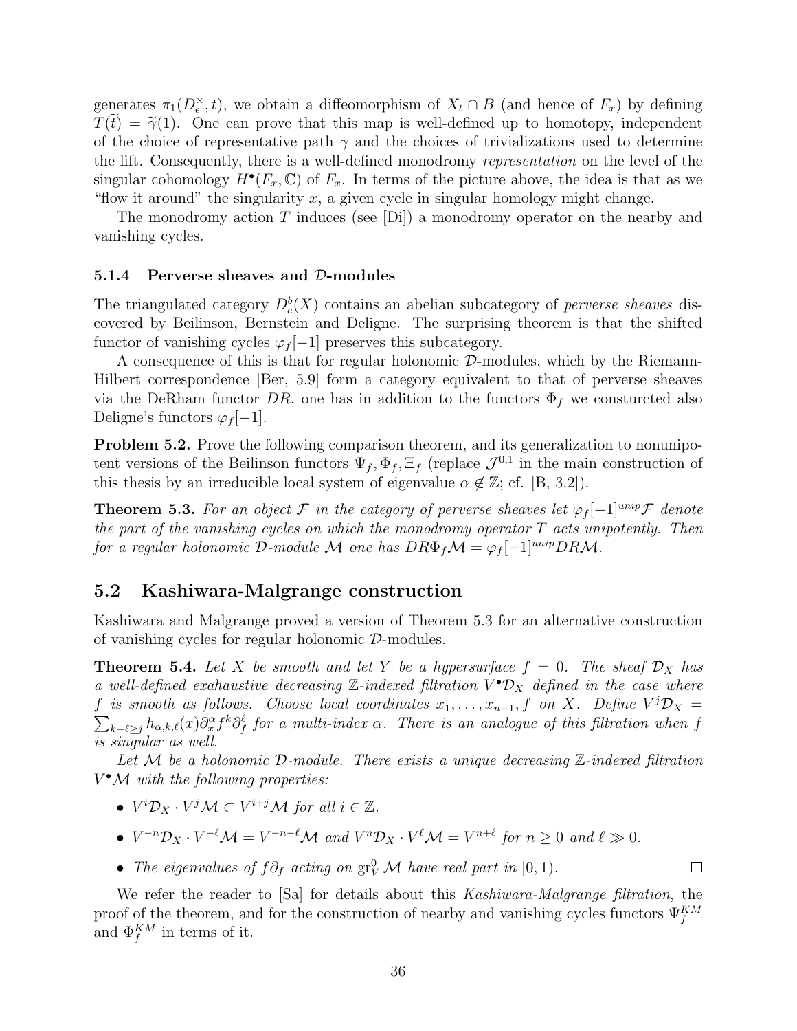generates $\pi_1(D_\epsilon^\times, t)$, we obtain a diffeomorphism of $X_t \cap B$ (and hence of $F_x$) by defining $T(\widetilde{t}) = \widetilde{\gamma}(1)$. One can prove that this map is well-defined up to homotopy, independent of the choice of representative path $\gamma$ and the choices of trivializations used to determine the lift. Consequently, there is a well-defined monodromy *representation* on the level of the singular cohomology $H^\bullet(F_x, \mathbb{C})$ of $F_x$. In terms of the picture above, the idea is that as we "flow it around" the singularity $x$, a given cycle in singular homology might change.

The monodromy action $T$ induces (see [Di]) a monodromy operator on the nearby and vanishing cycles.

### 5.1.4 Perverse sheaves and $\mathcal{D}$-modules

The triangulated category $D_c^b(X)$ contains an abelian subcategory of *perverse sheaves* discovered by Beilinson, Bernstein and Deligne. The surprising theorem is that the shifted functor of vanishing cycles $\varphi_f[-1]$ preserves this subcategory.

A consequence of this is that for regular holonomic $\mathcal{D}$-modules, which by the Riemann-Hilbert correspondence [Ber, 5.9] form a category equivalent to that of perverse sheaves via the DeRham functor $DR$, one has in addition to the functors $\Phi_f$ we consturcted also Deligne's functors $\varphi_f[-1]$.

**Problem 5.2.** Prove the following comparison theorem, and its generalization to nonunipotent versions of the Beilinson functors $\Psi_f, \Phi_f, \Xi_f$ (replace $\mathcal{J}^{0,1}$ in the main construction of this thesis by an irreducible local system of eigenvalue $\alpha \notin \mathbb{Z}$; cf. [B, 3.2]).

**Theorem 5.3.** *For an object $\mathcal{F}$ in the category of perverse sheaves let $\varphi_f[-1]^{unip}\mathcal{F}$ denote the part of the vanishing cycles on which the monodromy operator $T$ acts unipotently. Then for a regular holonomic $\mathcal{D}$-module $\mathcal{M}$ one has $DR\Phi_f\mathcal{M} = \varphi_f[-1]^{unip}DR\mathcal{M}$.*

## 5.2 Kashiwara-Malgrange construction

Kashiwara and Malgrange proved a version of Theorem 5.3 for an alternative construction of vanishing cycles for regular holonomic $\mathcal{D}$-modules.

**Theorem 5.4.** *Let $X$ be smooth and let $Y$ be a hypersurface $f = 0$. The sheaf $\mathcal{D}_X$ has a well-defined exahaustive decreasing $\mathbb{Z}$-indexed filtration $V^\bullet\mathcal{D}_X$ defined in the case where $f$ is smooth as follows. Choose local coordinates $x_1, \ldots, x_{n-1}, f$ on $X$. Define $V^j\mathcal{D}_X = \sum_{k-\ell \geq j} h_{\alpha,k,\ell}(x)\partial_x^\alpha f^k \partial_f^\ell$ for a multi-index $\alpha$. There is an analogue of this filtration when $f$ is singular as well.*

*Let $\mathcal{M}$ be a holonomic $\mathcal{D}$-module. There exists a unique decreasing $\mathbb{Z}$-indexed filtration $V^\bullet\mathcal{M}$ with the following properties:*

- *$V^i\mathcal{D}_X \cdot V^j\mathcal{M} \subset V^{i+j}\mathcal{M}$ for all $i \in \mathbb{Z}$.*
- *$V^{-n}\mathcal{D}_X \cdot V^{-\ell}\mathcal{M} = V^{-n-\ell}\mathcal{M}$ and $V^n\mathcal{D}_X \cdot V^\ell\mathcal{M} = V^{n+\ell}$ for $n \geq 0$ and $\ell \gg 0$.*
- *The eigenvalues of $f\partial_f$ acting on $\mathrm{gr}_V^0\mathcal{M}$ have real part in $[0, 1)$.* □

We refer the reader to [Sa] for details about this *Kashiwara-Malgrange filtration*, the proof of the theorem, and for the construction of nearby and vanishing cycles functors $\Psi_f^{KM}$ and $\Phi_f^{KM}$ in terms of it.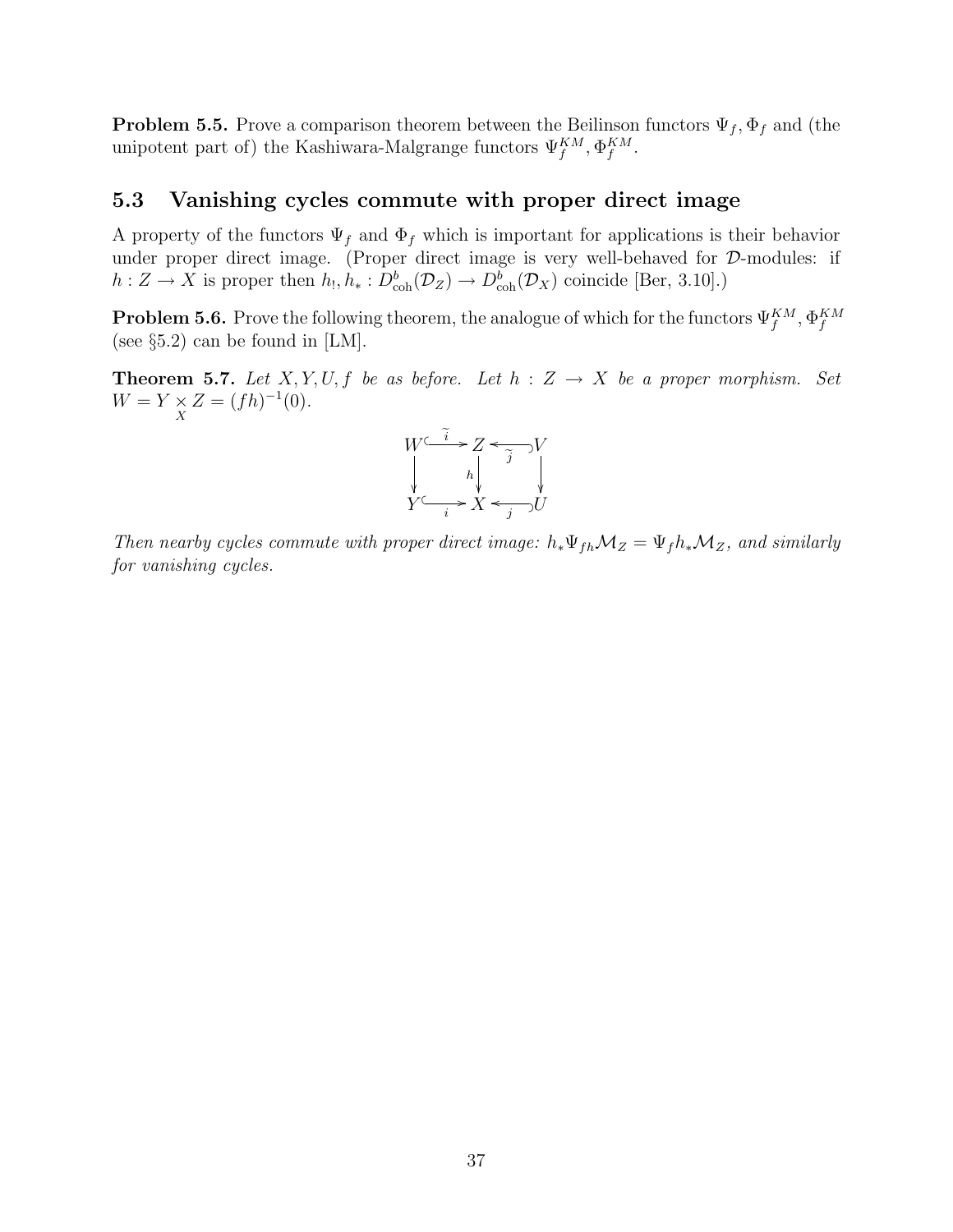**Problem 5.5.** Prove a comparison theorem between the Beilinson functors $\Psi_f, \Phi_f$ and (the unipotent part of) the Kashiwara-Malgrange functors $\Psi_f^{KM}, \Phi_f^{KM}$.

## 5.3 Vanishing cycles commute with proper direct image

A property of the functors $\Psi_f$ and $\Phi_f$ which is important for applications is their behavior under proper direct image. (Proper direct image is very well-behaved for $\mathcal{D}$-modules: if $h : Z \to X$ is proper then $h_!, h_* : D^b_{\mathrm{coh}}(\mathcal{D}_Z) \to D^b_{\mathrm{coh}}(\mathcal{D}_X)$ coincide [Ber, 3.10].)

**Problem 5.6.** Prove the following theorem, the analogue of which for the functors $\Psi_f^{KM}, \Phi_f^{KM}$ (see §5.2) can be found in [LM].

**Theorem 5.7.** *Let $X, Y, U, f$ be as before. Let $h : Z \to X$ be a proper morphism. Set $W = Y \underset{X}{\times} Z = (fh)^{-1}(0)$.*

$$\begin{array}{ccccc} W & \xhookrightarrow{\widetilde{i}} & Z & \xhookleftarrow{\widetilde{j}} & V \\ \downarrow & & \downarrow{\scriptstyle h} & & \downarrow \\ Y & \xhookrightarrow{i} & X & \xhookleftarrow{j} & U \end{array}$$

*Then nearby cycles commute with proper direct image: $h_*\Psi_{fh}\mathcal{M}_Z = \Psi_f h_*\mathcal{M}_Z$, and similarly for vanishing cycles.*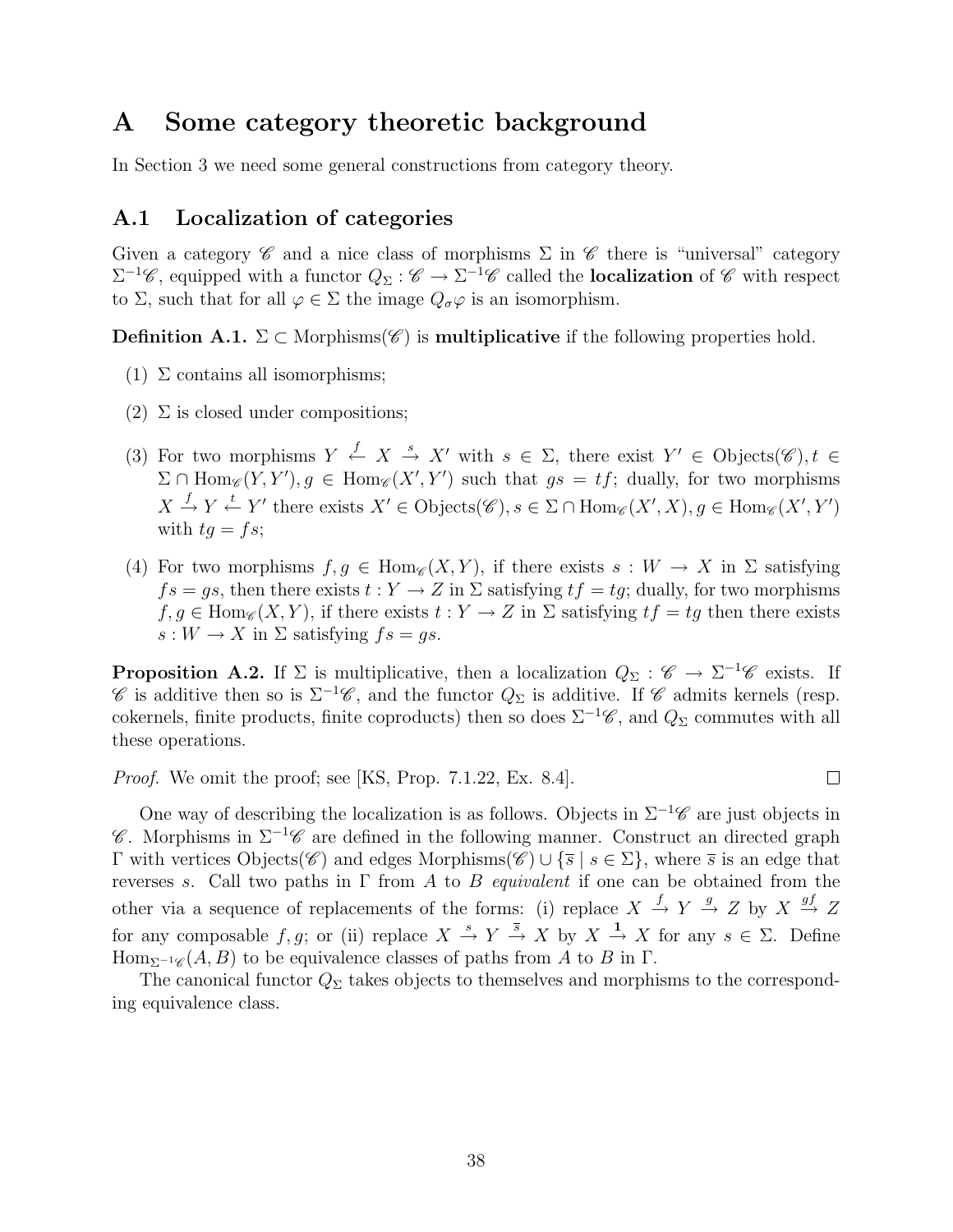# A Some category theoretic background

In Section 3 we need some general constructions from category theory.

## A.1 Localization of categories

Given a category $\mathscr{C}$ and a nice class of morphisms $\Sigma$ in $\mathscr{C}$ there is "universal" category $\Sigma^{-1}\mathscr{C}$, equipped with a functor $Q_\Sigma : \mathscr{C} \to \Sigma^{-1}\mathscr{C}$ called the **localization** of $\mathscr{C}$ with respect to $\Sigma$, such that for all $\varphi \in \Sigma$ the image $Q_\sigma \varphi$ is an isomorphism.

**Definition A.1.** $\Sigma \subset \text{Morphisms}(\mathscr{C})$ is **multiplicative** if the following properties hold.

(1) $\Sigma$ contains all isomorphisms;

(2) $\Sigma$ is closed under compositions;

(3) For two morphisms $Y \xleftarrow{f} X \xrightarrow{s} X'$ with $s \in \Sigma$, there exist $Y' \in \text{Objects}(\mathscr{C}), t \in \Sigma \cap \text{Hom}_{\mathscr{C}}(Y, Y'), g \in \text{Hom}_{\mathscr{C}}(X', Y')$ such that $gs = tf$; dually, for two morphisms $X \xrightarrow{f} Y \xleftarrow{t} Y'$ there exists $X' \in \text{Objects}(\mathscr{C}), s \in \Sigma \cap \text{Hom}_{\mathscr{C}}(X', X), g \in \text{Hom}_{\mathscr{C}}(X', Y')$ with $tg = fs$;

(4) For two morphisms $f, g \in \text{Hom}_{\mathscr{C}}(X, Y)$, if there exists $s : W \to X$ in $\Sigma$ satisfying $fs = gs$, then there exists $t : Y \to Z$ in $\Sigma$ satisfying $tf = tg$; dually, for two morphisms $f, g \in \text{Hom}_{\mathscr{C}}(X, Y)$, if there exists $t : Y \to Z$ in $\Sigma$ satisfying $tf = tg$ then there exists $s : W \to X$ in $\Sigma$ satisfying $fs = gs$.

**Proposition A.2.** If $\Sigma$ is multiplicative, then a localization $Q_\Sigma : \mathscr{C} \to \Sigma^{-1}\mathscr{C}$ exists. If $\mathscr{C}$ is additive then so is $\Sigma^{-1}\mathscr{C}$, and the functor $Q_\Sigma$ is additive. If $\mathscr{C}$ admits kernels (resp. cokernels, finite products, finite coproducts) then so does $\Sigma^{-1}\mathscr{C}$, and $Q_\Sigma$ commutes with all these operations.

*Proof.* We omit the proof; see [KS, Prop. 7.1.22, Ex. 8.4]. □

One way of describing the localization is as follows. Objects in $\Sigma^{-1}\mathscr{C}$ are just objects in $\mathscr{C}$. Morphisms in $\Sigma^{-1}\mathscr{C}$ are defined in the following manner. Construct an directed graph $\Gamma$ with vertices $\text{Objects}(\mathscr{C})$ and edges $\text{Morphisms}(\mathscr{C}) \cup \{\overline{s} \mid s \in \Sigma\}$, where $\overline{s}$ is an edge that reverses $s$. Call two paths in $\Gamma$ from $A$ to $B$ *equivalent* if one can be obtained from the other via a sequence of replacements of the forms: (i) replace $X \xrightarrow{f} Y \xrightarrow{g} Z$ by $X \xrightarrow{gf} Z$ for any composable $f, g$; or (ii) replace $X \xrightarrow{s} Y \xrightarrow{\overline{s}} X$ by $X \xrightarrow{\mathbf{1}} X$ for any $s \in \Sigma$. Define $\text{Hom}_{\Sigma^{-1}\mathscr{C}}(A, B)$ to be equivalence classes of paths from $A$ to $B$ in $\Gamma$.

The canonical functor $Q_\Sigma$ takes objects to themselves and morphisms to the corresponding equivalence class.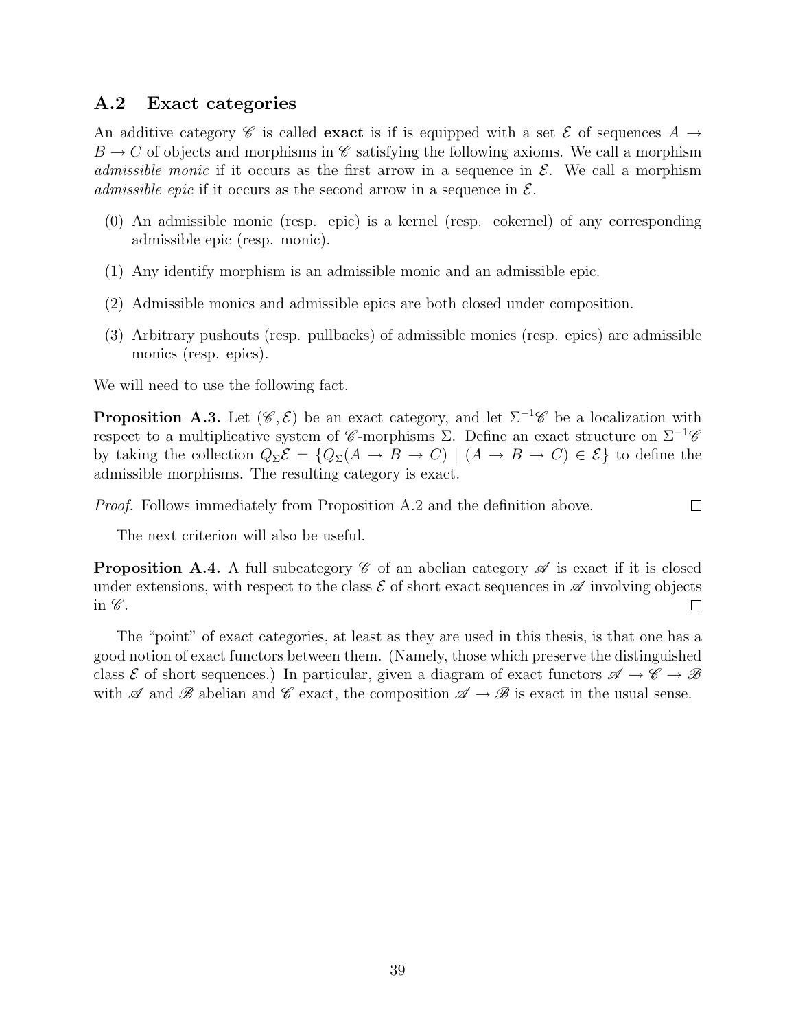## A.2 Exact categories

An additive category $\mathscr{C}$ is called **exact** is if is equipped with a set $\mathcal{E}$ of sequences $A \to B \to C$ of objects and morphisms in $\mathscr{C}$ satisfying the following axioms. We call a morphism *admissible monic* if it occurs as the first arrow in a sequence in $\mathcal{E}$. We call a morphism *admissible epic* if it occurs as the second arrow in a sequence in $\mathcal{E}$.

(0) An admissible monic (resp. epic) is a kernel (resp. cokernel) of any corresponding admissible epic (resp. monic).

(1) Any identify morphism is an admissible monic and an admissible epic.

(2) Admissible monics and admissible epics are both closed under composition.

(3) Arbitrary pushouts (resp. pullbacks) of admissible monics (resp. epics) are admissible monics (resp. epics).

We will need to use the following fact.

**Proposition A.3.** Let $(\mathscr{C}, \mathcal{E})$ be an exact category, and let $\Sigma^{-1}\mathscr{C}$ be a localization with respect to a multiplicative system of $\mathscr{C}$-morphisms $\Sigma$. Define an exact structure on $\Sigma^{-1}\mathscr{C}$ by taking the collection $Q_\Sigma \mathcal{E} = \{Q_\Sigma(A \to B \to C) \mid (A \to B \to C) \in \mathcal{E}\}$ to define the admissible morphisms. The resulting category is exact.

*Proof.* Follows immediately from Proposition A.2 and the definition above. ∎

The next criterion will also be useful.

**Proposition A.4.** A full subcategory $\mathscr{C}$ of an abelian category $\mathscr{A}$ is exact if it is closed under extensions, with respect to the class $\mathcal{E}$ of short exact sequences in $\mathscr{A}$ involving objects in $\mathscr{C}$. ∎

The "point" of exact categories, at least as they are used in this thesis, is that one has a good notion of exact functors between them. (Namely, those which preserve the distinguished class $\mathcal{E}$ of short sequences.) In particular, given a diagram of exact functors $\mathscr{A} \to \mathscr{C} \to \mathscr{B}$ with $\mathscr{A}$ and $\mathscr{B}$ abelian and $\mathscr{C}$ exact, the composition $\mathscr{A} \to \mathscr{B}$ is exact in the usual sense.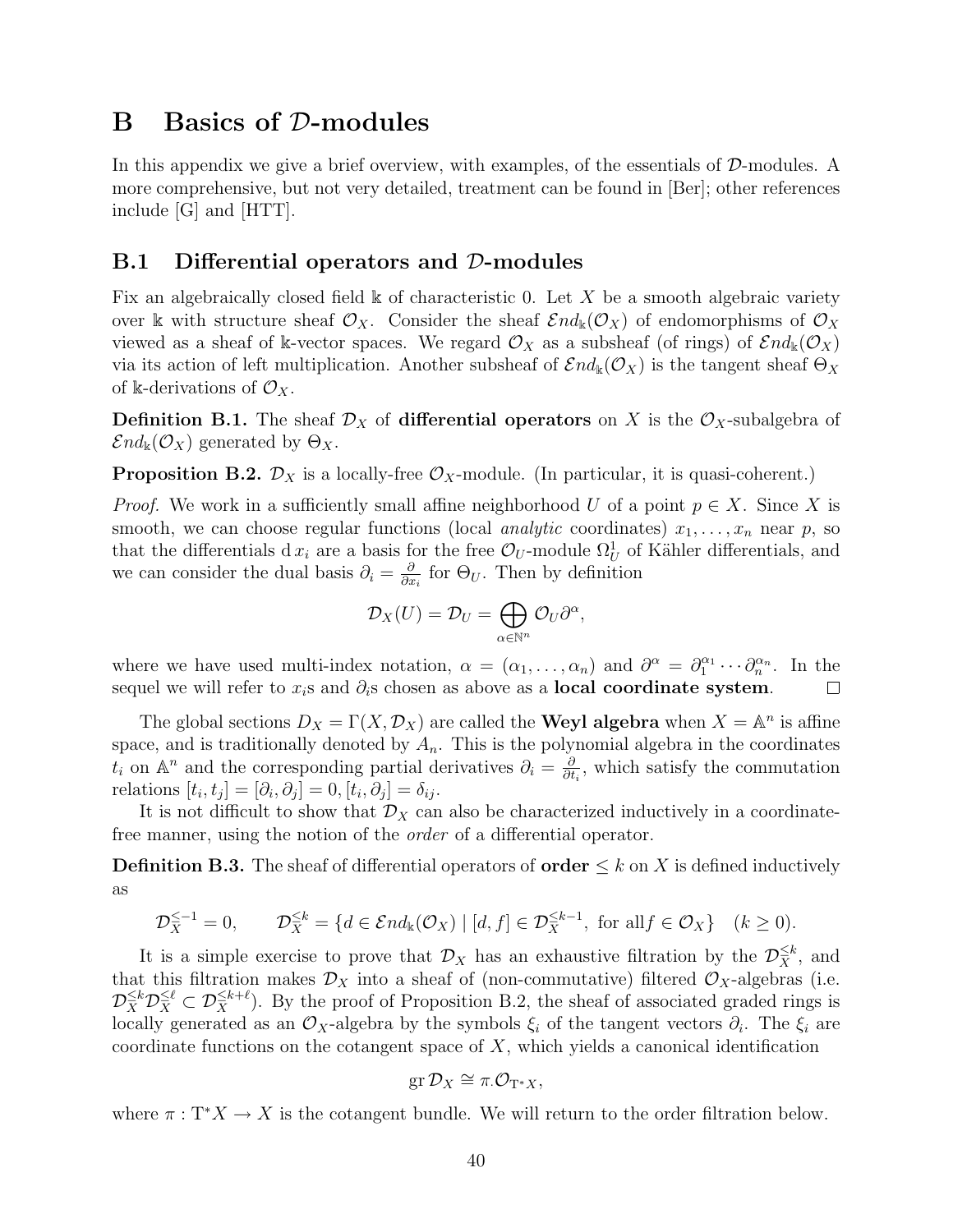# B Basics of $\mathcal{D}$-modules

In this appendix we give a brief overview, with examples, of the essentials of $\mathcal{D}$-modules. A more comprehensive, but not very detailed, treatment can be found in [Ber]; other references include [G] and [HTT].

## B.1 Differential operators and $\mathcal{D}$-modules

Fix an algebraically closed field $\Bbbk$ of characteristic 0. Let $X$ be a smooth algebraic variety over $\Bbbk$ with structure sheaf $\mathcal{O}_X$. Consider the sheaf $\mathcal{E}nd_{\Bbbk}(\mathcal{O}_X)$ of endomorphisms of $\mathcal{O}_X$ viewed as a sheaf of $\Bbbk$-vector spaces. We regard $\mathcal{O}_X$ as a subsheaf (of rings) of $\mathcal{E}nd_{\Bbbk}(\mathcal{O}_X)$ via its action of left multiplication. Another subsheaf of $\mathcal{E}nd_{\Bbbk}(\mathcal{O}_X)$ is the tangent sheaf $\Theta_X$ of $\Bbbk$-derivations of $\mathcal{O}_X$.

**Definition B.1.** The sheaf $\mathcal{D}_X$ of **differential operators** on $X$ is the $\mathcal{O}_X$-subalgebra of $\mathcal{E}nd_{\Bbbk}(\mathcal{O}_X)$ generated by $\Theta_X$.

**Proposition B.2.** $\mathcal{D}_X$ is a locally-free $\mathcal{O}_X$-module. (In particular, it is quasi-coherent.)

*Proof.* We work in a sufficiently small affine neighborhood $U$ of a point $p \in X$. Since $X$ is smooth, we can choose regular functions (local *analytic* coordinates) $x_1, \ldots, x_n$ near $p$, so that the differentials $\mathrm{d}\, x_i$ are a basis for the free $\mathcal{O}_U$-module $\Omega^1_U$ of Kähler differentials, and we can consider the dual basis $\partial_i = \frac{\partial}{\partial x_i}$ for $\Theta_U$. Then by definition

$$\mathcal{D}_X(U) = \mathcal{D}_U = \bigoplus_{\alpha \in \mathbb{N}^n} \mathcal{O}_U \partial^\alpha,$$

where we have used multi-index notation, $\alpha = (\alpha_1, \ldots, \alpha_n)$ and $\partial^\alpha = \partial_1^{\alpha_1} \cdots \partial_n^{\alpha_n}$. In the sequel we will refer to $x_i$s and $\partial_i$s chosen as above as a **local coordinate system**. $\square$

The global sections $D_X = \Gamma(X, \mathcal{D}_X)$ are called the **Weyl algebra** when $X = \mathbb{A}^n$ is affine space, and is traditionally denoted by $A_n$. This is the polynomial algebra in the coordinates $t_i$ on $\mathbb{A}^n$ and the corresponding partial derivatives $\partial_i = \frac{\partial}{\partial t_i}$, which satisfy the commutation relations $[t_i, t_j] = [\partial_i, \partial_j] = 0, [t_i, \partial_j] = \delta_{ij}$.

It is not difficult to show that $\mathcal{D}_X$ can also be characterized inductively in a coordinate-free manner, using the notion of the *order* of a differential operator.

**Definition B.3.** The sheaf of differential operators of **order** $\leq k$ on $X$ is defined inductively as

$$\mathcal{D}_X^{\leq -1} = 0, \qquad \mathcal{D}_X^{\leq k} = \{d \in \mathcal{E}nd_{\Bbbk}(\mathcal{O}_X) \mid [d, f] \in \mathcal{D}_X^{\leq k-1}, \text{ for all} f \in \mathcal{O}_X\} \quad (k \geq 0).$$

It is a simple exercise to prove that $\mathcal{D}_X$ has an exhaustive filtration by the $\mathcal{D}_X^{\leq k}$, and that this filtration makes $\mathcal{D}_X$ into a sheaf of (non-commutative) filtered $\mathcal{O}_X$-algebras (i.e. $\mathcal{D}_X^{\leq k}\mathcal{D}_X^{\leq \ell} \subset \mathcal{D}_X^{\leq k+\ell}$). By the proof of Proposition B.2, the sheaf of associated graded rings is locally generated as an $\mathcal{O}_X$-algebra by the symbols $\xi_i$ of the tangent vectors $\partial_i$. The $\xi_i$ are coordinate functions on the cotangent space of $X$, which yields a canonical identification

$$\operatorname{gr} \mathcal{D}_X \cong \pi_\cdot \mathcal{O}_{\mathrm{T}^*X},$$

where $\pi : \mathrm{T}^*X \to X$ is the cotangent bundle. We will return to the order filtration below.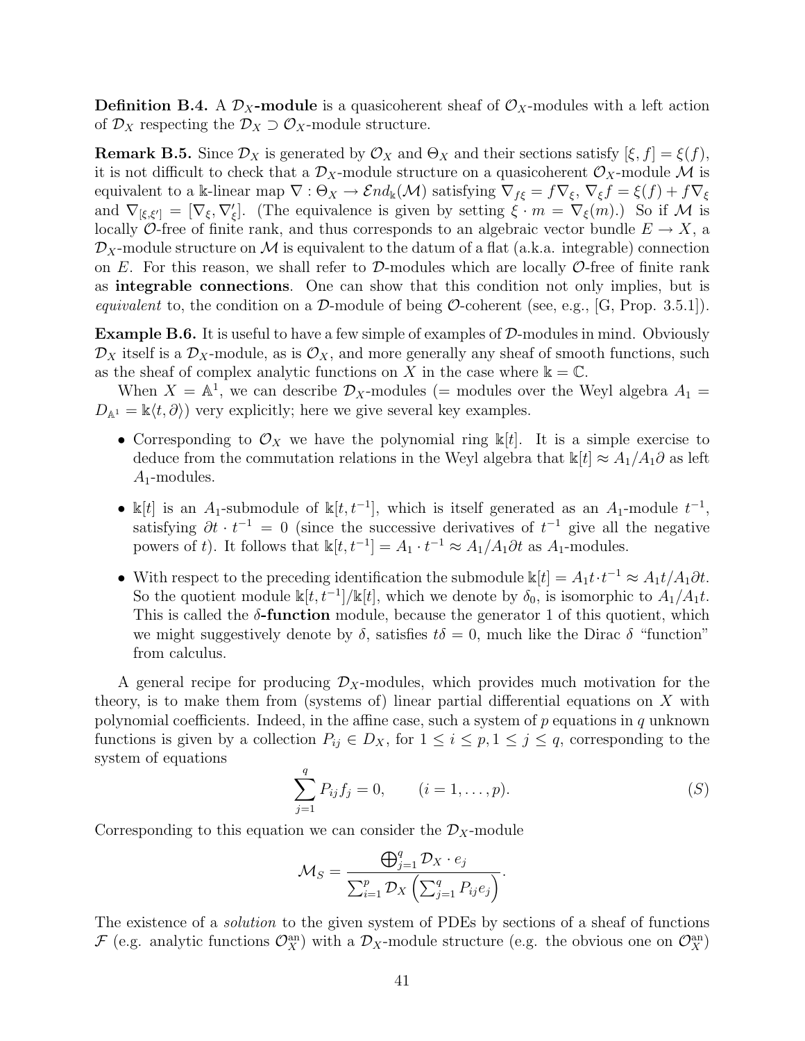**Definition B.4.** A $\mathcal{D}_X$**-module** is a quasicoherent sheaf of $\mathcal{O}_X$-modules with a left action of $\mathcal{D}_X$ respecting the $\mathcal{D}_X \supset \mathcal{O}_X$-module structure.

**Remark B.5.** Since $\mathcal{D}_X$ is generated by $\mathcal{O}_X$ and $\Theta_X$ and their sections satisfy $[\xi, f] = \xi(f)$, it is not difficult to check that a $\mathcal{D}_X$-module structure on a quasicoherent $\mathcal{O}_X$-module $\mathcal{M}$ is equivalent to a $\Bbbk$-linear map $\nabla : \Theta_X \to \mathcal{E}nd_{\Bbbk}(\mathcal{M})$ satisfying $\nabla_{f\xi} = f\nabla_\xi$, $\nabla_\xi f = \xi(f) + f\nabla_\xi$ and $\nabla_{[\xi,\xi']} = [\nabla_\xi, \nabla'_\xi]$. (The equivalence is given by setting $\xi \cdot m = \nabla_\xi(m)$.) So if $\mathcal{M}$ is locally $\mathcal{O}$-free of finite rank, and thus corresponds to an algebraic vector bundle $E \to X$, a $\mathcal{D}_X$-module structure on $\mathcal{M}$ is equivalent to the datum of a flat (a.k.a. integrable) connection on $E$. For this reason, we shall refer to $\mathcal{D}$-modules which are locally $\mathcal{O}$-free of finite rank as **integrable connections**. One can show that this condition not only implies, but is *equivalent* to, the condition on a $\mathcal{D}$-module of being $\mathcal{O}$-coherent (see, e.g., [G, Prop. 3.5.1]).

**Example B.6.** It is useful to have a few simple of examples of $\mathcal{D}$-modules in mind. Obviously $\mathcal{D}_X$ itself is a $\mathcal{D}_X$-module, as is $\mathcal{O}_X$, and more generally any sheaf of smooth functions, such as the sheaf of complex analytic functions on $X$ in the case where $\Bbbk = \mathbb{C}$.

When $X = \mathbb{A}^1$, we can describe $\mathcal{D}_X$-modules (= modules over the Weyl algebra $A_1 = D_{\mathbb{A}^1} = \Bbbk\langle t, \partial \rangle$) very explicitly; here we give several key examples.

- Corresponding to $\mathcal{O}_X$ we have the polynomial ring $\Bbbk[t]$. It is a simple exercise to deduce from the commutation relations in the Weyl algebra that $\Bbbk[t] \approx A_1/A_1\partial$ as left $A_1$-modules.
- $\Bbbk[t]$ is an $A_1$-submodule of $\Bbbk[t, t^{-1}]$, which is itself generated as an $A_1$-module $t^{-1}$, satisfying $\partial t \cdot t^{-1} = 0$ (since the successive derivatives of $t^{-1}$ give all the negative powers of $t$). It follows that $\Bbbk[t, t^{-1}] = A_1 \cdot t^{-1} \approx A_1/A_1\partial t$ as $A_1$-modules.
- With respect to the preceding identification the submodule $\Bbbk[t] = A_1 t \cdot t^{-1} \approx A_1 t/A_1\partial t$. So the quotient module $\Bbbk[t, t^{-1}]/\Bbbk[t]$, which we denote by $\delta_0$, is isomorphic to $A_1/A_1 t$. This is called the $\delta$**-function** module, because the generator 1 of this quotient, which we might suggestively denote by $\delta$, satisfies $t\delta = 0$, much like the Dirac $\delta$ "function" from calculus.

A general recipe for producing $\mathcal{D}_X$-modules, which provides much motivation for the theory, is to make them from (systems of) linear partial differential equations on $X$ with polynomial coefficients. Indeed, in the affine case, such a system of $p$ equations in $q$ unknown functions is given by a collection $P_{ij} \in D_X$, for $1 \le i \le p, 1 \le j \le q$, corresponding to the system of equations

$$\sum_{j=1}^{q} P_{ij} f_j = 0, \qquad (i = 1, \ldots, p). \tag{$S$}$$

Corresponding to this equation we can consider the $\mathcal{D}_X$-module

$$\mathcal{M}_S = \frac{\bigoplus_{j=1}^{q} \mathcal{D}_X \cdot e_j}{\sum_{i=1}^{p} \mathcal{D}_X \left( \sum_{j=1}^{q} P_{ij} e_j \right)}.$$

The existence of a *solution* to the given system of PDEs by sections of a sheaf of functions $\mathcal{F}$ (e.g. analytic functions $\mathcal{O}_X^{\mathrm{an}}$) with a $\mathcal{D}_X$-module structure (e.g. the obvious one on $\mathcal{O}_X^{\mathrm{an}}$)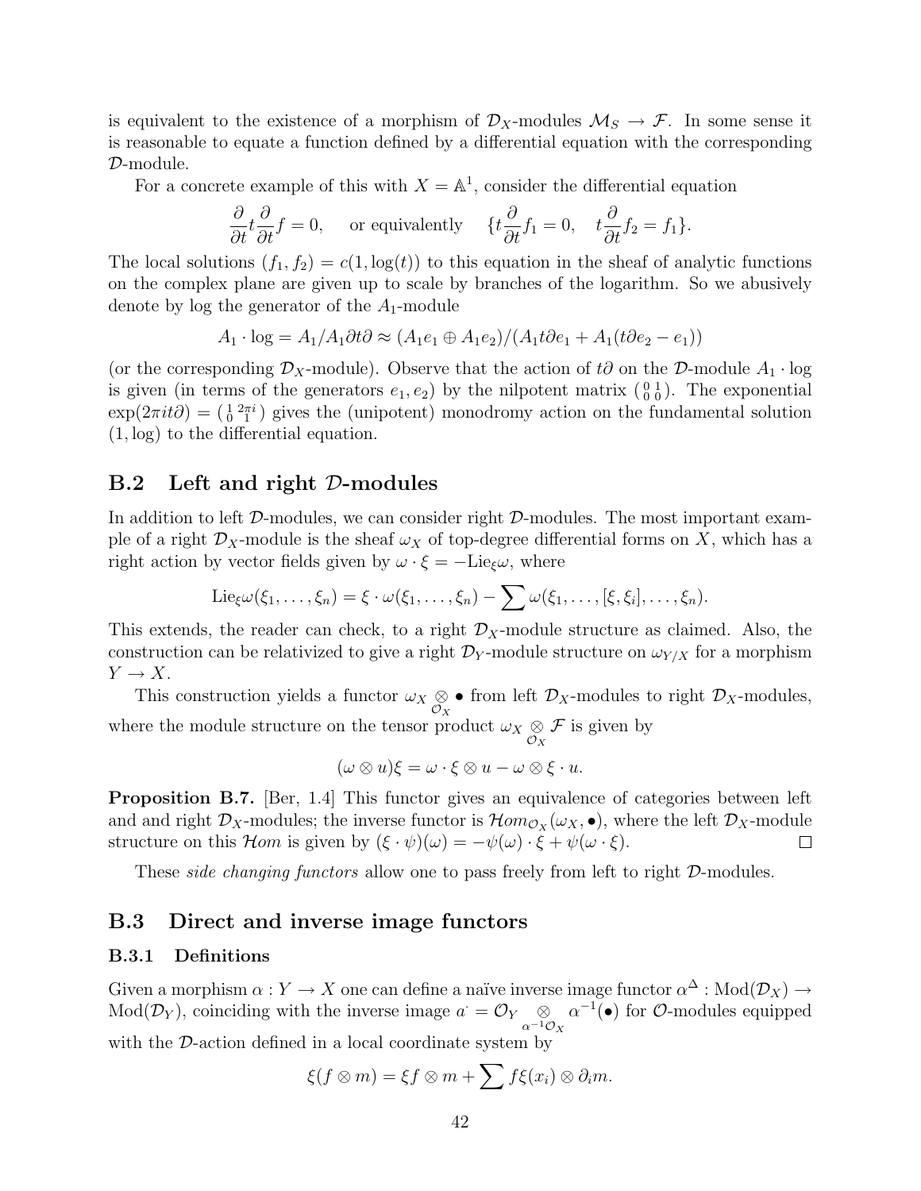is equivalent to the existence of a morphism of $\mathcal{D}_X$-modules $\mathcal{M}_S \to \mathcal{F}$. In some sense it is reasonable to equate a function defined by a differential equation with the corresponding $\mathcal{D}$-module.

For a concrete example of this with $X = \mathbb{A}^1$, consider the differential equation

$$\frac{\partial}{\partial t} t \frac{\partial}{\partial t} f = 0, \quad \text{or equivalently} \quad \{t\frac{\partial}{\partial t} f_1 = 0, \quad t\frac{\partial}{\partial t} f_2 = f_1\}.$$

The local solutions $(f_1, f_2) = c(1, \log(t))$ to this equation in the sheaf of analytic functions on the complex plane are given up to scale by branches of the logarithm. So we abusively denote by log the generator of the $A_1$-module

$$A_1 \cdot \log = A_1/A_1\partial t\partial \approx (A_1 e_1 \oplus A_1 e_2)/(A_1 t\partial e_1 + A_1(t\partial e_2 - e_1))$$

(or the corresponding $\mathcal{D}_X$-module). Observe that the action of $t\partial$ on the $\mathcal{D}$-module $A_1 \cdot \log$ is given (in terms of the generators $e_1, e_2$) by the nilpotent matrix $\left(\begin{smallmatrix} 0 & 1 \\ 0 & 0 \end{smallmatrix}\right)$. The exponential $\exp(2\pi i t\partial) = \left(\begin{smallmatrix} 1 & 2\pi i \\ 0 & 1 \end{smallmatrix}\right)$ gives the (unipotent) monodromy action on the fundamental solution $(1, \log)$ to the differential equation.

## B.2 Left and right $\mathcal{D}$-modules

In addition to left $\mathcal{D}$-modules, we can consider right $\mathcal{D}$-modules. The most important example of a right $\mathcal{D}_X$-module is the sheaf $\omega_X$ of top-degree differential forms on $X$, which has a right action by vector fields given by $\omega \cdot \xi = -\mathrm{Lie}_\xi \omega$, where

$$\mathrm{Lie}_\xi \omega(\xi_1, \ldots, \xi_n) = \xi \cdot \omega(\xi_1, \ldots, \xi_n) - \sum \omega(\xi_1, \ldots, [\xi, \xi_i], \ldots, \xi_n).$$

This extends, the reader can check, to a right $\mathcal{D}_X$-module structure as claimed. Also, the construction can be relativized to give a right $\mathcal{D}_Y$-module structure on $\omega_{Y/X}$ for a morphism $Y \to X$.

This construction yields a functor $\omega_X \underset{\mathcal{O}_X}{\otimes} \bullet$ from left $\mathcal{D}_X$-modules to right $\mathcal{D}_X$-modules, where the module structure on the tensor product $\omega_X \underset{\mathcal{O}_X}{\otimes} \mathcal{F}$ is given by

$$(\omega \otimes u)\xi = \omega \cdot \xi \otimes u - \omega \otimes \xi \cdot u.$$

**Proposition B.7.** [Ber, 1.4] This functor gives an equivalence of categories between left and and right $\mathcal{D}_X$-modules; the inverse functor is $\mathcal{H}om_{\mathcal{O}_X}(\omega_X, \bullet)$, where the left $\mathcal{D}_X$-module structure on this $\mathcal{H}om$ is given by $(\xi \cdot \psi)(\omega) = -\psi(\omega) \cdot \xi + \psi(\omega \cdot \xi)$. $\square$

These *side changing functors* allow one to pass freely from left to right $\mathcal{D}$-modules.

## B.3 Direct and inverse image functors

### B.3.1 Definitions

Given a morphism $\alpha : Y \to X$ one can define a naïve inverse image functor $\alpha^\Delta : \mathrm{Mod}(\mathcal{D}_X) \to \mathrm{Mod}(\mathcal{D}_Y)$, coinciding with the inverse image $a^{\cdot} = \mathcal{O}_Y \underset{\alpha^{-1}\mathcal{O}_X}{\otimes} \alpha^{-1}(\bullet)$ for $\mathcal{O}$-modules equipped with the $\mathcal{D}$-action defined in a local coordinate system by

$$\xi(f \otimes m) = \xi f \otimes m + \sum f\xi(x_i) \otimes \partial_i m.$$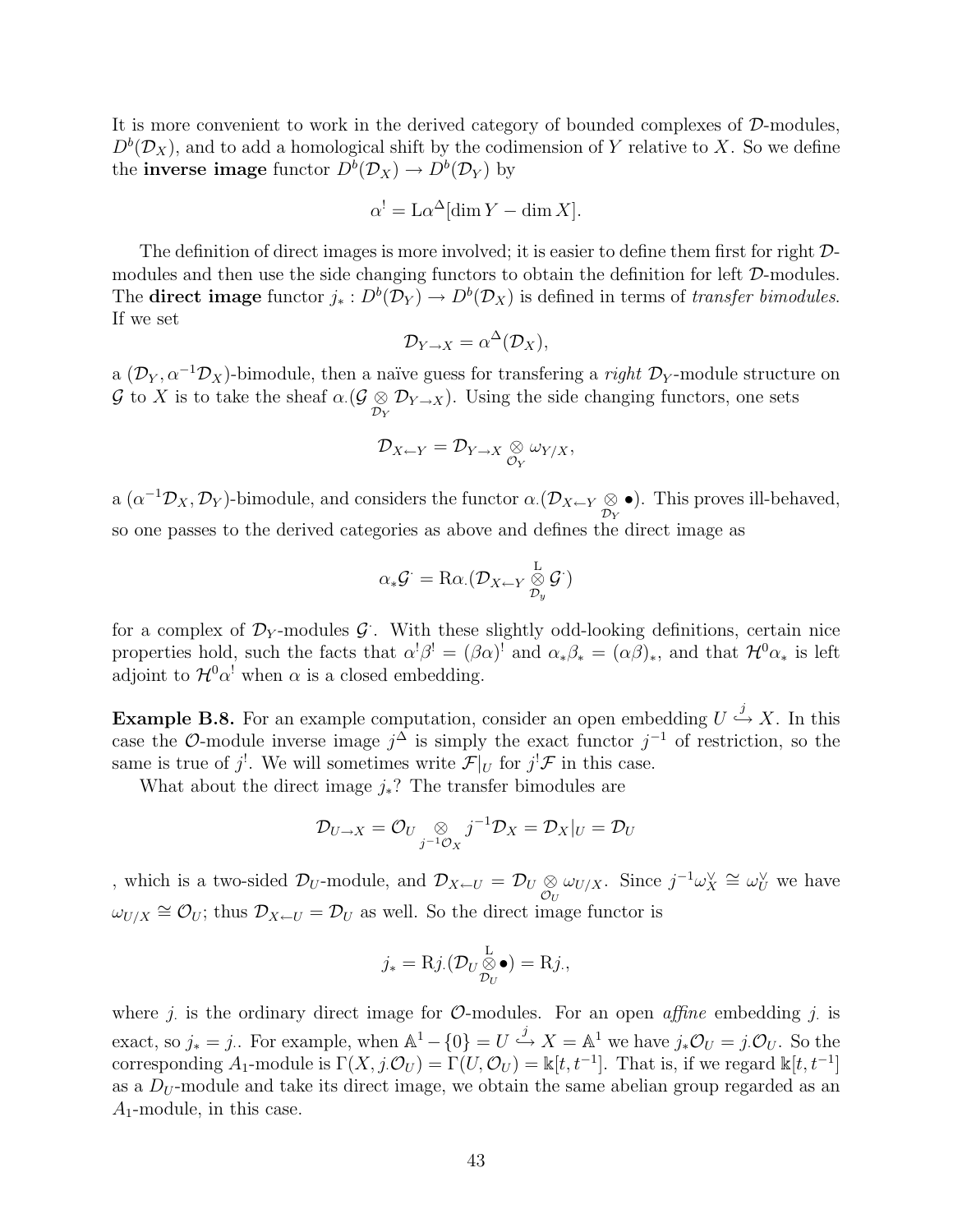It is more convenient to work in the derived category of bounded complexes of $\mathcal{D}$-modules, $D^b(\mathcal{D}_X)$, and to add a homological shift by the codimension of $Y$ relative to $X$. So we define the **inverse image** functor $D^b(\mathcal{D}_X) \to D^b(\mathcal{D}_Y)$ by

$$\alpha^! = \mathrm{L}\alpha^\Delta[\dim Y - \dim X].$$

The definition of direct images is more involved; it is easier to define them first for right $\mathcal{D}$-modules and then use the side changing functors to obtain the definition for left $\mathcal{D}$-modules. The **direct image** functor $j_* : D^b(\mathcal{D}_Y) \to D^b(\mathcal{D}_X)$ is defined in terms of *transfer bimodules*. If we set

$$\mathcal{D}_{Y\to X} = \alpha^\Delta(\mathcal{D}_X),$$

a $(\mathcal{D}_Y, \alpha^{-1}\mathcal{D}_X)$-bimodule, then a naïve guess for transfering a *right* $\mathcal{D}_Y$-module structure on $\mathcal{G}$ to $X$ is to take the sheaf $\alpha_\cdot(\mathcal{G} \underset{\mathcal{D}_Y}{\otimes} \mathcal{D}_{Y\to X})$. Using the side changing functors, one sets

$$\mathcal{D}_{X\leftarrow Y} = \mathcal{D}_{Y\to X} \underset{\mathcal{O}_Y}{\otimes} \omega_{Y/X},$$

a $(\alpha^{-1}\mathcal{D}_X, \mathcal{D}_Y)$-bimodule, and considers the functor $\alpha_\cdot(\mathcal{D}_{X\leftarrow Y} \underset{\mathcal{D}_Y}{\otimes} \bullet)$. This proves ill-behaved, so one passes to the derived categories as above and defines the direct image as

$$\alpha_*\mathcal{G}^\cdot = \mathrm{R}\alpha_\cdot(\mathcal{D}_{X\leftarrow Y} \overset{\mathrm{L}}{\underset{\mathcal{D}_y}{\otimes}} \mathcal{G}^\cdot)$$

for a complex of $\mathcal{D}_Y$-modules $\mathcal{G}^\cdot$. With these slightly odd-looking definitions, certain nice properties hold, such the facts that $\alpha^!\beta^! = (\beta\alpha)^!$ and $\alpha_*\beta_* = (\alpha\beta)_*$, and that $\mathcal{H}^0\alpha_*$ is left adjoint to $\mathcal{H}^0\alpha^!$ when $\alpha$ is a closed embedding.

**Example B.8.** For an example computation, consider an open embedding $U \overset{j}{\hookrightarrow} X$. In this case the $\mathcal{O}$-module inverse image $j^\Delta$ is simply the exact functor $j^{-1}$ of restriction, so the same is true of $j^!$. We will sometimes write $\mathcal{F}|_U$ for $j^!\mathcal{F}$ in this case.

What about the direct image $j_*$? The transfer bimodules are

$$\mathcal{D}_{U\to X} = \mathcal{O}_U \underset{j^{-1}\mathcal{O}_X}{\otimes} j^{-1}\mathcal{D}_X = \mathcal{D}_X|_U = \mathcal{D}_U$$

, which is a two-sided $\mathcal{D}_U$-module, and $\mathcal{D}_{X\leftarrow U} = \mathcal{D}_U \underset{\mathcal{O}_U}{\otimes} \omega_{U/X}$. Since $j^{-1}\omega_X^\vee \cong \omega_U^\vee$ we have $\omega_{U/X} \cong \mathcal{O}_U$; thus $\mathcal{D}_{X\leftarrow U} = \mathcal{D}_U$ as well. So the direct image functor is

$$j_* = \mathrm{R}j_\cdot(\mathcal{D}_U \overset{\mathrm{L}}{\underset{\mathcal{D}_U}{\otimes}} \bullet) = \mathrm{R}j_\cdot,$$

where $j_\cdot$ is the ordinary direct image for $\mathcal{O}$-modules. For an open *affine* embedding $j_\cdot$ is exact, so $j_* = j_\cdot$. For example, when $\mathbb{A}^1 - \{0\} = U \overset{j}{\hookrightarrow} X = \mathbb{A}^1$ we have $j_*\mathcal{O}_U = j_\cdot\mathcal{O}_U$. So the corresponding $A_1$-module is $\Gamma(X, j_\cdot\mathcal{O}_U) = \Gamma(U, \mathcal{O}_U) = \Bbbk[t, t^{-1}]$. That is, if we regard $\Bbbk[t, t^{-1}]$ as a $D_U$-module and take its direct image, we obtain the same abelian group regarded as an $A_1$-module, in this case.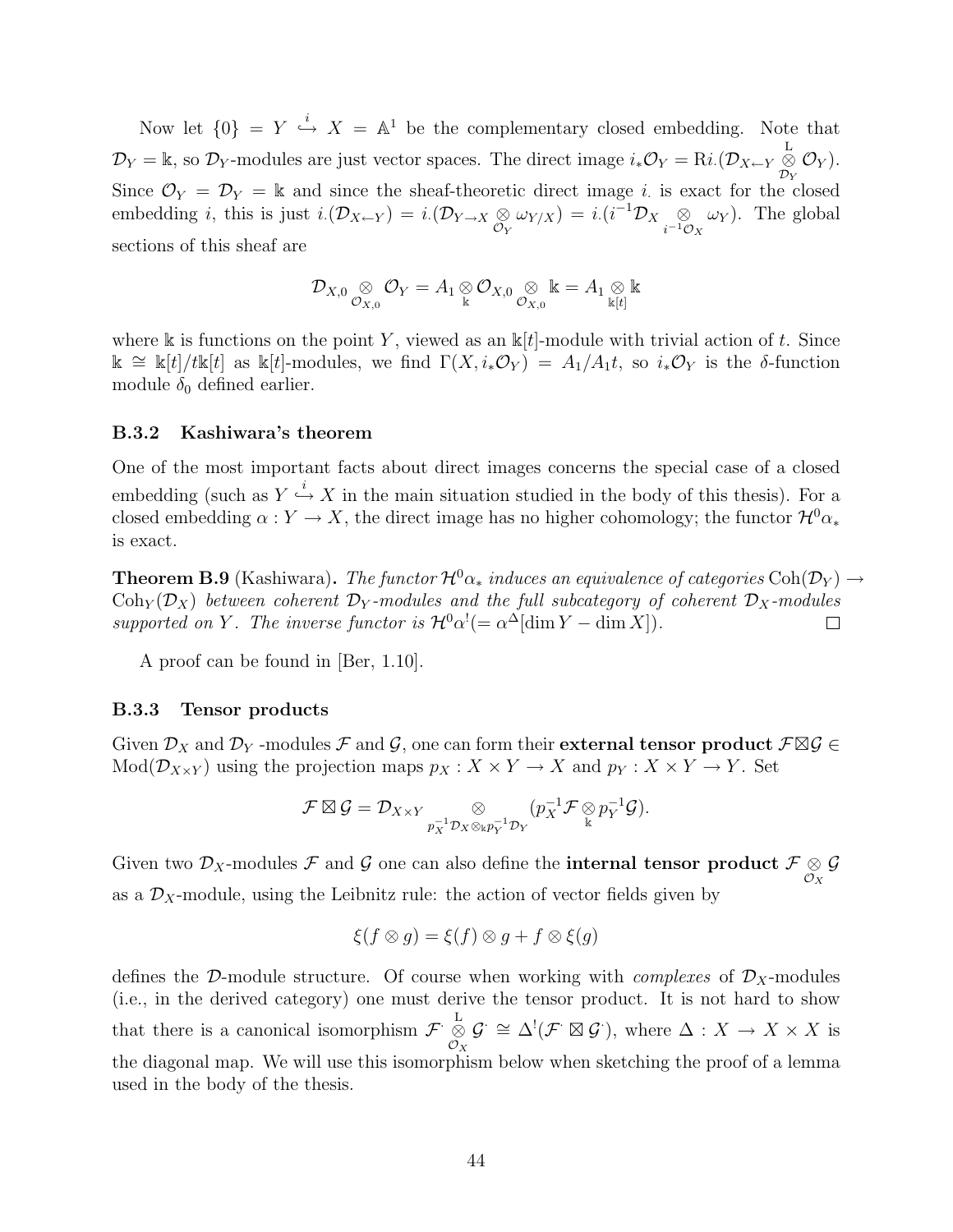Now let $\{0\} = Y \overset{i}{\hookrightarrow} X = \mathbb{A}^1$ be the complementary closed embedding. Note that $\mathcal{D}_Y = \Bbbk$, so $\mathcal{D}_Y$-modules are just vector spaces. The direct image $i_*\mathcal{O}_Y = \mathrm{R}i_\cdot(\mathcal{D}_{X\leftarrow Y} \overset{\mathrm{L}}{\underset{\mathcal{D}_Y}{\otimes}} \mathcal{O}_Y)$. Since $\mathcal{O}_Y = \mathcal{D}_Y = \Bbbk$ and since the sheaf-theoretic direct image $i_\cdot$ is exact for the closed embedding $i$, this is just $i_\cdot(\mathcal{D}_{X\leftarrow Y}) = i_\cdot(\mathcal{D}_{Y\to X} \underset{\mathcal{O}_Y}{\otimes} \omega_{Y/X}) = i_\cdot(i^{-1}\mathcal{D}_X \underset{i^{-1}\mathcal{O}_X}{\otimes} \omega_Y)$. The global sections of this sheaf are

$$\mathcal{D}_{X,0} \underset{\mathcal{O}_{X,0}}{\otimes} \mathcal{O}_Y = A_1 \underset{\Bbbk}{\otimes} \mathcal{O}_{X,0} \underset{\mathcal{O}_{X,0}}{\otimes} \Bbbk = A_1 \underset{\Bbbk[t]}{\otimes} \Bbbk$$

where $\Bbbk$ is functions on the point $Y$, viewed as an $\Bbbk[t]$-module with trivial action of $t$. Since $\Bbbk \cong \Bbbk[t]/t\Bbbk[t]$ as $\Bbbk[t]$-modules, we find $\Gamma(X, i_*\mathcal{O}_Y) = A_1/A_1t$, so $i_*\mathcal{O}_Y$ is the $\delta$-function module $\delta_0$ defined earlier.

### B.3.2 Kashiwara's theorem

One of the most important facts about direct images concerns the special case of a closed embedding (such as $Y \overset{i}{\hookrightarrow} X$ in the main situation studied in the body of this thesis). For a closed embedding $\alpha : Y \to X$, the direct image has no higher cohomology; the functor $\mathcal{H}^0\alpha_*$ is exact.

**Theorem B.9** (Kashiwara)**.** *The functor $\mathcal{H}^0\alpha_*$ induces an equivalence of categories $\mathrm{Coh}(\mathcal{D}_Y) \to \mathrm{Coh}_Y(\mathcal{D}_X)$ between coherent $\mathcal{D}_Y$-modules and the full subcategory of coherent $\mathcal{D}_X$-modules supported on $Y$. The inverse functor is $\mathcal{H}^0\alpha^!(= \alpha^\Delta[\dim Y - \dim X])$.* □

A proof can be found in [Ber, 1.10].

### B.3.3 Tensor products

Given $\mathcal{D}_X$ and $\mathcal{D}_Y$ -modules $\mathcal{F}$ and $\mathcal{G}$, one can form their **external tensor product** $\mathcal{F} \boxtimes \mathcal{G} \in \mathrm{Mod}(\mathcal{D}_{X\times Y})$ using the projection maps $p_X : X \times Y \to X$ and $p_Y : X \times Y \to Y$. Set

$$\mathcal{F} \boxtimes \mathcal{G} = \mathcal{D}_{X\times Y} \underset{p_X^{-1}\mathcal{D}_X \otimes_\Bbbk p_Y^{-1}\mathcal{D}_Y}{\otimes} (p_X^{-1}\mathcal{F} \underset{\Bbbk}{\otimes} p_Y^{-1}\mathcal{G}).$$

Given two $\mathcal{D}_X$-modules $\mathcal{F}$ and $\mathcal{G}$ one can also define the **internal tensor product** $\mathcal{F} \underset{\mathcal{O}_X}{\otimes} \mathcal{G}$ as a $\mathcal{D}_X$-module, using the Leibnitz rule: the action of vector fields given by

$$\xi(f \otimes g) = \xi(f) \otimes g + f \otimes \xi(g)$$

defines the $\mathcal{D}$-module structure. Of course when working with *complexes* of $\mathcal{D}_X$-modules (i.e., in the derived category) one must derive the tensor product. It is not hard to show that there is a canonical isomorphism $\mathcal{F}^\cdot \overset{\mathrm{L}}{\underset{\mathcal{O}_X}{\otimes}} \mathcal{G}^\cdot \cong \Delta^!(\mathcal{F}^\cdot \boxtimes \mathcal{G}^\cdot)$, where $\Delta : X \to X \times X$ is the diagonal map. We will use this isomorphism below when sketching the proof of a lemma used in the body of the thesis.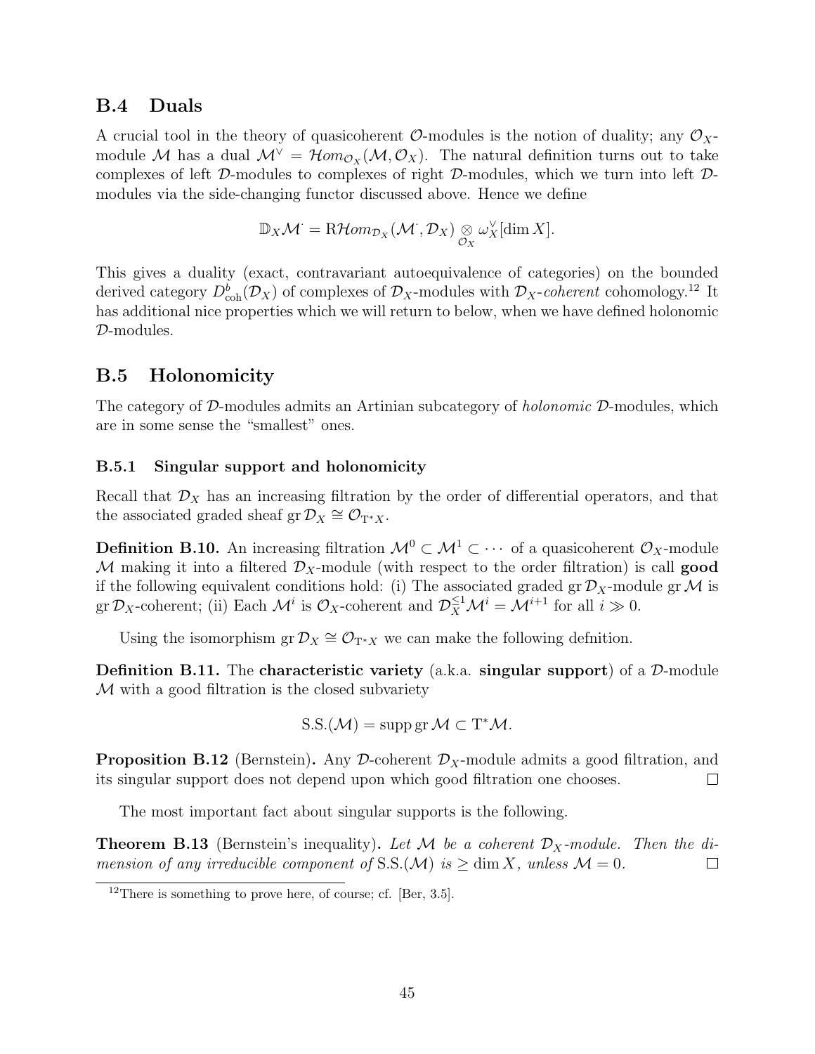## B.4 Duals

A crucial tool in the theory of quasicoherent $\mathcal{O}$-modules is the notion of duality; any $\mathcal{O}_X$-module $\mathcal{M}$ has a dual $\mathcal{M}^\vee = \mathcal{H}om_{\mathcal{O}_X}(\mathcal{M}, \mathcal{O}_X)$. The natural definition turns out to take complexes of left $\mathcal{D}$-modules to complexes of right $\mathcal{D}$-modules, which we turn into left $\mathcal{D}$-modules via the side-changing functor discussed above. Hence we define

$$\mathbb{D}_X \mathcal{M}^{\cdot} = \mathrm{R}\mathcal{H}om_{\mathcal{D}_X}(\mathcal{M}^{\cdot}, \mathcal{D}_X) \underset{\mathcal{O}_X}{\otimes} \omega_X^\vee[\dim X].$$

This gives a duality (exact, contravariant autoequivalence of categories) on the bounded derived category $D^b_{\mathrm{coh}}(\mathcal{D}_X)$ of complexes of $\mathcal{D}_X$-modules with $\mathcal{D}_X$-*coherent* cohomology.[12] It has additional nice properties which we will return to below, when we have defined holonomic $\mathcal{D}$-modules.

## B.5 Holonomicity

The category of $\mathcal{D}$-modules admits an Artinian subcategory of *holonomic* $\mathcal{D}$-modules, which are in some sense the "smallest" ones.

### B.5.1 Singular support and holonomicity

Recall that $\mathcal{D}_X$ has an increasing filtration by the order of differential operators, and that the associated graded sheaf $\mathrm{gr}\,\mathcal{D}_X \cong \mathcal{O}_{\mathrm{T}^*X}$.

**Definition B.10.** An increasing filtration $\mathcal{M}^0 \subset \mathcal{M}^1 \subset \cdots$ of a quasicoherent $\mathcal{O}_X$-module $\mathcal{M}$ making it into a filtered $\mathcal{D}_X$-module (with respect to the order filtration) is call **good** if the following equivalent conditions hold: (i) The associated graded $\mathrm{gr}\,\mathcal{D}_X$-module $\mathrm{gr}\,\mathcal{M}$ is $\mathrm{gr}\,\mathcal{D}_X$-coherent; (ii) Each $\mathcal{M}^i$ is $\mathcal{O}_X$-coherent and $\mathcal{D}_X^{\leq 1}\mathcal{M}^i = \mathcal{M}^{i+1}$ for all $i \gg 0$.

Using the isomorphism $\mathrm{gr}\,\mathcal{D}_X \cong \mathcal{O}_{\mathrm{T}^*X}$ we can make the following defnition.

**Definition B.11.** The **characteristic variety** (a.k.a. **singular support**) of a $\mathcal{D}$-module $\mathcal{M}$ with a good filtration is the closed subvariety

$$\mathrm{S.S.}(\mathcal{M}) = \mathrm{supp}\,\mathrm{gr}\,\mathcal{M} \subset \mathrm{T}^*\mathcal{M}.$$

**Proposition B.12** (Bernstein)**.** Any $\mathcal{D}$-coherent $\mathcal{D}_X$-module admits a good filtration, and its singular support does not depend upon which good filtration one chooses. □

The most important fact about singular supports is the following.

**Theorem B.13** (Bernstein's inequality)**.** *Let $\mathcal{M}$ be a coherent $\mathcal{D}_X$-module. Then the dimension of any irreducible component of* $\mathrm{S.S.}(\mathcal{M})$ *is* $\geq \dim X$*, unless* $\mathcal{M} = 0$. □

[12] There is something to prove here, of course; cf. [Ber, 3.5].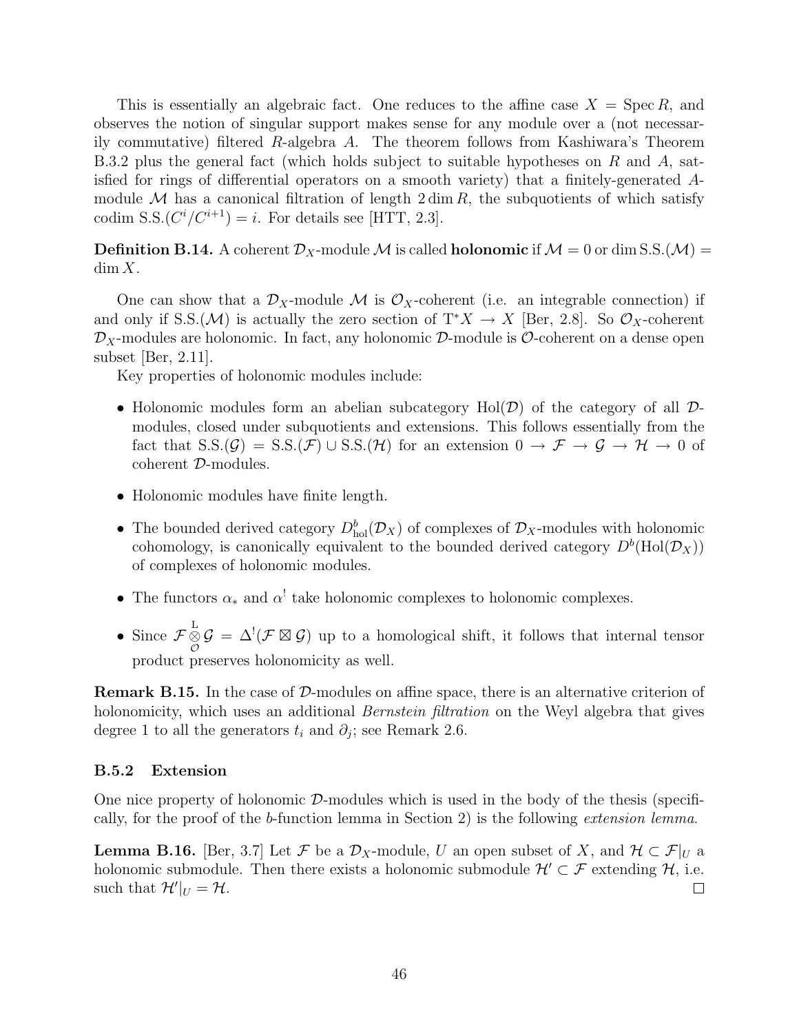This is essentially an algebraic fact. One reduces to the affine case $X = \operatorname{Spec} R$, and observes the notion of singular support makes sense for any module over a (not necessarily commutative) filtered $R$-algebra $A$. The theorem follows from Kashiwara's Theorem B.3.2 plus the general fact (which holds subject to suitable hypotheses on $R$ and $A$, satisfied for rings of differential operators on a smooth variety) that a finitely-generated $A$-module $\mathcal{M}$ has a canonical filtration of length $2 \dim R$, the subquotients of which satisfy $\operatorname{codim} \mathrm{S.S.}(C^i/C^{i+1}) = i$. For details see [HTT, 2.3].

**Definition B.14.** A coherent $\mathcal{D}_X$-module $\mathcal{M}$ is called **holonomic** if $\mathcal{M} = 0$ or $\dim \mathrm{S.S.}(\mathcal{M}) = \dim X$.

One can show that a $\mathcal{D}_X$-module $\mathcal{M}$ is $\mathcal{O}_X$-coherent (i.e. an integrable connection) if and only if $\mathrm{S.S.}(\mathcal{M})$ is actually the zero section of $\mathrm{T}^*X \to X$ [Ber, 2.8]. So $\mathcal{O}_X$-coherent $\mathcal{D}_X$-modules are holonomic. In fact, any holonomic $\mathcal{D}$-module is $\mathcal{O}$-coherent on a dense open subset [Ber, 2.11].

Key properties of holonomic modules include:

- Holonomic modules form an abelian subcategory $\mathrm{Hol}(\mathcal{D})$ of the category of all $\mathcal{D}$-modules, closed under subquotients and extensions. This follows essentially from the fact that $\mathrm{S.S.}(\mathcal{G}) = \mathrm{S.S.}(\mathcal{F}) \cup \mathrm{S.S.}(\mathcal{H})$ for an extension $0 \to \mathcal{F} \to \mathcal{G} \to \mathcal{H} \to 0$ of coherent $\mathcal{D}$-modules.
- Holonomic modules have finite length.
- The bounded derived category $D^b_{\mathrm{hol}}(\mathcal{D}_X)$ of complexes of $\mathcal{D}_X$-modules with holonomic cohomology, is canonically equivalent to the bounded derived category $D^b(\mathrm{Hol}(\mathcal{D}_X))$ of complexes of holonomic modules.
- The functors $\alpha_*$ and $\alpha^!$ take holonomic complexes to holonomic complexes.
- Since $\mathcal{F} \overset{\mathrm{L}}{\underset{\mathcal{O}}{\otimes}} \mathcal{G} = \Delta^!(\mathcal{F} \boxtimes \mathcal{G})$ up to a homological shift, it follows that internal tensor product preserves holonomicity as well.

**Remark B.15.** In the case of $\mathcal{D}$-modules on affine space, there is an alternative criterion of holonomicity, which uses an additional *Bernstein filtration* on the Weyl algebra that gives degree 1 to all the generators $t_i$ and $\partial_j$; see Remark 2.6.

### B.5.2 Extension

One nice property of holonomic $\mathcal{D}$-modules which is used in the body of the thesis (specifically, for the proof of the $b$-function lemma in Section 2) is the following *extension lemma*.

**Lemma B.16.** [Ber, 3.7] Let $\mathcal{F}$ be a $\mathcal{D}_X$-module, $U$ an open subset of $X$, and $\mathcal{H} \subset \mathcal{F}|_U$ a holonomic submodule. Then there exists a holonomic submodule $\mathcal{H}' \subset \mathcal{F}$ extending $\mathcal{H}$, i.e. such that $\mathcal{H}'|_U = \mathcal{H}$. □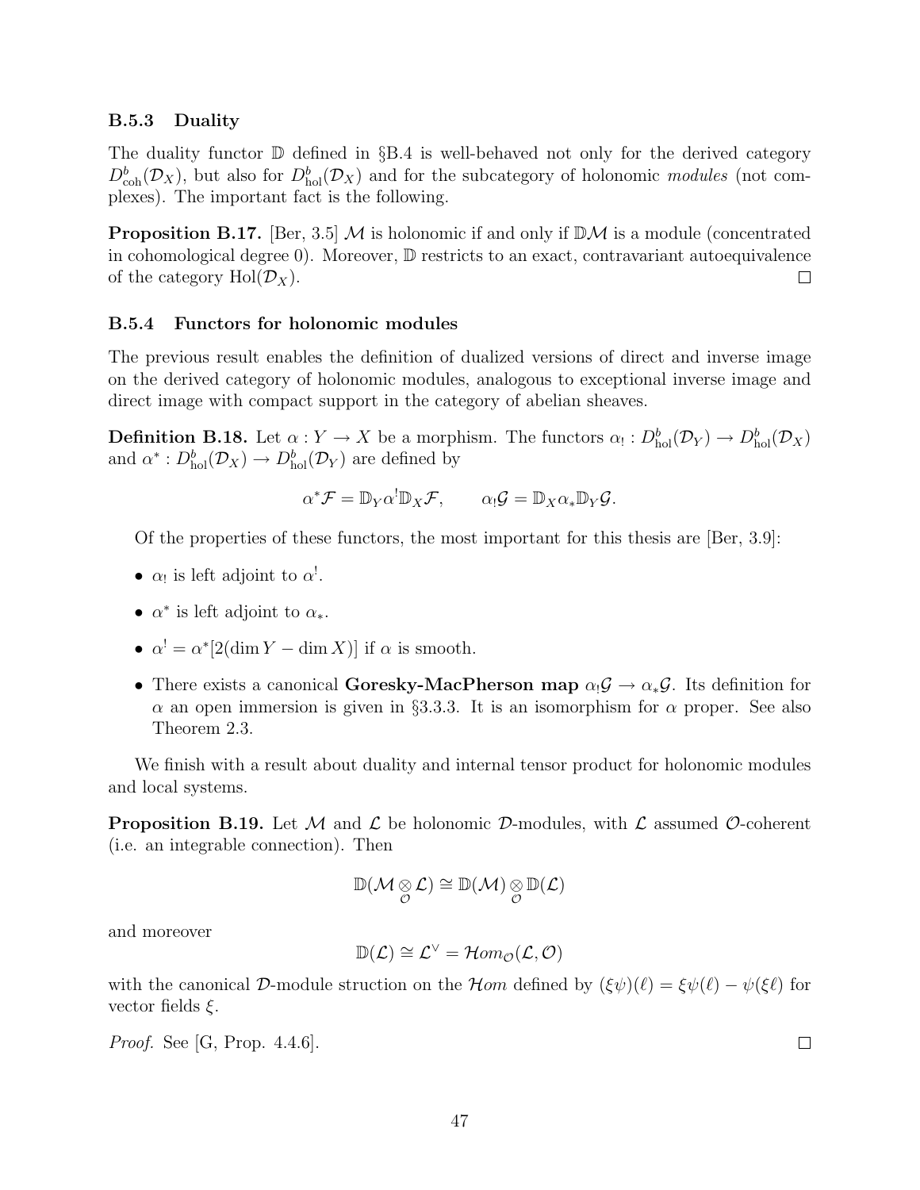### B.5.3 Duality

The duality functor $\mathbb{D}$ defined in §B.4 is well-behaved not only for the derived category $D^b_{\mathrm{coh}}(\mathcal{D}_X)$, but also for $D^b_{\mathrm{hol}}(\mathcal{D}_X)$ and for the subcategory of holonomic *modules* (not complexes). The important fact is the following.

**Proposition B.17.** [Ber, 3.5] $\mathcal{M}$ is holonomic if and only if $\mathbb{D}\mathcal{M}$ is a module (concentrated in cohomological degree 0). Moreover, $\mathbb{D}$ restricts to an exact, contravariant autoequivalence of the category $\mathrm{Hol}(\mathcal{D}_X)$. □

### B.5.4 Functors for holonomic modules

The previous result enables the definition of dualized versions of direct and inverse image on the derived category of holonomic modules, analogous to exceptional inverse image and direct image with compact support in the category of abelian sheaves.

**Definition B.18.** Let $\alpha : Y \to X$ be a morphism. The functors $\alpha_! : D^b_{\mathrm{hol}}(\mathcal{D}_Y) \to D^b_{\mathrm{hol}}(\mathcal{D}_X)$ and $\alpha^* : D^b_{\mathrm{hol}}(\mathcal{D}_X) \to D^b_{\mathrm{hol}}(\mathcal{D}_Y)$ are defined by

$$\alpha^*\mathcal{F} = \mathbb{D}_Y\alpha^!\mathbb{D}_X\mathcal{F}, \qquad \alpha_!\mathcal{G} = \mathbb{D}_X\alpha_*\mathbb{D}_Y\mathcal{G}.$$

Of the properties of these functors, the most important for this thesis are [Ber, 3.9]:

- $\alpha_!$ is left adjoint to $\alpha^!$.
- $\alpha^*$ is left adjoint to $\alpha_*$.
- $\alpha^! = \alpha^*[2(\dim Y - \dim X)]$ if $\alpha$ is smooth.
- There exists a canonical **Goresky-MacPherson map** $\alpha_!\mathcal{G} \to \alpha_*\mathcal{G}$. Its definition for $\alpha$ an open immersion is given in §3.3.3. It is an isomorphism for $\alpha$ proper. See also Theorem 2.3.

We finish with a result about duality and internal tensor product for holonomic modules and local systems.

**Proposition B.19.** Let $\mathcal{M}$ and $\mathcal{L}$ be holonomic $\mathcal{D}$-modules, with $\mathcal{L}$ assumed $\mathcal{O}$-coherent (i.e. an integrable connection). Then

$$\mathbb{D}(\mathcal{M} \underset{\mathcal{O}}{\otimes} \mathcal{L}) \cong \mathbb{D}(\mathcal{M}) \underset{\mathcal{O}}{\otimes} \mathbb{D}(\mathcal{L})$$

and moreover

$$\mathbb{D}(\mathcal{L}) \cong \mathcal{L}^\vee = \mathcal{H}om_{\mathcal{O}}(\mathcal{L}, \mathcal{O})$$

with the canonical $\mathcal{D}$-module struction on the $\mathcal{H}om$ defined by $(\xi\psi)(\ell) = \xi\psi(\ell) - \psi(\xi\ell)$ for vector fields $\xi$.

*Proof.* See [G, Prop. 4.4.6]. □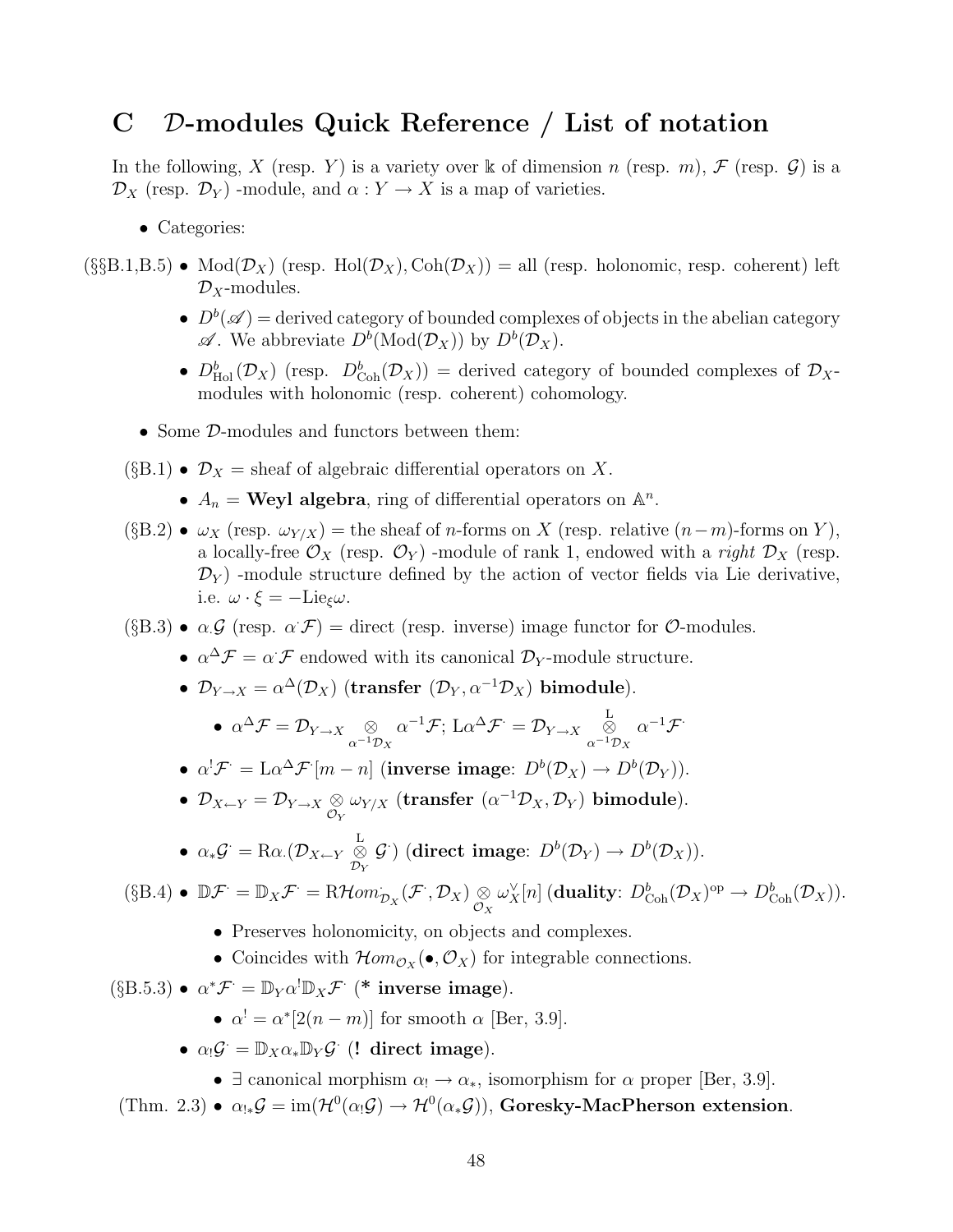# C $\mathcal{D}$-modules Quick Reference / List of notation

In the following, $X$ (resp. $Y$) is a variety over $\Bbbk$ of dimension $n$ (resp. $m$), $\mathcal{F}$ (resp. $\mathcal{G}$) is a $\mathcal{D}_X$ (resp. $\mathcal{D}_Y$) -module, and $\alpha : Y \to X$ is a map of varieties.

- Categories:

(§§B.1,B.5)
- $\mathrm{Mod}(\mathcal{D}_X)$ (resp. $\mathrm{Hol}(\mathcal{D}_X), \mathrm{Coh}(\mathcal{D}_X)$) = all (resp. holonomic, resp. coherent) left $\mathcal{D}_X$-modules.
  - $D^b(\mathscr{A})$ = derived category of bounded complexes of objects in the abelian category $\mathscr{A}$. We abbreviate $D^b(\mathrm{Mod}(\mathcal{D}_X))$ by $D^b(\mathcal{D}_X)$.
  - $D^b_{\mathrm{Hol}}(\mathcal{D}_X)$ (resp. $D^b_{\mathrm{Coh}}(\mathcal{D}_X)$) = derived category of bounded complexes of $\mathcal{D}_X$-modules with holonomic (resp. coherent) cohomology.

- Some $\mathcal{D}$-modules and functors between them:

(§B.1)
- $\mathcal{D}_X$ = sheaf of algebraic differential operators on $X$.
  - $A_n$ = **Weyl algebra**, ring of differential operators on $\mathbb{A}^n$.

(§B.2)
- $\omega_X$ (resp. $\omega_{Y/X}$) = the sheaf of $n$-forms on $X$ (resp. relative $(n-m)$-forms on $Y$), a locally-free $\mathcal{O}_X$ (resp. $\mathcal{O}_Y$) -module of rank 1, endowed with a *right* $\mathcal{D}_X$ (resp. $\mathcal{D}_Y$) -module structure defined by the action of vector fields via Lie derivative, i.e. $\omega \cdot \xi = -\mathrm{Lie}_\xi \omega$.

(§B.3)
- $\alpha_\cdot \mathcal{G}$ (resp. $\alpha^\cdot \mathcal{F}$) = direct (resp. inverse) image functor for $\mathcal{O}$-modules.
  - $\alpha^\Delta \mathcal{F} = \alpha^\cdot \mathcal{F}$ endowed with its canonical $\mathcal{D}_Y$-module structure.
  - $\mathcal{D}_{Y\to X} = \alpha^\Delta(\mathcal{D}_X)$ (**transfer** $(\mathcal{D}_Y, \alpha^{-1}\mathcal{D}_X)$ **bimodule**).
    - $\alpha^\Delta \mathcal{F} = \mathcal{D}_{Y\to X} \underset{\alpha^{-1}\mathcal{D}_X}{\otimes} \alpha^{-1}\mathcal{F}$; $\mathrm{L}\alpha^\Delta \mathcal{F}^\cdot = \mathcal{D}_{Y\to X} \overset{\mathrm{L}}{\underset{\alpha^{-1}\mathcal{D}_X}{\otimes}} \alpha^{-1}\mathcal{F}^\cdot$
  - $\alpha^! \mathcal{F}^\cdot = \mathrm{L}\alpha^\Delta \mathcal{F}^\cdot[m-n]$ (**inverse image**: $D^b(\mathcal{D}_X) \to D^b(\mathcal{D}_Y)$).
  - $\mathcal{D}_{X\leftarrow Y} = \mathcal{D}_{Y\to X} \underset{\mathcal{O}_Y}{\otimes} \omega_{Y/X}$ (**transfer** $(\alpha^{-1}\mathcal{D}_X, \mathcal{D}_Y)$ **bimodule**).
  - $\alpha_* \mathcal{G}^\cdot = \mathrm{R}\alpha_\cdot(\mathcal{D}_{X\leftarrow Y} \overset{\mathrm{L}}{\underset{\mathcal{D}_Y}{\otimes}} \mathcal{G}^\cdot)$ (**direct image**: $D^b(\mathcal{D}_Y) \to D^b(\mathcal{D}_X)$).

(§B.4)
- $\mathbb{D}\mathcal{F}^\cdot = \mathbb{D}_X \mathcal{F}^\cdot = \mathrm{R}\mathcal{H}om^\cdot_{\mathcal{D}_X}(\mathcal{F}^\cdot, \mathcal{D}_X) \underset{\mathcal{O}_X}{\otimes} \omega_X^\vee[n]$ (**duality**: $D^b_{\mathrm{Coh}}(\mathcal{D}_X)^{\mathrm{op}} \to D^b_{\mathrm{Coh}}(\mathcal{D}_X)$).
  - Preserves holonomicity, on objects and complexes.
  - Coincides with $\mathcal{H}om_{\mathcal{O}_X}(\bullet, \mathcal{O}_X)$ for integrable connections.

(§B.5.3)
- $\alpha^* \mathcal{F}^\cdot = \mathbb{D}_Y \alpha^! \mathbb{D}_X \mathcal{F}^\cdot$ (**\* inverse image**).
  - $\alpha^! = \alpha^*[2(n-m)]$ for smooth $\alpha$ [Ber, 3.9].
- $\alpha_! \mathcal{G}^\cdot = \mathbb{D}_X \alpha_* \mathbb{D}_Y \mathcal{G}^\cdot$ (**! direct image**).
  - $\exists$ canonical morphism $\alpha_! \to \alpha_*$, isomorphism for $\alpha$ proper [Ber, 3.9].

(Thm. 2.3)
- $\alpha_{!*}\mathcal{G} = \mathrm{im}(\mathcal{H}^0(\alpha_! \mathcal{G}) \to \mathcal{H}^0(\alpha_* \mathcal{G}))$, **Goresky-MacPherson extension**.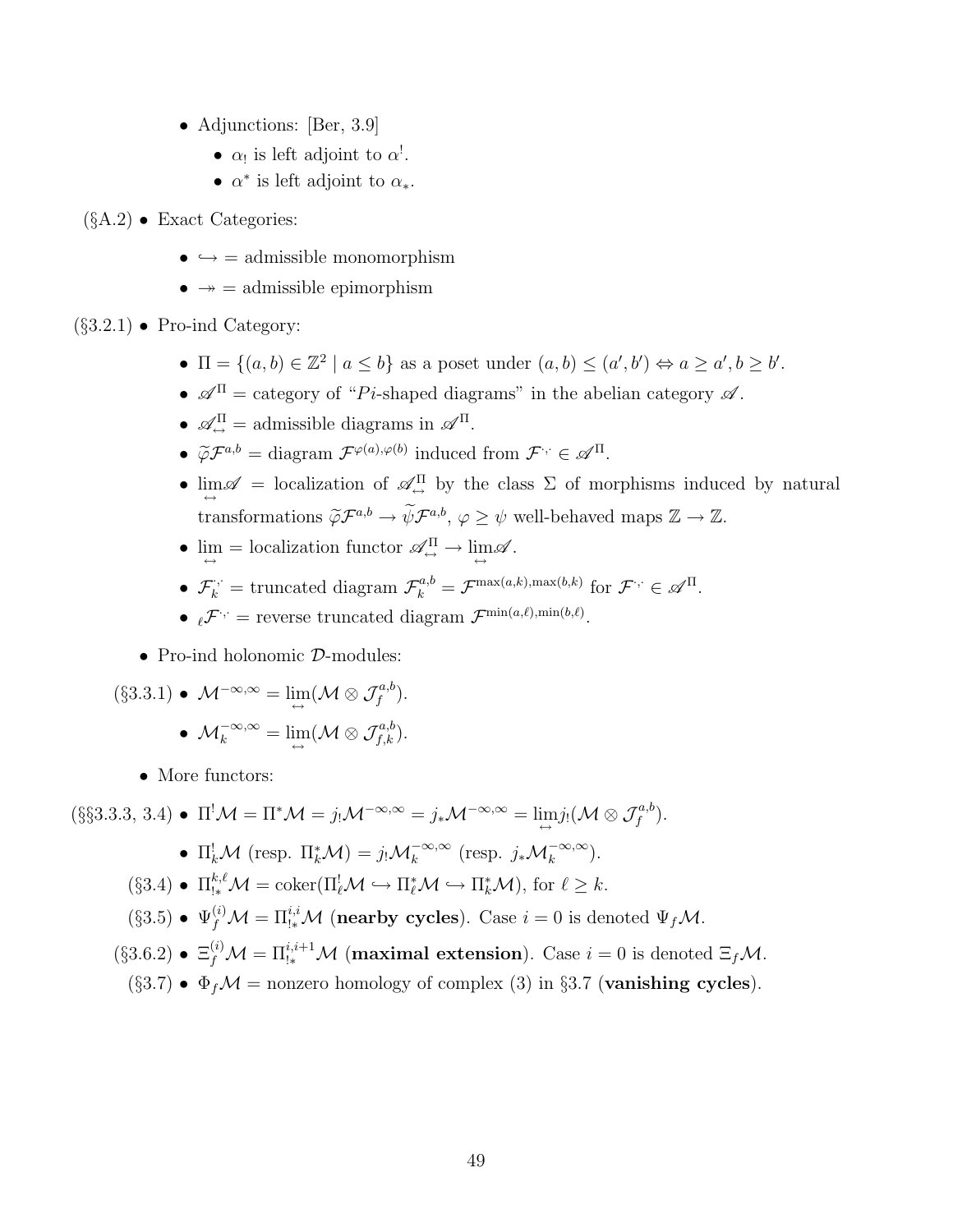- Adjunctions: [Ber, 3.9]
  - $\alpha_!$ is left adjoint to $\alpha^!$.
  - $\alpha^*$ is left adjoint to $\alpha_*$.

(§A.2) • Exact Categories:

  - $\hookrightarrow$ = admissible monomorphism
  - $\twoheadrightarrow$ = admissible epimorphism

(§3.2.1) • Pro-ind Category:

  - $\Pi = \{(a,b) \in \mathbb{Z}^2 \mid a \leq b\}$ as a poset under $(a,b) \leq (a',b') \Leftrightarrow a \geq a', b \geq b'$.
  - $\mathscr{A}^\Pi$ = category of "$Pi$-shaped diagrams" in the abelian category $\mathscr{A}$.
  - $\mathscr{A}^\Pi_\leftrightarrow$ = admissible diagrams in $\mathscr{A}^\Pi$.
  - $\widetilde{\varphi}\mathcal{F}^{a,b}$ = diagram $\mathcal{F}^{\varphi(a),\varphi(b)}$ induced from $\mathcal{F}^{\cdot,\cdot} \in \mathscr{A}^\Pi$.
  - $\underset{\leftrightarrow}{\lim}\mathscr{A}$ = localization of $\mathscr{A}^\Pi_\leftrightarrow$ by the class $\Sigma$ of morphisms induced by natural transformations $\widetilde{\varphi}\mathcal{F}^{a,b} \to \widetilde{\psi}\mathcal{F}^{a,b}$, $\varphi \geq \psi$ well-behaved maps $\mathbb{Z} \to \mathbb{Z}$.
  - $\underset{\leftrightarrow}{\lim}$ = localization functor $\mathscr{A}^\Pi_\leftrightarrow \to \underset{\leftrightarrow}{\lim}\mathscr{A}$.
  - $\mathcal{F}^{\cdot,\cdot}_k$ = truncated diagram $\mathcal{F}^{a,b}_k = \mathcal{F}^{\max(a,k),\max(b,k)}$ for $\mathcal{F}^{\cdot,\cdot} \in \mathscr{A}^\Pi$.
  - ${}_\ell\mathcal{F}^{\cdot,\cdot}$ = reverse truncated diagram $\mathcal{F}^{\min(a,\ell),\min(b,\ell)}$.

- Pro-ind holonomic $\mathcal{D}$-modules:

(§3.3.1) • $\mathcal{M}^{-\infty,\infty} = \underset{\leftrightarrow}{\lim}(\mathcal{M} \otimes \mathcal{J}^{a,b}_f)$.

  - $\mathcal{M}^{-\infty,\infty}_k = \underset{\leftrightarrow}{\lim}(\mathcal{M} \otimes \mathcal{J}^{a,b}_{f,k})$.

- More functors:

(§§3.3.3, 3.4) • $\Pi^!\mathcal{M} = \Pi^*\mathcal{M} = j_!\mathcal{M}^{-\infty,\infty} = j_*\mathcal{M}^{-\infty,\infty} = \underset{\leftrightarrow}{\lim} j_!(\mathcal{M} \otimes \mathcal{J}^{a,b}_f)$.

  - $\Pi^!_k\mathcal{M}$ (resp. $\Pi^*_k\mathcal{M}$) $= j_!\mathcal{M}^{-\infty,\infty}_k$ (resp. $j_*\mathcal{M}^{-\infty,\infty}_k$).

(§3.4) • $\Pi^{k,\ell}_{!*}\mathcal{M} = \operatorname{coker}(\Pi^!_\ell\mathcal{M} \hookrightarrow \Pi^*_\ell\mathcal{M} \hookrightarrow \Pi^*_k\mathcal{M})$, for $\ell \geq k$.

(§3.5) • $\Psi^{(i)}_f\mathcal{M} = \Pi^{i,i}_{!*}\mathcal{M}$ (**nearby cycles**). Case $i = 0$ is denoted $\Psi_f\mathcal{M}$.

(§3.6.2) • $\Xi^{(i)}_f\mathcal{M} = \Pi^{i,i+1}_{!*}\mathcal{M}$ (**maximal extension**). Case $i = 0$ is denoted $\Xi_f\mathcal{M}$.

(§3.7) • $\Phi_f\mathcal{M}$ = nonzero homology of complex (3) in §3.7 (**vanishing cycles**).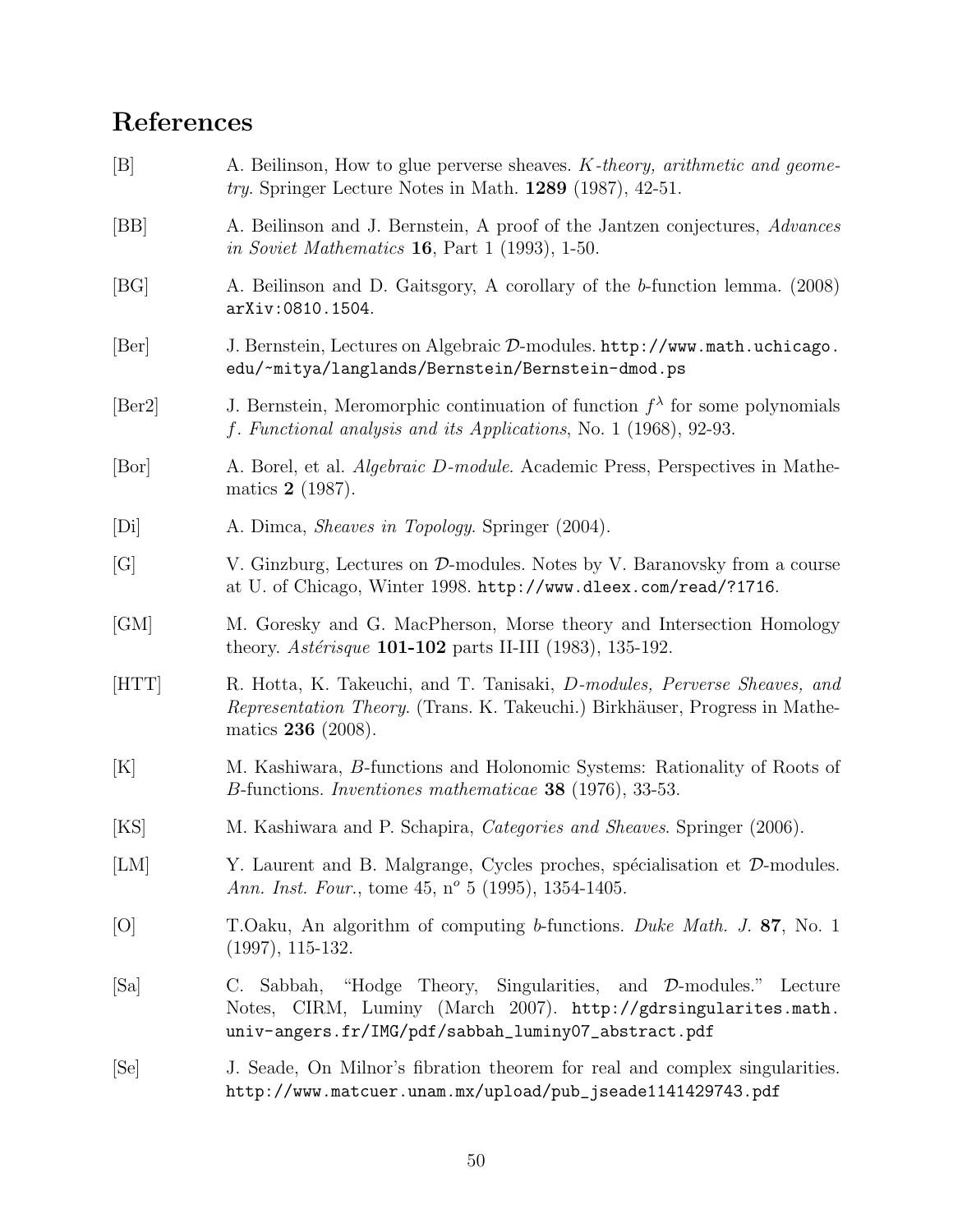# References

[B] A. Beilinson, How to glue perverse sheaves. *K-theory, arithmetic and geometry*. Springer Lecture Notes in Math. **1289** (1987), 42-51.

[BB] A. Beilinson and J. Bernstein, A proof of the Jantzen conjectures, *Advances in Soviet Mathematics* **16**, Part 1 (1993), 1-50.

[BG] A. Beilinson and D. Gaitsgory, A corollary of the $b$-function lemma. (2008) arXiv:0810.1504.

[Ber] J. Bernstein, Lectures on Algebraic $\mathcal{D}$-modules. http://www.math.uchicago.edu/~mitya/langlands/Bernstein/Bernstein-dmod.ps

[Ber2] J. Bernstein, Meromorphic continuation of function $f^\lambda$ for some polynomials $f$. *Functional analysis and its Applications*, No. 1 (1968), 92-93.

[Bor] A. Borel, et al. *Algebraic D-module*. Academic Press, Perspectives in Mathematics **2** (1987).

[Di] A. Dimca, *Sheaves in Topology*. Springer (2004).

[G] V. Ginzburg, Lectures on $\mathcal{D}$-modules. Notes by V. Baranovsky from a course at U. of Chicago, Winter 1998. http://www.dleex.com/read/?1716.

[GM] M. Goresky and G. MacPherson, Morse theory and Intersection Homology theory. *Astérisque* **101-102** parts II-III (1983), 135-192.

[HTT] R. Hotta, K. Takeuchi, and T. Tanisaki, *D-modules, Perverse Sheaves, and Representation Theory*. (Trans. K. Takeuchi.) Birkhäuser, Progress in Mathematics **236** (2008).

[K] M. Kashiwara, $B$-functions and Holonomic Systems: Rationality of Roots of $B$-functions. *Inventiones mathematicae* **38** (1976), 33-53.

[KS] M. Kashiwara and P. Schapira, *Categories and Sheaves*. Springer (2006).

[LM] Y. Laurent and B. Malgrange, Cycles proches, spécialisation et $\mathcal{D}$-modules. *Ann. Inst. Four.*, tome 45, n$^o$ 5 (1995), 1354-1405.

[O] T.Oaku, An algorithm of computing $b$-functions. *Duke Math. J.* **87**, No. 1 (1997), 115-132.

[Sa] C. Sabbah, "Hodge Theory, Singularities, and $\mathcal{D}$-modules." Lecture Notes, CIRM, Luminy (March 2007). http://gdrsingularites.math.univ-angers.fr/IMG/pdf/sabbah_luminy07_abstract.pdf

[Se] J. Seade, On Milnor's fibration theorem for real and complex singularities. http://www.matcuer.unam.mx/upload/pub_jseade1141429743.pdf